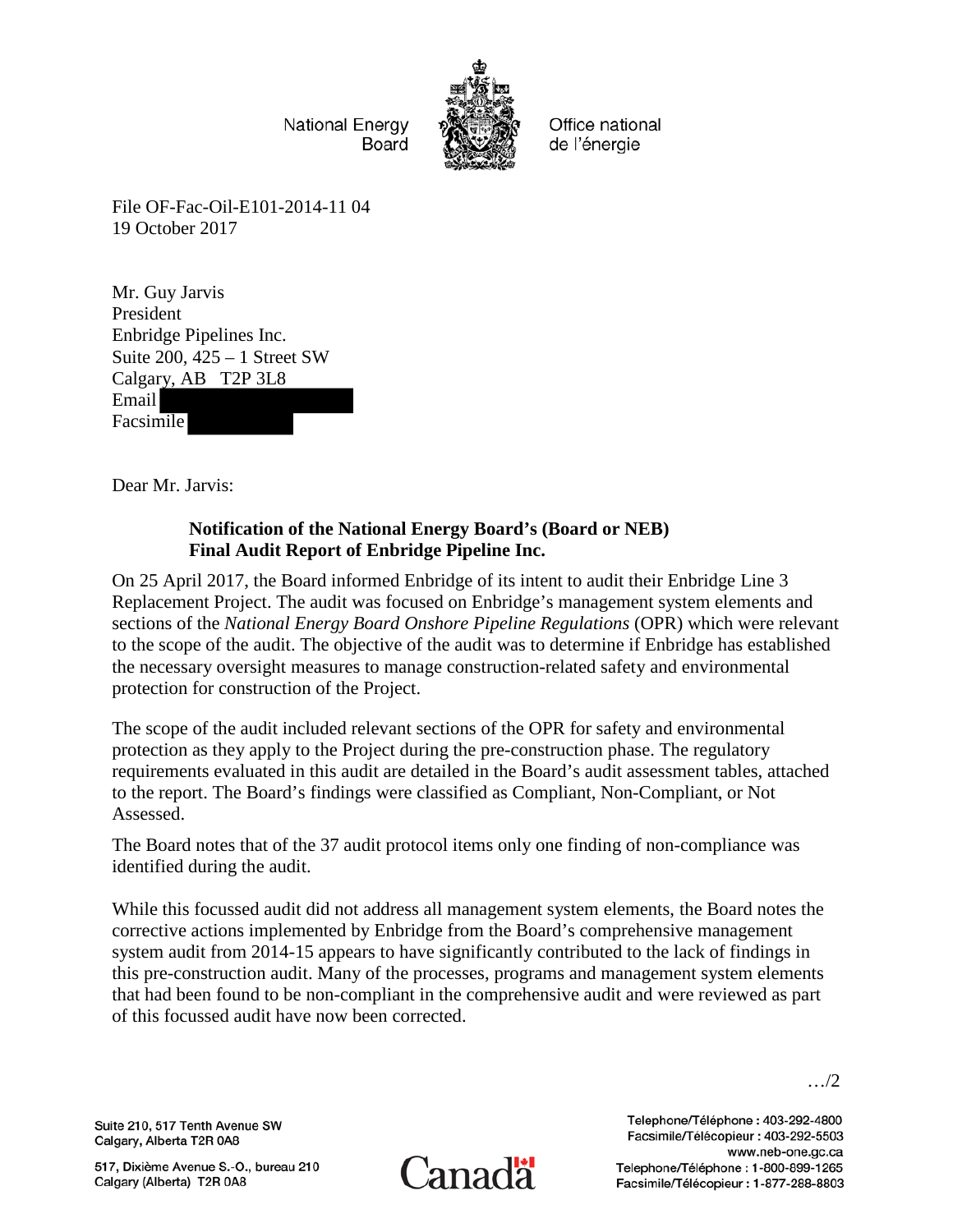National Energy Board

Office national de l'énergie

File OF-Fac-Oil-E101-2014-11 04
19 October 2017

Mr. Guy Jarvis
President
Enbridge Pipelines Inc.
Suite 200, 425 – 1 Street SW
Calgary, AB T2P 3L8
Email
Facsimile

Dear Mr. Jarvis:

**Notification of the National Energy Board's (Board or NEB) Final Audit Report of Enbridge Pipeline Inc.**

On 25 April 2017, the Board informed Enbridge of its intent to audit their Enbridge Line 3 Replacement Project. The audit was focused on Enbridge's management system elements and sections of the *National Energy Board Onshore Pipeline Regulations* (OPR) which were relevant to the scope of the audit. The objective of the audit was to determine if Enbridge has established the necessary oversight measures to manage construction-related safety and environmental protection for construction of the Project.

The scope of the audit included relevant sections of the OPR for safety and environmental protection as they apply to the Project during the pre-construction phase. The regulatory requirements evaluated in this audit are detailed in the Board's audit assessment tables, attached to the report. The Board's findings were classified as Compliant, Non-Compliant, or Not Assessed.

The Board notes that of the 37 audit protocol items only one finding of non-compliance was identified during the audit.

While this focussed audit did not address all management system elements, the Board notes the corrective actions implemented by Enbridge from the Board's comprehensive management system audit from 2014-15 appears to have significantly contributed to the lack of findings in this pre-construction audit. Many of the processes, programs and management system elements that had been found to be non-compliant in the comprehensive audit and were reviewed as part of this focussed audit have now been corrected.

…/2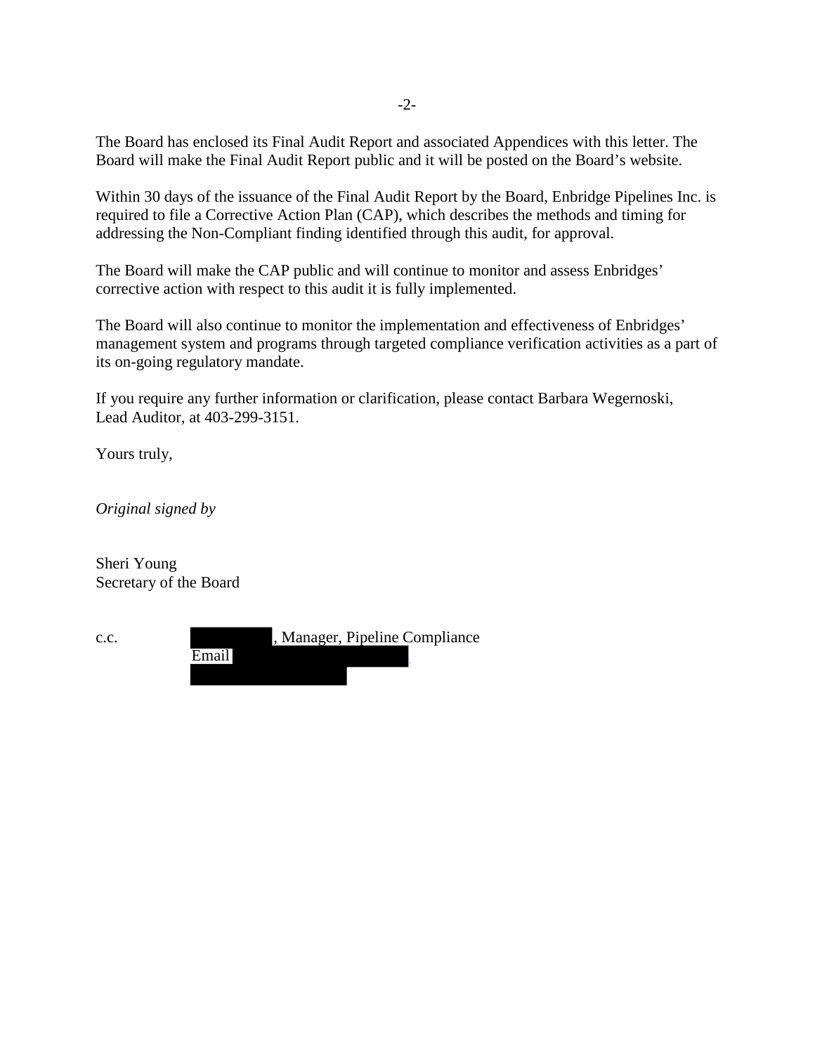The Board has enclosed its Final Audit Report and associated Appendices with this letter. The Board will make the Final Audit Report public and it will be posted on the Board's website.

Within 30 days of the issuance of the Final Audit Report by the Board, Enbridge Pipelines Inc. is required to file a Corrective Action Plan (CAP), which describes the methods and timing for addressing the Non-Compliant finding identified through this audit, for approval.

The Board will make the CAP public and will continue to monitor and assess Enbridges' corrective action with respect to this audit it is fully implemented.

The Board will also continue to monitor the implementation and effectiveness of Enbridges' management system and programs through targeted compliance verification activities as a part of its on-going regulatory mandate.

If you require any further information or clarification, please contact Barbara Wegernoski, Lead Auditor, at 403-299-3151.

Yours truly,

*Original signed by*

Sheri Young
Secretary of the Board

c.c. [redacted], Manager, Pipeline Compliance
Email [redacted]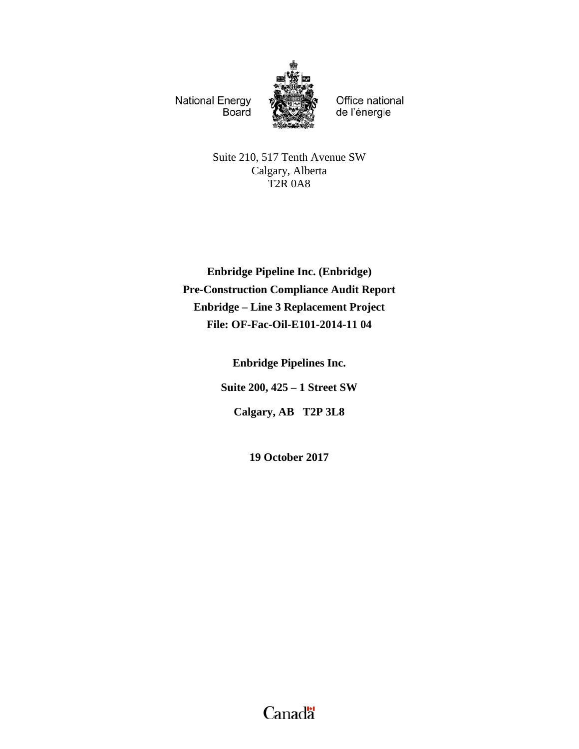National Energy Board

Office national de l'énergie

Suite 210, 517 Tenth Avenue SW
Calgary, Alberta
T2R 0A8

**Enbridge Pipeline Inc. (Enbridge)**
**Pre-Construction Compliance Audit Report**
**Enbridge – Line 3 Replacement Project**
**File: OF-Fac-Oil-E101-2014-11 04**

**Enbridge Pipelines Inc.**

**Suite 200, 425 – 1 Street SW**

**Calgary, AB T2P 3L8**

**19 October 2017**

Canada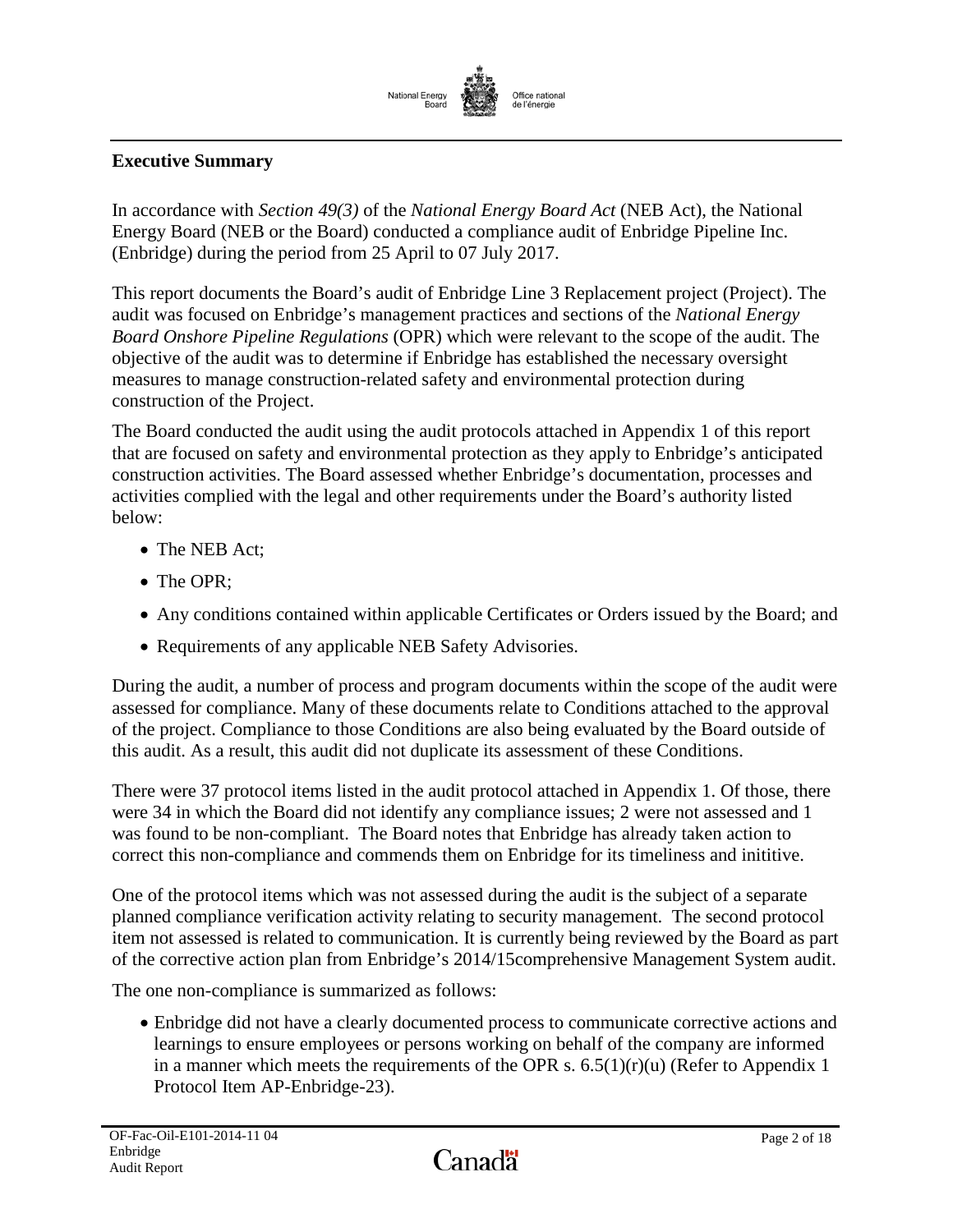## Executive Summary

In accordance with *Section 49(3)* of the *National Energy Board Act* (NEB Act), the National Energy Board (NEB or the Board) conducted a compliance audit of Enbridge Pipeline Inc. (Enbridge) during the period from 25 April to 07 July 2017.

This report documents the Board's audit of Enbridge Line 3 Replacement project (Project). The audit was focused on Enbridge's management practices and sections of the *National Energy Board Onshore Pipeline Regulations* (OPR) which were relevant to the scope of the audit. The objective of the audit was to determine if Enbridge has established the necessary oversight measures to manage construction-related safety and environmental protection during construction of the Project.

The Board conducted the audit using the audit protocols attached in Appendix 1 of this report that are focused on safety and environmental protection as they apply to Enbridge's anticipated construction activities. The Board assessed whether Enbridge's documentation, processes and activities complied with the legal and other requirements under the Board's authority listed below:

- The NEB Act;
- The OPR;
- Any conditions contained within applicable Certificates or Orders issued by the Board; and
- Requirements of any applicable NEB Safety Advisories.

During the audit, a number of process and program documents within the scope of the audit were assessed for compliance. Many of these documents relate to Conditions attached to the approval of the project. Compliance to those Conditions are also being evaluated by the Board outside of this audit. As a result, this audit did not duplicate its assessment of these Conditions.

There were 37 protocol items listed in the audit protocol attached in Appendix 1. Of those, there were 34 in which the Board did not identify any compliance issues; 2 were not assessed and 1 was found to be non-compliant. The Board notes that Enbridge has already taken action to correct this non-compliance and commends them on Enbridge for its timeliness and inititive.

One of the protocol items which was not assessed during the audit is the subject of a separate planned compliance verification activity relating to security management. The second protocol item not assessed is related to communication. It is currently being reviewed by the Board as part of the corrective action plan from Enbridge's 2014/15comprehensive Management System audit.

The one non-compliance is summarized as follows:

- Enbridge did not have a clearly documented process to communicate corrective actions and learnings to ensure employees or persons working on behalf of the company are informed in a manner which meets the requirements of the OPR s. 6.5(1)(r)(u) (Refer to Appendix 1 Protocol Item AP-Enbridge-23).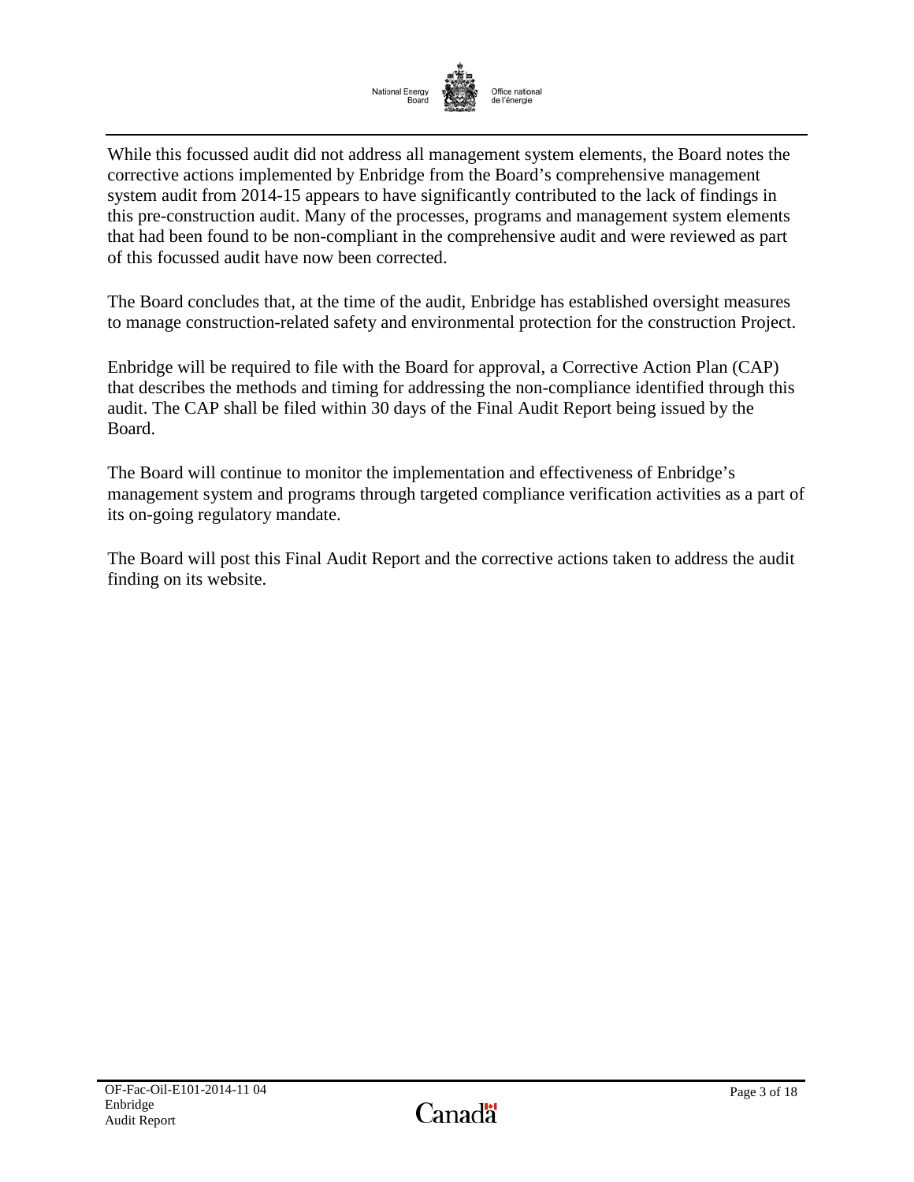While this focussed audit did not address all management system elements, the Board notes the corrective actions implemented by Enbridge from the Board's comprehensive management system audit from 2014-15 appears to have significantly contributed to the lack of findings in this pre-construction audit. Many of the processes, programs and management system elements that had been found to be non-compliant in the comprehensive audit and were reviewed as part of this focussed audit have now been corrected.

The Board concludes that, at the time of the audit, Enbridge has established oversight measures to manage construction-related safety and environmental protection for the construction Project.

Enbridge will be required to file with the Board for approval, a Corrective Action Plan (CAP) that describes the methods and timing for addressing the non-compliance identified through this audit. The CAP shall be filed within 30 days of the Final Audit Report being issued by the Board.

The Board will continue to monitor the implementation and effectiveness of Enbridge's management system and programs through targeted compliance verification activities as a part of its on-going regulatory mandate.

The Board will post this Final Audit Report and the corrective actions taken to address the audit finding on its website.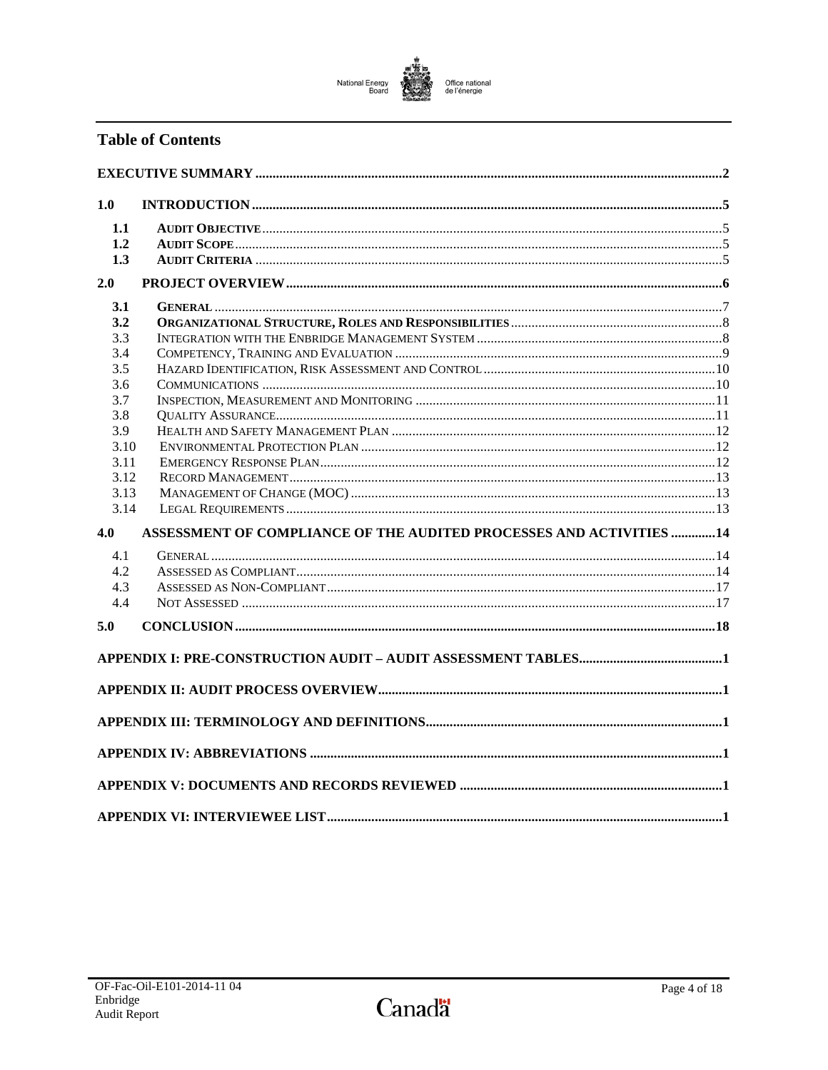## Table of Contents

| | | |
|---|---|---|
| **EXECUTIVE SUMMARY** | | **2** |
| **1.0** | **INTRODUCTION** | **5** |
| **1.1** | **AUDIT OBJECTIVE** | 5 |
| **1.2** | **AUDIT SCOPE** | 5 |
| **1.3** | **AUDIT CRITERIA** | 5 |
| **2.0** | **PROJECT OVERVIEW** | **6** |
| **3.1** | **GENERAL** | 7 |
| **3.2** | **ORGANIZATIONAL STRUCTURE, ROLES AND RESPONSIBILITIES** | 8 |
| 3.3 | INTEGRATION WITH THE ENBRIDGE MANAGEMENT SYSTEM | 8 |
| 3.4 | COMPETENCY, TRAINING AND EVALUATION | 9 |
| 3.5 | HAZARD IDENTIFICATION, RISK ASSESSMENT AND CONTROL | 10 |
| 3.6 | COMMUNICATIONS | 10 |
| 3.7 | INSPECTION, MEASUREMENT AND MONITORING | 11 |
| 3.8 | QUALITY ASSURANCE | 11 |
| 3.9 | HEALTH AND SAFETY MANAGEMENT PLAN | 12 |
| 3.10 | ENVIRONMENTAL PROTECTION PLAN | 12 |
| 3.11 | EMERGENCY RESPONSE PLAN | 12 |
| 3.12 | RECORD MANAGEMENT | 13 |
| 3.13 | MANAGEMENT OF CHANGE (MOC) | 13 |
| 3.14 | LEGAL REQUIREMENTS | 13 |
| **4.0** | **ASSESSMENT OF COMPLIANCE OF THE AUDITED PROCESSES AND ACTIVITIES** | **14** |
| 4.1 | GENERAL | 14 |
| 4.2 | ASSESSED AS COMPLIANT | 14 |
| 4.3 | ASSESSED AS NON-COMPLIANT | 17 |
| 4.4 | NOT ASSESSED | 17 |
| **5.0** | **CONCLUSION** | **18** |
| **APPENDIX I: PRE-CONSTRUCTION AUDIT – AUDIT ASSESSMENT TABLES** | | **1** |
| **APPENDIX II: AUDIT PROCESS OVERVIEW** | | **1** |
| **APPENDIX III: TERMINOLOGY AND DEFINITIONS** | | **1** |
| **APPENDIX IV: ABBREVIATIONS** | | **1** |
| **APPENDIX V: DOCUMENTS AND RECORDS REVIEWED** | | **1** |
| **APPENDIX VI: INTERVIEWEE LIST** | | **1** |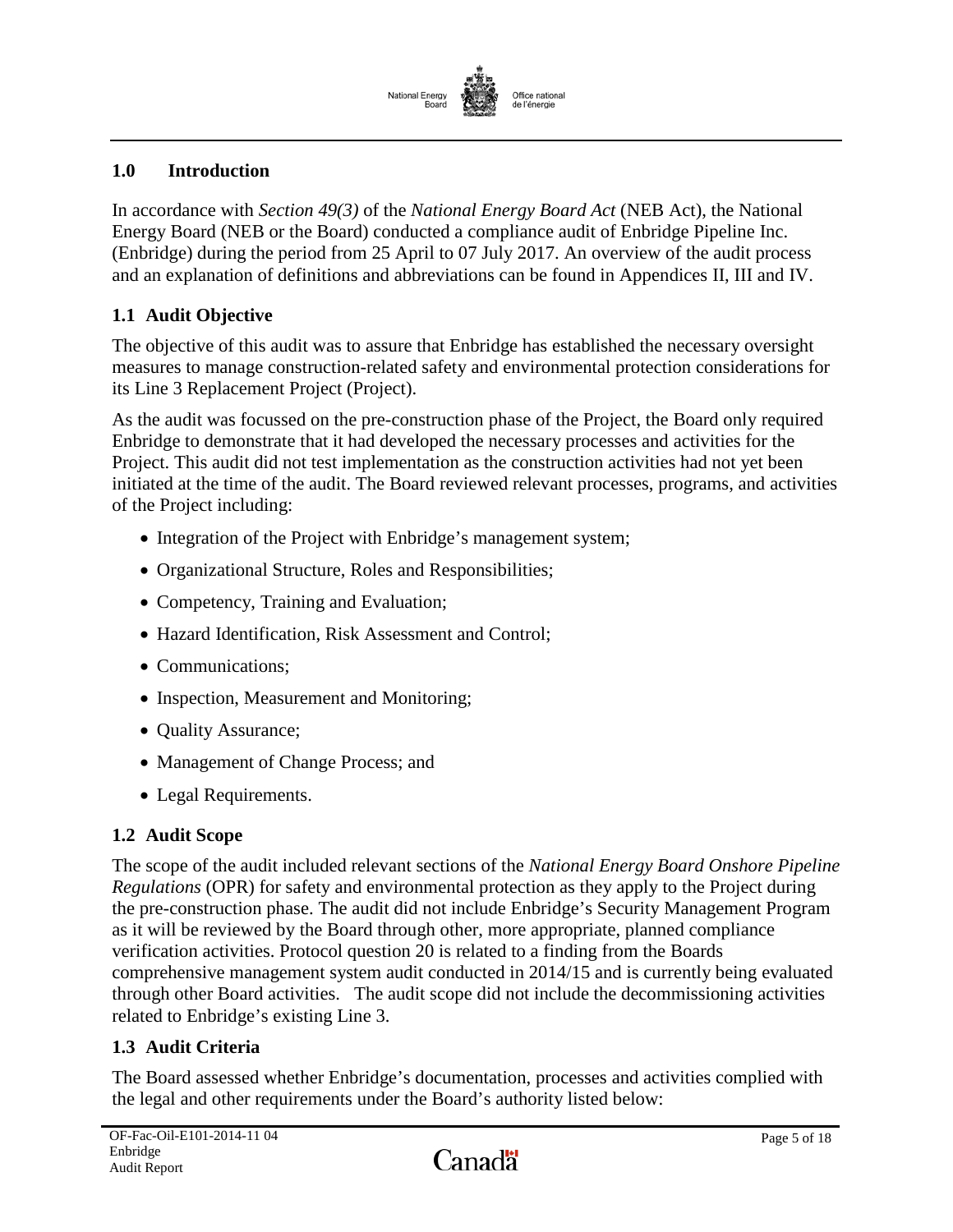## 1.0 Introduction

In accordance with *Section 49(3)* of the *National Energy Board Act* (NEB Act), the National Energy Board (NEB or the Board) conducted a compliance audit of Enbridge Pipeline Inc. (Enbridge) during the period from 25 April to 07 July 2017. An overview of the audit process and an explanation of definitions and abbreviations can be found in Appendices II, III and IV.

### 1.1 Audit Objective

The objective of this audit was to assure that Enbridge has established the necessary oversight measures to manage construction-related safety and environmental protection considerations for its Line 3 Replacement Project (Project).

As the audit was focussed on the pre-construction phase of the Project, the Board only required Enbridge to demonstrate that it had developed the necessary processes and activities for the Project. This audit did not test implementation as the construction activities had not yet been initiated at the time of the audit. The Board reviewed relevant processes, programs, and activities of the Project including:

- Integration of the Project with Enbridge's management system;
- Organizational Structure, Roles and Responsibilities;
- Competency, Training and Evaluation;
- Hazard Identification, Risk Assessment and Control;
- Communications;
- Inspection, Measurement and Monitoring;
- Quality Assurance;
- Management of Change Process; and
- Legal Requirements.

### 1.2 Audit Scope

The scope of the audit included relevant sections of the *National Energy Board Onshore Pipeline Regulations* (OPR) for safety and environmental protection as they apply to the Project during the pre-construction phase. The audit did not include Enbridge's Security Management Program as it will be reviewed by the Board through other, more appropriate, planned compliance verification activities. Protocol question 20 is related to a finding from the Boards comprehensive management system audit conducted in 2014/15 and is currently being evaluated through other Board activities. The audit scope did not include the decommissioning activities related to Enbridge's existing Line 3.

### 1.3 Audit Criteria

The Board assessed whether Enbridge's documentation, processes and activities complied with the legal and other requirements under the Board's authority listed below: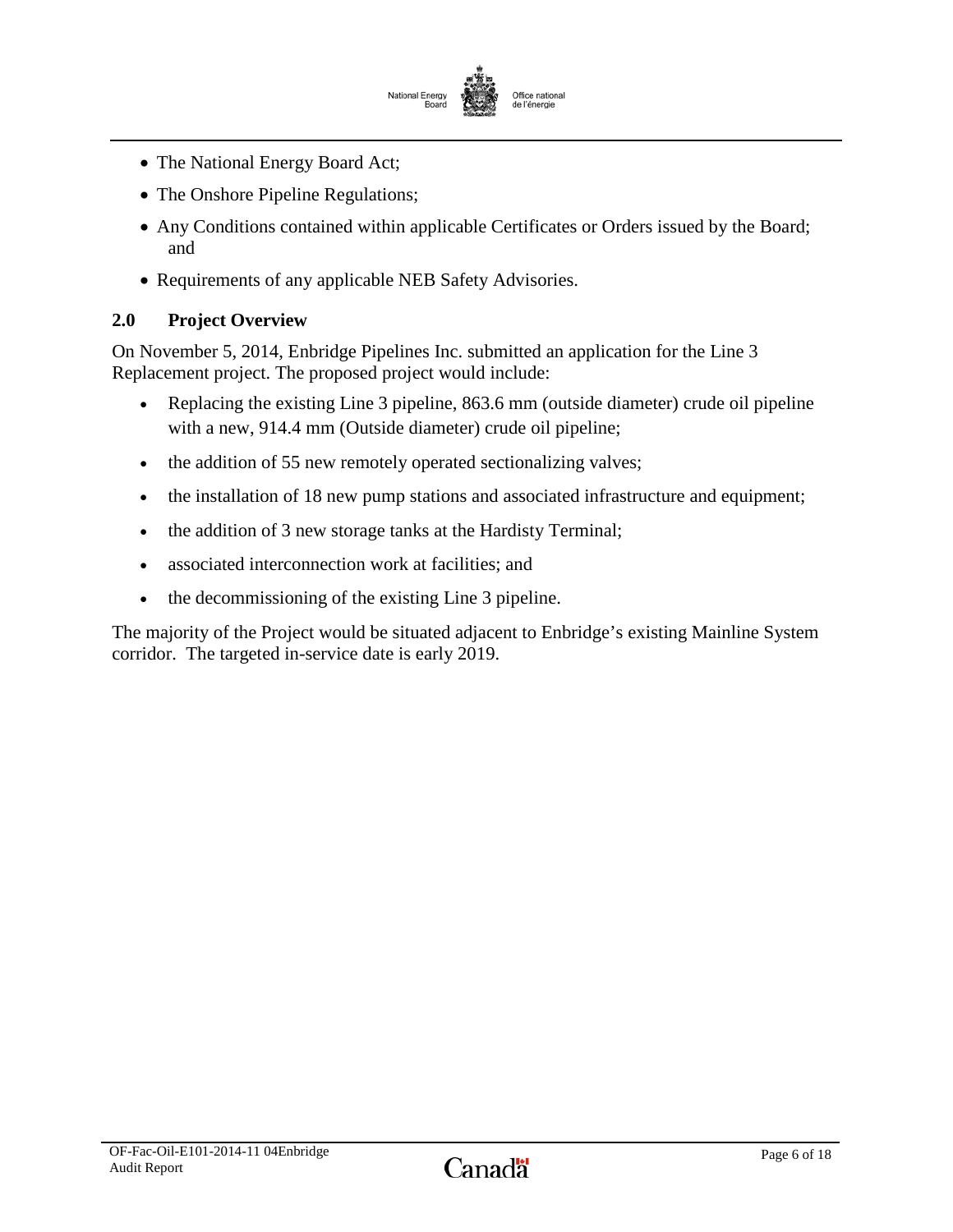- The National Energy Board Act;
- The Onshore Pipeline Regulations;
- Any Conditions contained within applicable Certificates or Orders issued by the Board; and
- Requirements of any applicable NEB Safety Advisories.

## 2.0 Project Overview

On November 5, 2014, Enbridge Pipelines Inc. submitted an application for the Line 3 Replacement project. The proposed project would include:

- Replacing the existing Line 3 pipeline, 863.6 mm (outside diameter) crude oil pipeline with a new, 914.4 mm (Outside diameter) crude oil pipeline;
- the addition of 55 new remotely operated sectionalizing valves;
- the installation of 18 new pump stations and associated infrastructure and equipment;
- the addition of 3 new storage tanks at the Hardisty Terminal;
- associated interconnection work at facilities; and
- the decommissioning of the existing Line 3 pipeline.

The majority of the Project would be situated adjacent to Enbridge's existing Mainline System corridor. The targeted in-service date is early 2019.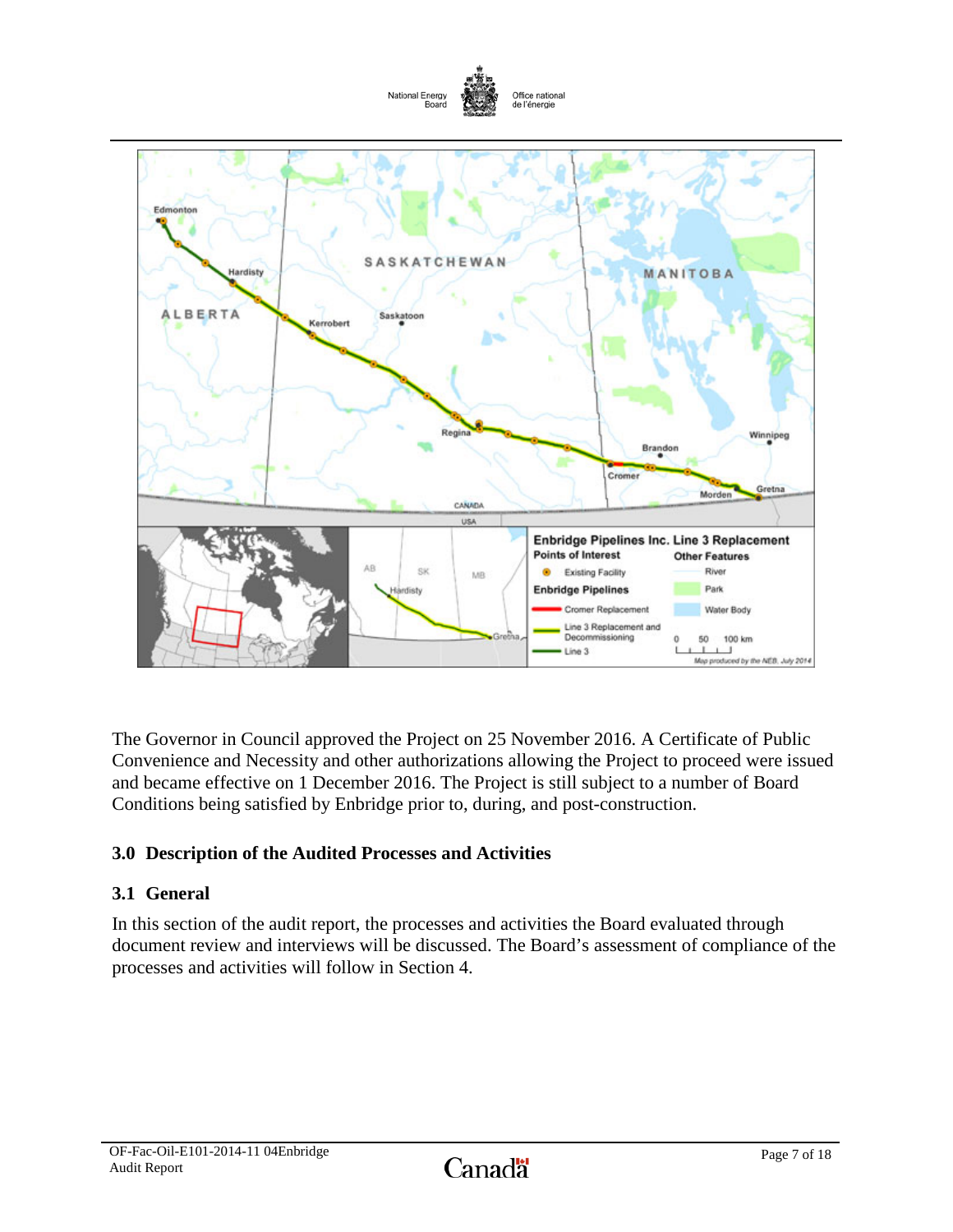The Governor in Council approved the Project on 25 November 2016. A Certificate of Public Convenience and Necessity and other authorizations allowing the Project to proceed were issued and became effective on 1 December 2016. The Project is still subject to a number of Board Conditions being satisfied by Enbridge prior to, during, and post-construction.

## 3.0 Description of the Audited Processes and Activities

### 3.1 General

In this section of the audit report, the processes and activities the Board evaluated through document review and interviews will be discussed. The Board's assessment of compliance of the processes and activities will follow in Section 4.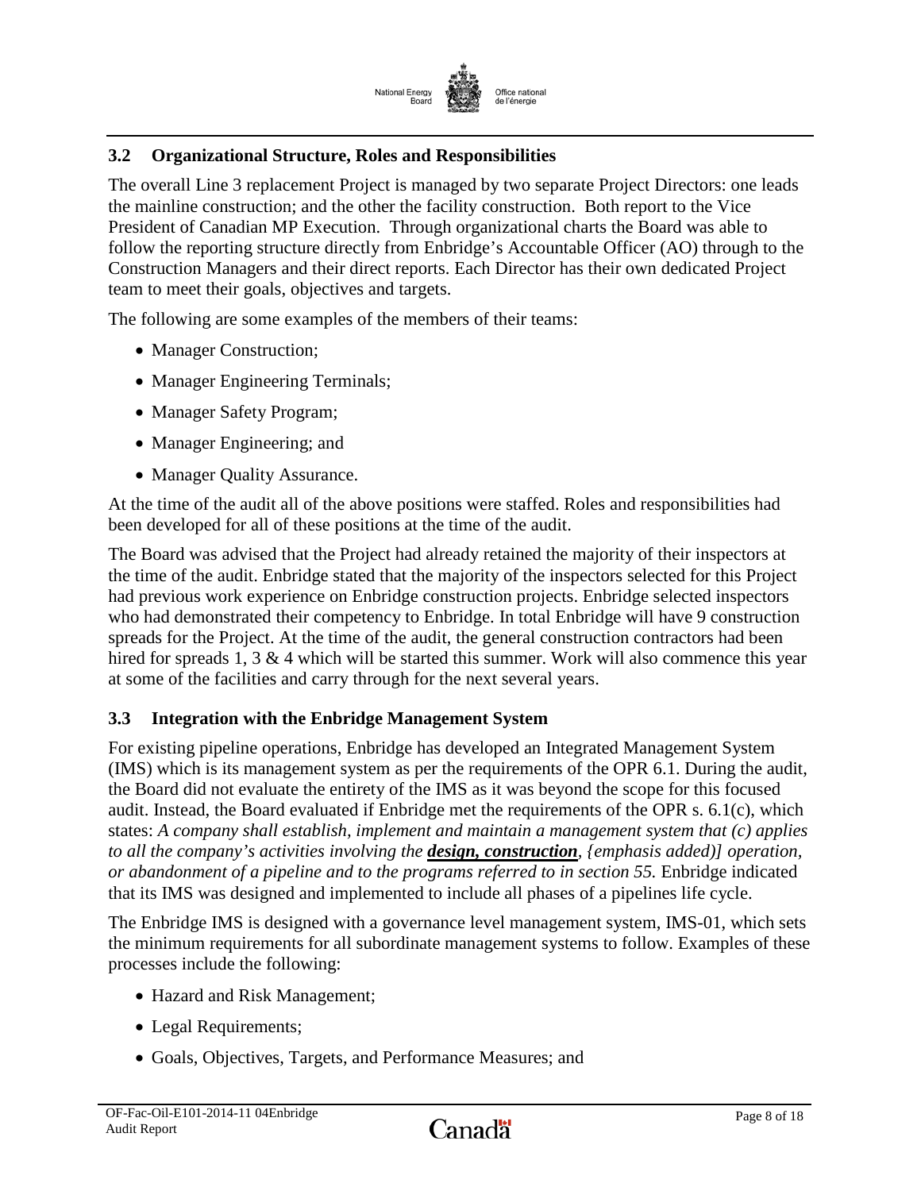### 3.2 Organizational Structure, Roles and Responsibilities

The overall Line 3 replacement Project is managed by two separate Project Directors: one leads the mainline construction; and the other the facility construction. Both report to the Vice President of Canadian MP Execution. Through organizational charts the Board was able to follow the reporting structure directly from Enbridge's Accountable Officer (AO) through to the Construction Managers and their direct reports. Each Director has their own dedicated Project team to meet their goals, objectives and targets.

The following are some examples of the members of their teams:

- Manager Construction;
- Manager Engineering Terminals;
- Manager Safety Program;
- Manager Engineering; and
- Manager Quality Assurance.

At the time of the audit all of the above positions were staffed. Roles and responsibilities had been developed for all of these positions at the time of the audit.

The Board was advised that the Project had already retained the majority of their inspectors at the time of the audit. Enbridge stated that the majority of the inspectors selected for this Project had previous work experience on Enbridge construction projects. Enbridge selected inspectors who had demonstrated their competency to Enbridge. In total Enbridge will have 9 construction spreads for the Project. At the time of the audit, the general construction contractors had been hired for spreads 1, 3 & 4 which will be started this summer. Work will also commence this year at some of the facilities and carry through for the next several years.

### 3.3 Integration with the Enbridge Management System

For existing pipeline operations, Enbridge has developed an Integrated Management System (IMS) which is its management system as per the requirements of the OPR 6.1. During the audit, the Board did not evaluate the entirety of the IMS as it was beyond the scope for this focused audit. Instead, the Board evaluated if Enbridge met the requirements of the OPR s. 6.1(c), which states: *A company shall establish, implement and maintain a management system that (c) applies to all the company's activities involving the* ***design, construction****, {emphasis added)] operation, or abandonment of a pipeline and to the programs referred to in section 55.* Enbridge indicated that its IMS was designed and implemented to include all phases of a pipelines life cycle.

The Enbridge IMS is designed with a governance level management system, IMS-01, which sets the minimum requirements for all subordinate management systems to follow. Examples of these processes include the following:

- Hazard and Risk Management;
- Legal Requirements;
- Goals, Objectives, Targets, and Performance Measures; and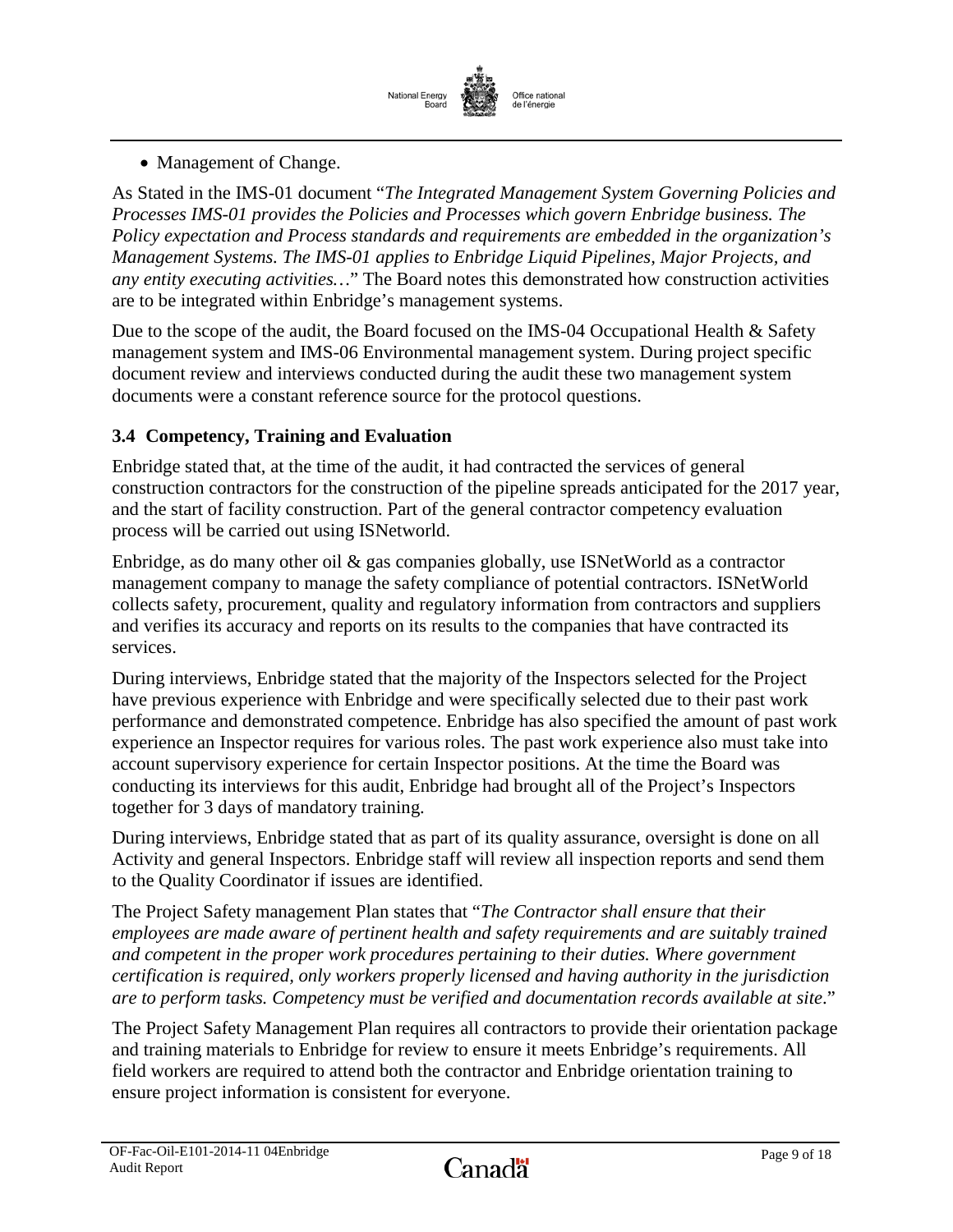- Management of Change.

As Stated in the IMS-01 document "*The Integrated Management System Governing Policies and Processes IMS-01 provides the Policies and Processes which govern Enbridge business. The Policy expectation and Process standards and requirements are embedded in the organization's Management Systems. The IMS-01 applies to Enbridge Liquid Pipelines, Major Projects, and any entity executing activities…*" The Board notes this demonstrated how construction activities are to be integrated within Enbridge's management systems.

Due to the scope of the audit, the Board focused on the IMS-04 Occupational Health & Safety management system and IMS-06 Environmental management system. During project specific document review and interviews conducted during the audit these two management system documents were a constant reference source for the protocol questions.

### 3.4 Competency, Training and Evaluation

Enbridge stated that, at the time of the audit, it had contracted the services of general construction contractors for the construction of the pipeline spreads anticipated for the 2017 year, and the start of facility construction. Part of the general contractor competency evaluation process will be carried out using ISNetworld.

Enbridge, as do many other oil & gas companies globally, use ISNetWorld as a contractor management company to manage the safety compliance of potential contractors. ISNetWorld collects safety, procurement, quality and regulatory information from contractors and suppliers and verifies its accuracy and reports on its results to the companies that have contracted its services.

During interviews, Enbridge stated that the majority of the Inspectors selected for the Project have previous experience with Enbridge and were specifically selected due to their past work performance and demonstrated competence. Enbridge has also specified the amount of past work experience an Inspector requires for various roles. The past work experience also must take into account supervisory experience for certain Inspector positions. At the time the Board was conducting its interviews for this audit, Enbridge had brought all of the Project's Inspectors together for 3 days of mandatory training.

During interviews, Enbridge stated that as part of its quality assurance, oversight is done on all Activity and general Inspectors. Enbridge staff will review all inspection reports and send them to the Quality Coordinator if issues are identified.

The Project Safety management Plan states that "*The Contractor shall ensure that their employees are made aware of pertinent health and safety requirements and are suitably trained and competent in the proper work procedures pertaining to their duties. Where government certification is required, only workers properly licensed and having authority in the jurisdiction are to perform tasks. Competency must be verified and documentation records available at site*."

The Project Safety Management Plan requires all contractors to provide their orientation package and training materials to Enbridge for review to ensure it meets Enbridge's requirements. All field workers are required to attend both the contractor and Enbridge orientation training to ensure project information is consistent for everyone.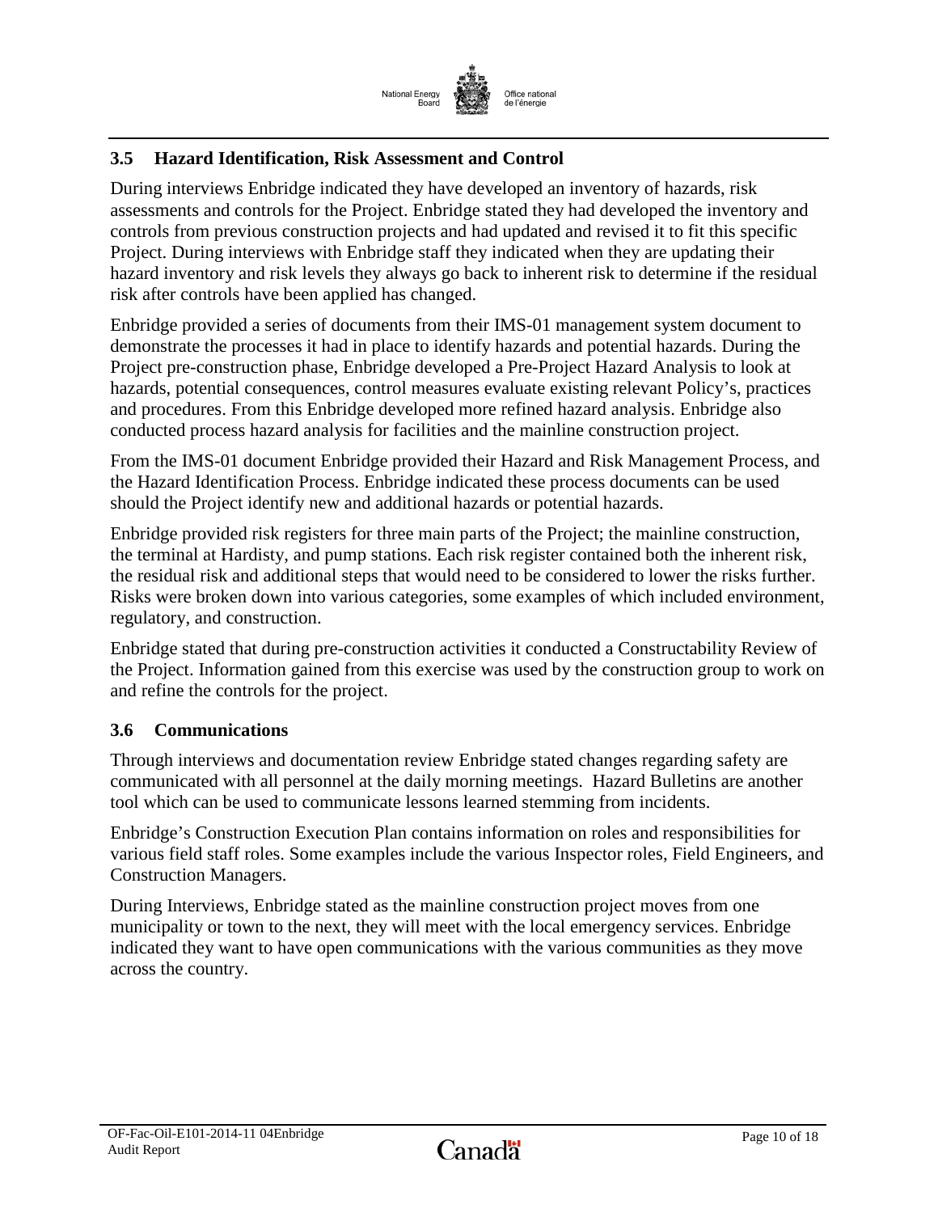### 3.5 Hazard Identification, Risk Assessment and Control

During interviews Enbridge indicated they have developed an inventory of hazards, risk assessments and controls for the Project. Enbridge stated they had developed the inventory and controls from previous construction projects and had updated and revised it to fit this specific Project. During interviews with Enbridge staff they indicated when they are updating their hazard inventory and risk levels they always go back to inherent risk to determine if the residual risk after controls have been applied has changed.

Enbridge provided a series of documents from their IMS-01 management system document to demonstrate the processes it had in place to identify hazards and potential hazards. During the Project pre-construction phase, Enbridge developed a Pre-Project Hazard Analysis to look at hazards, potential consequences, control measures evaluate existing relevant Policy's, practices and procedures. From this Enbridge developed more refined hazard analysis. Enbridge also conducted process hazard analysis for facilities and the mainline construction project.

From the IMS-01 document Enbridge provided their Hazard and Risk Management Process, and the Hazard Identification Process. Enbridge indicated these process documents can be used should the Project identify new and additional hazards or potential hazards.

Enbridge provided risk registers for three main parts of the Project; the mainline construction, the terminal at Hardisty, and pump stations. Each risk register contained both the inherent risk, the residual risk and additional steps that would need to be considered to lower the risks further. Risks were broken down into various categories, some examples of which included environment, regulatory, and construction.

Enbridge stated that during pre-construction activities it conducted a Constructability Review of the Project. Information gained from this exercise was used by the construction group to work on and refine the controls for the project.

### 3.6 Communications

Through interviews and documentation review Enbridge stated changes regarding safety are communicated with all personnel at the daily morning meetings. Hazard Bulletins are another tool which can be used to communicate lessons learned stemming from incidents.

Enbridge's Construction Execution Plan contains information on roles and responsibilities for various field staff roles. Some examples include the various Inspector roles, Field Engineers, and Construction Managers.

During Interviews, Enbridge stated as the mainline construction project moves from one municipality or town to the next, they will meet with the local emergency services. Enbridge indicated they want to have open communications with the various communities as they move across the country.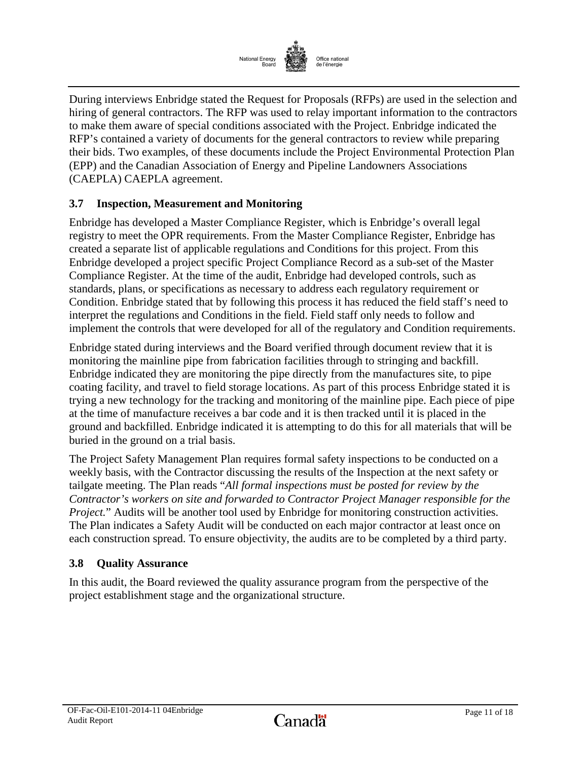During interviews Enbridge stated the Request for Proposals (RFPs) are used in the selection and hiring of general contractors. The RFP was used to relay important information to the contractors to make them aware of special conditions associated with the Project. Enbridge indicated the RFP's contained a variety of documents for the general contractors to review while preparing their bids. Two examples, of these documents include the Project Environmental Protection Plan (EPP) and the Canadian Association of Energy and Pipeline Landowners Associations (CAEPLA) CAEPLA agreement.

### 3.7 Inspection, Measurement and Monitoring

Enbridge has developed a Master Compliance Register, which is Enbridge's overall legal registry to meet the OPR requirements. From the Master Compliance Register, Enbridge has created a separate list of applicable regulations and Conditions for this project. From this Enbridge developed a project specific Project Compliance Record as a sub-set of the Master Compliance Register. At the time of the audit, Enbridge had developed controls, such as standards, plans, or specifications as necessary to address each regulatory requirement or Condition. Enbridge stated that by following this process it has reduced the field staff's need to interpret the regulations and Conditions in the field. Field staff only needs to follow and implement the controls that were developed for all of the regulatory and Condition requirements.

Enbridge stated during interviews and the Board verified through document review that it is monitoring the mainline pipe from fabrication facilities through to stringing and backfill. Enbridge indicated they are monitoring the pipe directly from the manufactures site, to pipe coating facility, and travel to field storage locations. As part of this process Enbridge stated it is trying a new technology for the tracking and monitoring of the mainline pipe. Each piece of pipe at the time of manufacture receives a bar code and it is then tracked until it is placed in the ground and backfilled. Enbridge indicated it is attempting to do this for all materials that will be buried in the ground on a trial basis.

The Project Safety Management Plan requires formal safety inspections to be conducted on a weekly basis, with the Contractor discussing the results of the Inspection at the next safety or tailgate meeting. The Plan reads "*All formal inspections must be posted for review by the Contractor's workers on site and forwarded to Contractor Project Manager responsible for the Project.*" Audits will be another tool used by Enbridge for monitoring construction activities. The Plan indicates a Safety Audit will be conducted on each major contractor at least once on each construction spread. To ensure objectivity, the audits are to be completed by a third party.

### 3.8 Quality Assurance

In this audit, the Board reviewed the quality assurance program from the perspective of the project establishment stage and the organizational structure.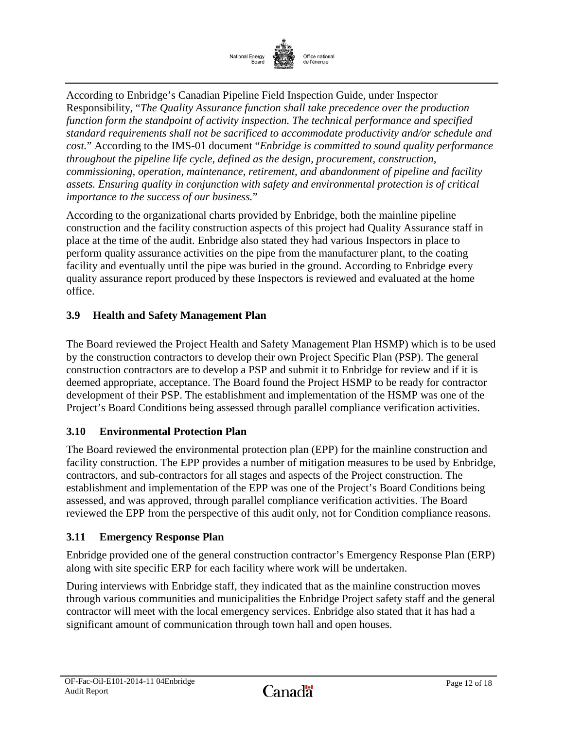According to Enbridge's Canadian Pipeline Field Inspection Guide, under Inspector Responsibility, "*The Quality Assurance function shall take precedence over the production function form the standpoint of activity inspection. The technical performance and specified standard requirements shall not be sacrificed to accommodate productivity and/or schedule and cost.*" According to the IMS-01 document "*Enbridge is committed to sound quality performance throughout the pipeline life cycle, defined as the design, procurement, construction, commissioning, operation, maintenance, retirement, and abandonment of pipeline and facility assets. Ensuring quality in conjunction with safety and environmental protection is of critical importance to the success of our business.*"

According to the organizational charts provided by Enbridge, both the mainline pipeline construction and the facility construction aspects of this project had Quality Assurance staff in place at the time of the audit. Enbridge also stated they had various Inspectors in place to perform quality assurance activities on the pipe from the manufacturer plant, to the coating facility and eventually until the pipe was buried in the ground. According to Enbridge every quality assurance report produced by these Inspectors is reviewed and evaluated at the home office.

### 3.9 Health and Safety Management Plan

The Board reviewed the Project Health and Safety Management Plan HSMP) which is to be used by the construction contractors to develop their own Project Specific Plan (PSP). The general construction contractors are to develop a PSP and submit it to Enbridge for review and if it is deemed appropriate, acceptance. The Board found the Project HSMP to be ready for contractor development of their PSP. The establishment and implementation of the HSMP was one of the Project's Board Conditions being assessed through parallel compliance verification activities.

### 3.10 Environmental Protection Plan

The Board reviewed the environmental protection plan (EPP) for the mainline construction and facility construction. The EPP provides a number of mitigation measures to be used by Enbridge, contractors, and sub-contractors for all stages and aspects of the Project construction. The establishment and implementation of the EPP was one of the Project's Board Conditions being assessed, and was approved, through parallel compliance verification activities. The Board reviewed the EPP from the perspective of this audit only, not for Condition compliance reasons.

### 3.11 Emergency Response Plan

Enbridge provided one of the general construction contractor's Emergency Response Plan (ERP) along with site specific ERP for each facility where work will be undertaken.

During interviews with Enbridge staff, they indicated that as the mainline construction moves through various communities and municipalities the Enbridge Project safety staff and the general contractor will meet with the local emergency services. Enbridge also stated that it has had a significant amount of communication through town hall and open houses.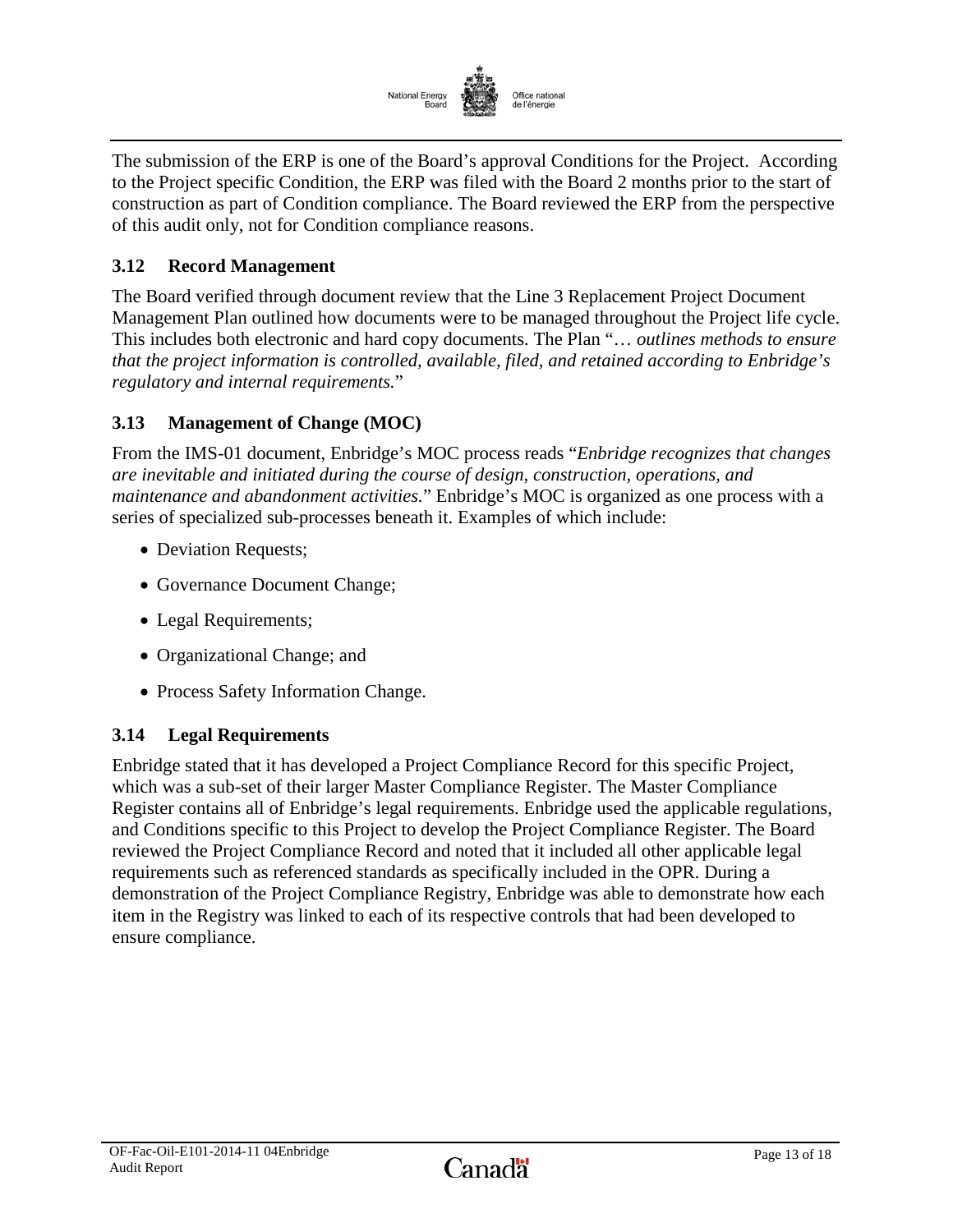The submission of the ERP is one of the Board's approval Conditions for the Project. According to the Project specific Condition, the ERP was filed with the Board 2 months prior to the start of construction as part of Condition compliance. The Board reviewed the ERP from the perspective of this audit only, not for Condition compliance reasons.

### 3.12 Record Management

The Board verified through document review that the Line 3 Replacement Project Document Management Plan outlined how documents were to be managed throughout the Project life cycle. This includes both electronic and hard copy documents. The Plan "… *outlines methods to ensure that the project information is controlled, available, filed, and retained according to Enbridge's regulatory and internal requirements.*"

### 3.13 Management of Change (MOC)

From the IMS-01 document, Enbridge's MOC process reads "*Enbridge recognizes that changes are inevitable and initiated during the course of design, construction, operations, and maintenance and abandonment activities.*" Enbridge's MOC is organized as one process with a series of specialized sub-processes beneath it. Examples of which include:

- Deviation Requests;
- Governance Document Change;
- Legal Requirements;
- Organizational Change; and
- Process Safety Information Change.

### 3.14 Legal Requirements

Enbridge stated that it has developed a Project Compliance Record for this specific Project, which was a sub-set of their larger Master Compliance Register. The Master Compliance Register contains all of Enbridge's legal requirements. Enbridge used the applicable regulations, and Conditions specific to this Project to develop the Project Compliance Register. The Board reviewed the Project Compliance Record and noted that it included all other applicable legal requirements such as referenced standards as specifically included in the OPR. During a demonstration of the Project Compliance Registry, Enbridge was able to demonstrate how each item in the Registry was linked to each of its respective controls that had been developed to ensure compliance.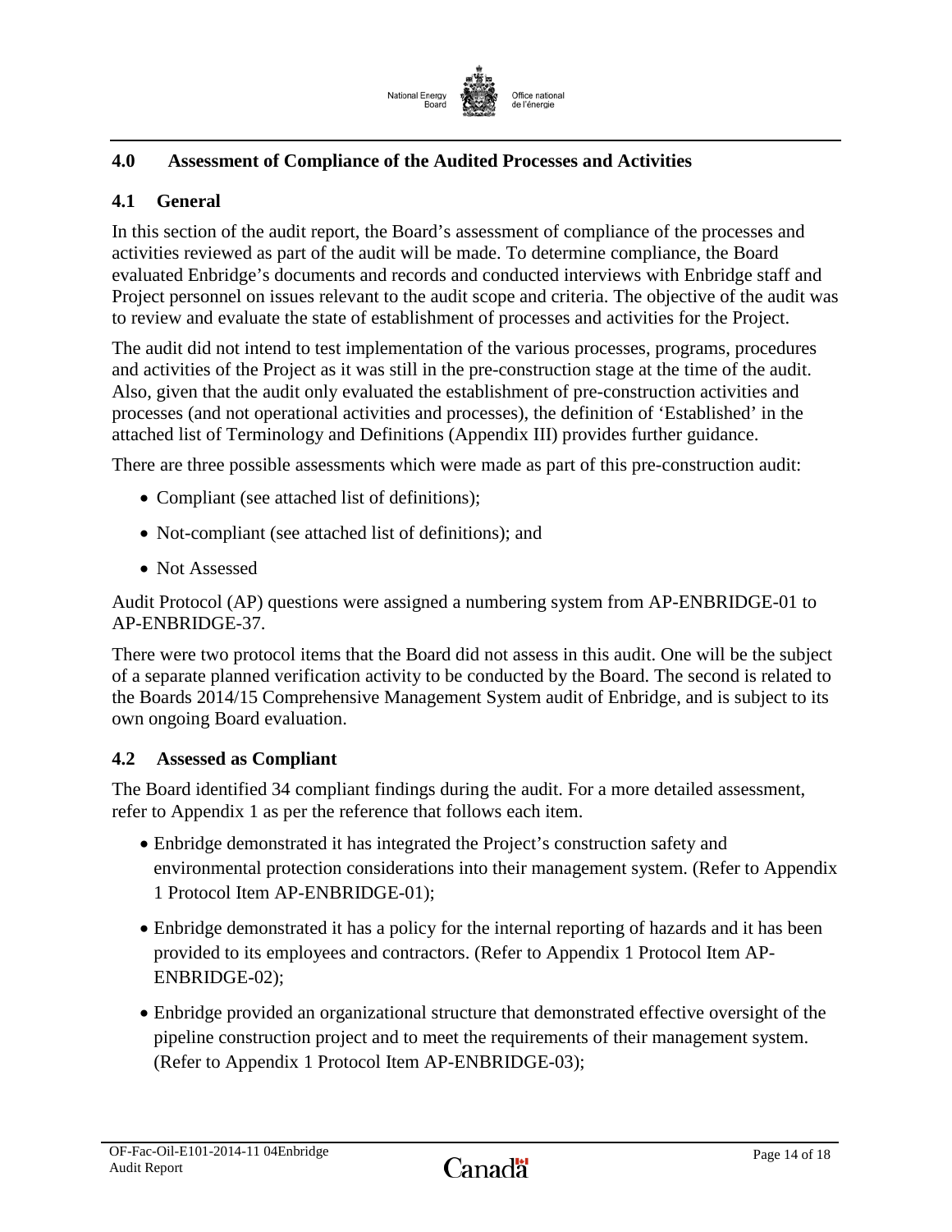## 4.0 Assessment of Compliance of the Audited Processes and Activities

### 4.1 General

In this section of the audit report, the Board's assessment of compliance of the processes and activities reviewed as part of the audit will be made. To determine compliance, the Board evaluated Enbridge's documents and records and conducted interviews with Enbridge staff and Project personnel on issues relevant to the audit scope and criteria. The objective of the audit was to review and evaluate the state of establishment of processes and activities for the Project.

The audit did not intend to test implementation of the various processes, programs, procedures and activities of the Project as it was still in the pre-construction stage at the time of the audit. Also, given that the audit only evaluated the establishment of pre-construction activities and processes (and not operational activities and processes), the definition of 'Established' in the attached list of Terminology and Definitions (Appendix III) provides further guidance.

There are three possible assessments which were made as part of this pre-construction audit:

- Compliant (see attached list of definitions);
- Not-compliant (see attached list of definitions); and
- Not Assessed

Audit Protocol (AP) questions were assigned a numbering system from AP-ENBRIDGE-01 to AP-ENBRIDGE-37.

There were two protocol items that the Board did not assess in this audit. One will be the subject of a separate planned verification activity to be conducted by the Board. The second is related to the Boards 2014/15 Comprehensive Management System audit of Enbridge, and is subject to its own ongoing Board evaluation.

### 4.2 Assessed as Compliant

The Board identified 34 compliant findings during the audit. For a more detailed assessment, refer to Appendix 1 as per the reference that follows each item.

- Enbridge demonstrated it has integrated the Project's construction safety and environmental protection considerations into their management system. (Refer to Appendix 1 Protocol Item AP-ENBRIDGE-01);
- Enbridge demonstrated it has a policy for the internal reporting of hazards and it has been provided to its employees and contractors. (Refer to Appendix 1 Protocol Item AP-ENBRIDGE-02);
- Enbridge provided an organizational structure that demonstrated effective oversight of the pipeline construction project and to meet the requirements of their management system. (Refer to Appendix 1 Protocol Item AP-ENBRIDGE-03);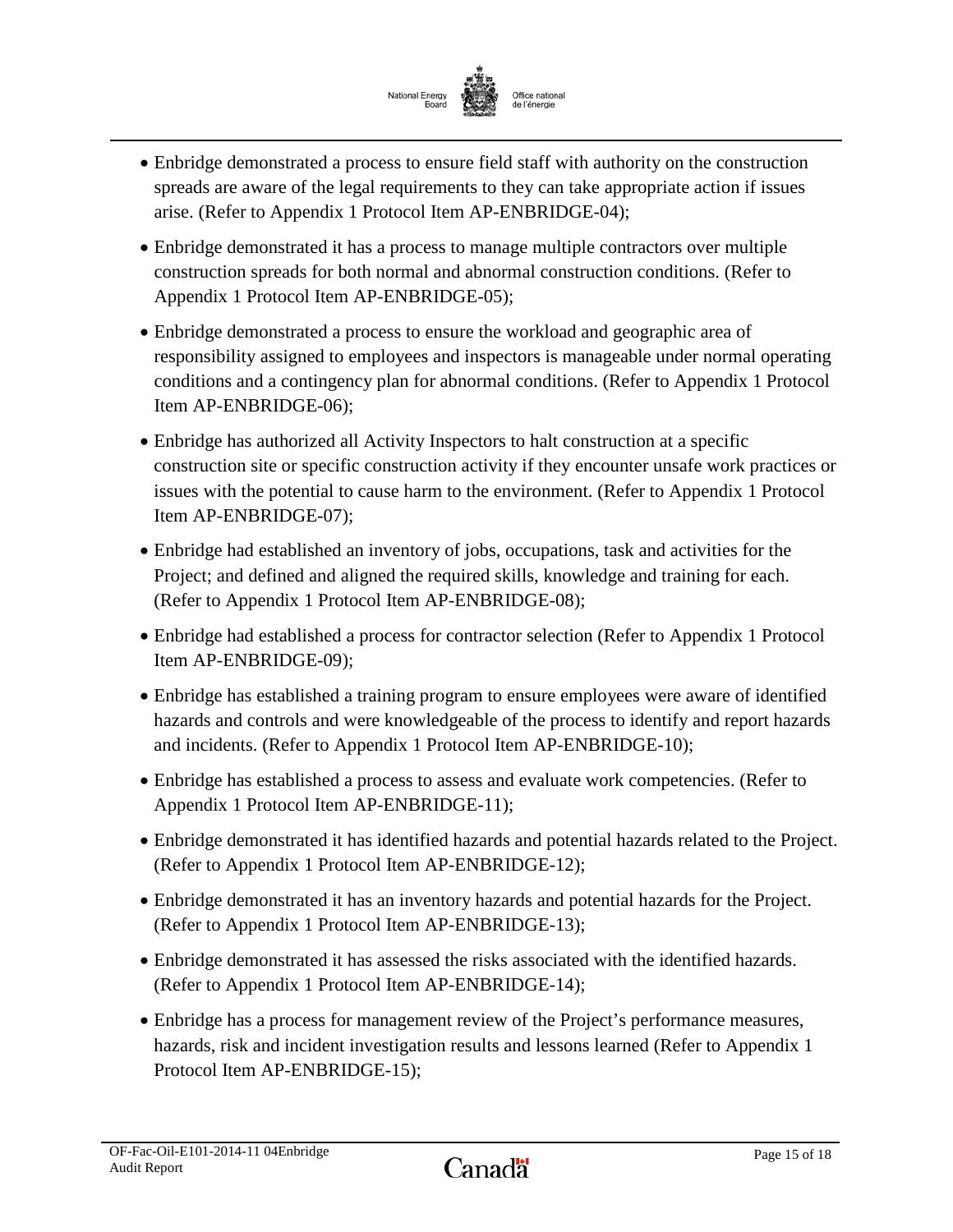- Enbridge demonstrated a process to ensure field staff with authority on the construction spreads are aware of the legal requirements to they can take appropriate action if issues arise. (Refer to Appendix 1 Protocol Item AP-ENBRIDGE-04);
- Enbridge demonstrated it has a process to manage multiple contractors over multiple construction spreads for both normal and abnormal construction conditions. (Refer to Appendix 1 Protocol Item AP-ENBRIDGE-05);
- Enbridge demonstrated a process to ensure the workload and geographic area of responsibility assigned to employees and inspectors is manageable under normal operating conditions and a contingency plan for abnormal conditions. (Refer to Appendix 1 Protocol Item AP-ENBRIDGE-06);
- Enbridge has authorized all Activity Inspectors to halt construction at a specific construction site or specific construction activity if they encounter unsafe work practices or issues with the potential to cause harm to the environment. (Refer to Appendix 1 Protocol Item AP-ENBRIDGE-07);
- Enbridge had established an inventory of jobs, occupations, task and activities for the Project; and defined and aligned the required skills, knowledge and training for each. (Refer to Appendix 1 Protocol Item AP-ENBRIDGE-08);
- Enbridge had established a process for contractor selection (Refer to Appendix 1 Protocol Item AP-ENBRIDGE-09);
- Enbridge has established a training program to ensure employees were aware of identified hazards and controls and were knowledgeable of the process to identify and report hazards and incidents. (Refer to Appendix 1 Protocol Item AP-ENBRIDGE-10);
- Enbridge has established a process to assess and evaluate work competencies. (Refer to Appendix 1 Protocol Item AP-ENBRIDGE-11);
- Enbridge demonstrated it has identified hazards and potential hazards related to the Project. (Refer to Appendix 1 Protocol Item AP-ENBRIDGE-12);
- Enbridge demonstrated it has an inventory hazards and potential hazards for the Project. (Refer to Appendix 1 Protocol Item AP-ENBRIDGE-13);
- Enbridge demonstrated it has assessed the risks associated with the identified hazards. (Refer to Appendix 1 Protocol Item AP-ENBRIDGE-14);
- Enbridge has a process for management review of the Project's performance measures, hazards, risk and incident investigation results and lessons learned (Refer to Appendix 1 Protocol Item AP-ENBRIDGE-15);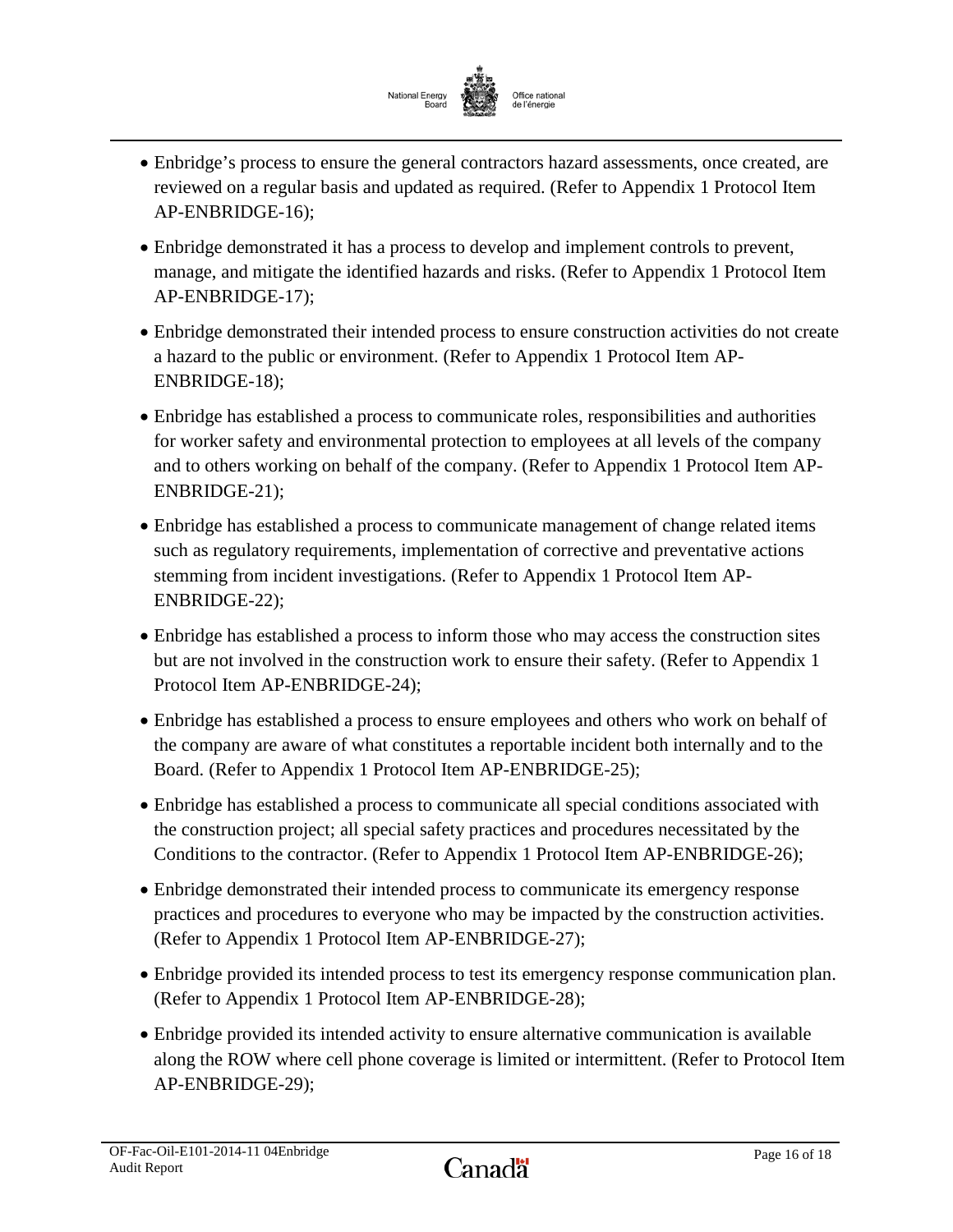- Enbridge's process to ensure the general contractors hazard assessments, once created, are reviewed on a regular basis and updated as required. (Refer to Appendix 1 Protocol Item AP-ENBRIDGE-16);
- Enbridge demonstrated it has a process to develop and implement controls to prevent, manage, and mitigate the identified hazards and risks. (Refer to Appendix 1 Protocol Item AP-ENBRIDGE-17);
- Enbridge demonstrated their intended process to ensure construction activities do not create a hazard to the public or environment. (Refer to Appendix 1 Protocol Item AP-ENBRIDGE-18);
- Enbridge has established a process to communicate roles, responsibilities and authorities for worker safety and environmental protection to employees at all levels of the company and to others working on behalf of the company. (Refer to Appendix 1 Protocol Item AP-ENBRIDGE-21);
- Enbridge has established a process to communicate management of change related items such as regulatory requirements, implementation of corrective and preventative actions stemming from incident investigations. (Refer to Appendix 1 Protocol Item AP-ENBRIDGE-22);
- Enbridge has established a process to inform those who may access the construction sites but are not involved in the construction work to ensure their safety. (Refer to Appendix 1 Protocol Item AP-ENBRIDGE-24);
- Enbridge has established a process to ensure employees and others who work on behalf of the company are aware of what constitutes a reportable incident both internally and to the Board. (Refer to Appendix 1 Protocol Item AP-ENBRIDGE-25);
- Enbridge has established a process to communicate all special conditions associated with the construction project; all special safety practices and procedures necessitated by the Conditions to the contractor. (Refer to Appendix 1 Protocol Item AP-ENBRIDGE-26);
- Enbridge demonstrated their intended process to communicate its emergency response practices and procedures to everyone who may be impacted by the construction activities. (Refer to Appendix 1 Protocol Item AP-ENBRIDGE-27);
- Enbridge provided its intended process to test its emergency response communication plan. (Refer to Appendix 1 Protocol Item AP-ENBRIDGE-28);
- Enbridge provided its intended activity to ensure alternative communication is available along the ROW where cell phone coverage is limited or intermittent. (Refer to Protocol Item AP-ENBRIDGE-29);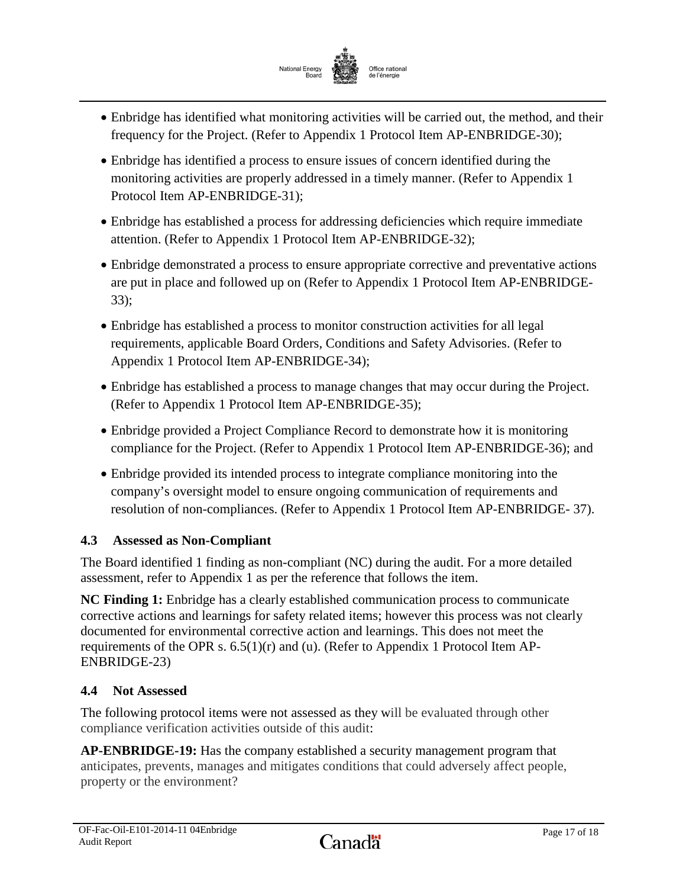- Enbridge has identified what monitoring activities will be carried out, the method, and their frequency for the Project. (Refer to Appendix 1 Protocol Item AP-ENBRIDGE-30);
- Enbridge has identified a process to ensure issues of concern identified during the monitoring activities are properly addressed in a timely manner. (Refer to Appendix 1 Protocol Item AP-ENBRIDGE-31);
- Enbridge has established a process for addressing deficiencies which require immediate attention. (Refer to Appendix 1 Protocol Item AP-ENBRIDGE-32);
- Enbridge demonstrated a process to ensure appropriate corrective and preventative actions are put in place and followed up on (Refer to Appendix 1 Protocol Item AP-ENBRIDGE-33);
- Enbridge has established a process to monitor construction activities for all legal requirements, applicable Board Orders, Conditions and Safety Advisories. (Refer to Appendix 1 Protocol Item AP-ENBRIDGE-34);
- Enbridge has established a process to manage changes that may occur during the Project. (Refer to Appendix 1 Protocol Item AP-ENBRIDGE-35);
- Enbridge provided a Project Compliance Record to demonstrate how it is monitoring compliance for the Project. (Refer to Appendix 1 Protocol Item AP-ENBRIDGE-36); and
- Enbridge provided its intended process to integrate compliance monitoring into the company's oversight model to ensure ongoing communication of requirements and resolution of non-compliances. (Refer to Appendix 1 Protocol Item AP-ENBRIDGE- 37).

### 4.3 Assessed as Non-Compliant

The Board identified 1 finding as non-compliant (NC) during the audit. For a more detailed assessment, refer to Appendix 1 as per the reference that follows the item.

**NC Finding 1:** Enbridge has a clearly established communication process to communicate corrective actions and learnings for safety related items; however this process was not clearly documented for environmental corrective action and learnings. This does not meet the requirements of the OPR s. 6.5(1)(r) and (u). (Refer to Appendix 1 Protocol Item AP-ENBRIDGE-23)

### 4.4 Not Assessed

The following protocol items were not assessed as they will be evaluated through other compliance verification activities outside of this audit:

**AP-ENBRIDGE-19:** Has the company established a security management program that anticipates, prevents, manages and mitigates conditions that could adversely affect people, property or the environment?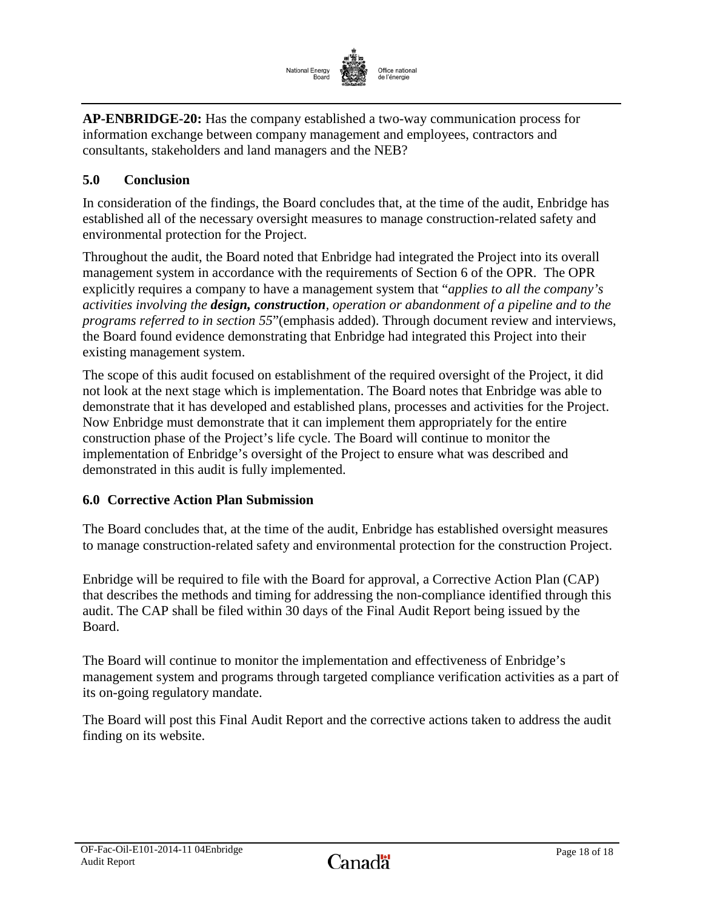**AP-ENBRIDGE-20:** Has the company established a two-way communication process for information exchange between company management and employees, contractors and consultants, stakeholders and land managers and the NEB?

## 5.0 Conclusion

In consideration of the findings, the Board concludes that, at the time of the audit, Enbridge has established all of the necessary oversight measures to manage construction-related safety and environmental protection for the Project.

Throughout the audit, the Board noted that Enbridge had integrated the Project into its overall management system in accordance with the requirements of Section 6 of the OPR. The OPR explicitly requires a company to have a management system that "*applies to all the company's activities involving the* ***design, construction****, operation or abandonment of a pipeline and to the programs referred to in section 55*"(emphasis added). Through document review and interviews, the Board found evidence demonstrating that Enbridge had integrated this Project into their existing management system.

The scope of this audit focused on establishment of the required oversight of the Project, it did not look at the next stage which is implementation. The Board notes that Enbridge was able to demonstrate that it has developed and established plans, processes and activities for the Project. Now Enbridge must demonstrate that it can implement them appropriately for the entire construction phase of the Project's life cycle. The Board will continue to monitor the implementation of Enbridge's oversight of the Project to ensure what was described and demonstrated in this audit is fully implemented.

## 6.0 Corrective Action Plan Submission

The Board concludes that, at the time of the audit, Enbridge has established oversight measures to manage construction-related safety and environmental protection for the construction Project.

Enbridge will be required to file with the Board for approval, a Corrective Action Plan (CAP) that describes the methods and timing for addressing the non-compliance identified through this audit. The CAP shall be filed within 30 days of the Final Audit Report being issued by the Board.

The Board will continue to monitor the implementation and effectiveness of Enbridge's management system and programs through targeted compliance verification activities as a part of its on-going regulatory mandate.

The Board will post this Final Audit Report and the corrective actions taken to address the audit finding on its website.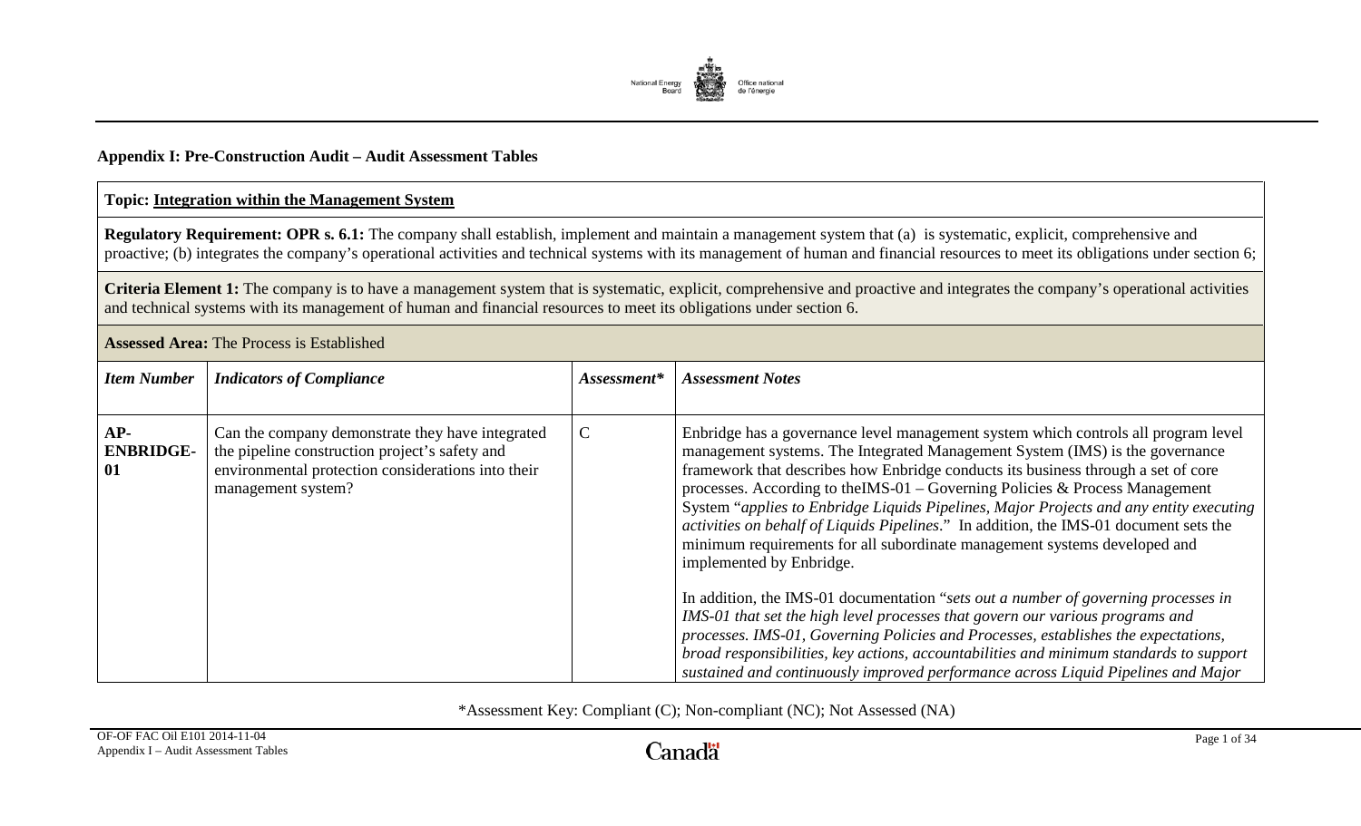**Appendix I: Pre-Construction Audit – Audit Assessment Tables**

**Topic: Integration within the Management System**

**Regulatory Requirement: OPR s. 6.1:** The company shall establish, implement and maintain a management system that (a) is systematic, explicit, comprehensive and proactive; (b) integrates the company's operational activities and technical systems with its management of human and financial resources to meet its obligations under section 6;

**Criteria Element 1:** The company is to have a management system that is systematic, explicit, comprehensive and proactive and integrates the company's operational activities and technical systems with its management of human and financial resources to meet its obligations under section 6.

**Assessed Area:** The Process is Established

| *Item Number* | *Indicators of Compliance* | *Assessment** | *Assessment Notes* |
|---|---|---|---|
| **AP-ENBRIDGE-01** | Can the company demonstrate they have integrated the pipeline construction project's safety and environmental protection considerations into their management system? | C | Enbridge has a governance level management system which controls all program level management systems. The Integrated Management System (IMS) is the governance framework that describes how Enbridge conducts its business through a set of core processes. According to theIMS-01 – Governing Policies & Process Management System "*applies to Enbridge Liquids Pipelines, Major Projects and any entity executing activities on behalf of Liquids Pipelines*." In addition, the IMS-01 document sets the minimum requirements for all subordinate management systems developed and implemented by Enbridge.<br><br>In addition, the IMS-01 documentation "*sets out a number of governing processes in IMS-01 that set the high level processes that govern our various programs and processes. IMS-01, Governing Policies and Processes, establishes the expectations, broad responsibilities, key actions, accountabilities and minimum standards to support sustained and continuously improved performance across Liquid Pipelines and Major* |

*Assessment Key: Compliant (C); Non-compliant (NC); Not Assessed (NA)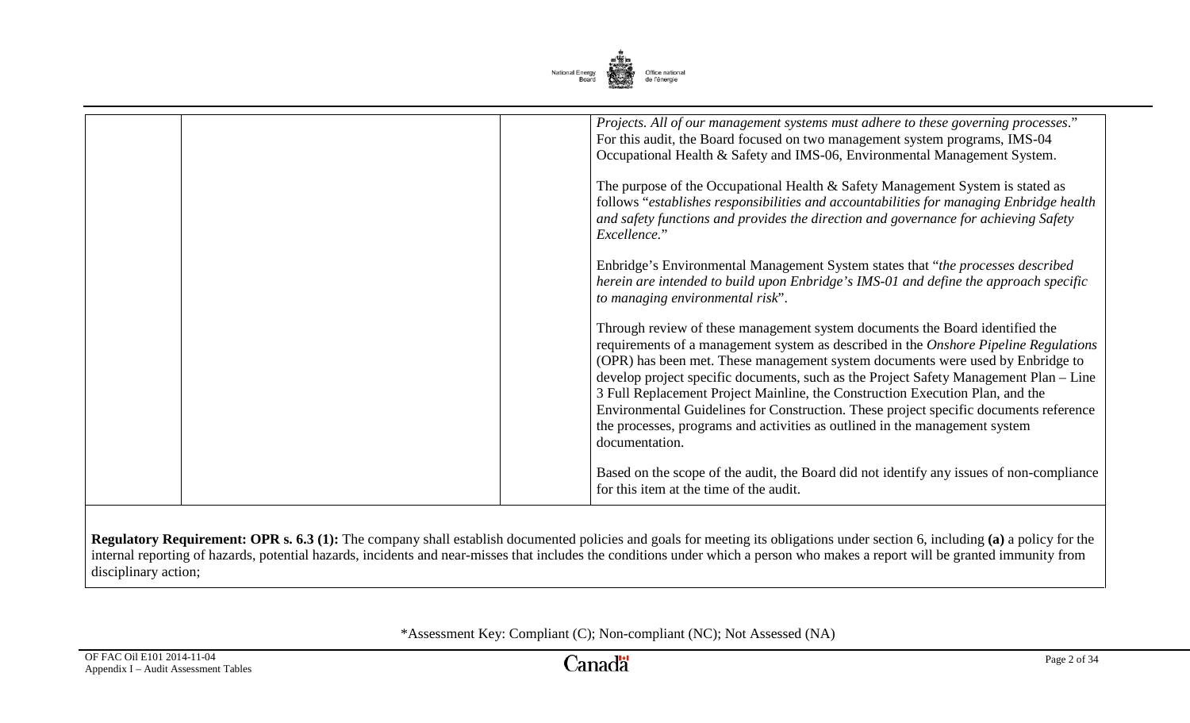| | | | |
|---|---|---|---|
| | | | *Projects. All of our management systems must adhere to these governing processes*." For this audit, the Board focused on two management system programs, IMS-04 Occupational Health & Safety and IMS-06, Environmental Management System.<br><br>The purpose of the Occupational Health & Safety Management System is stated as follows "*establishes responsibilities and accountabilities for managing Enbridge health and safety functions and provides the direction and governance for achieving Safety Excellence.*"<br><br>Enbridge's Environmental Management System states that "*the processes described herein are intended to build upon Enbridge's IMS-01 and define the approach specific to managing environmental risk*".<br><br>Through review of these management system documents the Board identified the requirements of a management system as described in the *Onshore Pipeline Regulations* (OPR) has been met. These management system documents were used by Enbridge to develop project specific documents, such as the Project Safety Management Plan – Line 3 Full Replacement Project Mainline, the Construction Execution Plan, and the Environmental Guidelines for Construction. These project specific documents reference the processes, programs and activities as outlined in the management system documentation.<br><br>Based on the scope of the audit, the Board did not identify any issues of non-compliance for this item at the time of the audit. |

**Regulatory Requirement: OPR s. 6.3 (1):** The company shall establish documented policies and goals for meeting its obligations under section 6, including **(a)** a policy for the internal reporting of hazards, potential hazards, incidents and near-misses that includes the conditions under which a person who makes a report will be granted immunity from disciplinary action;

*Assessment Key: Compliant (C); Non-compliant (NC); Not Assessed (NA)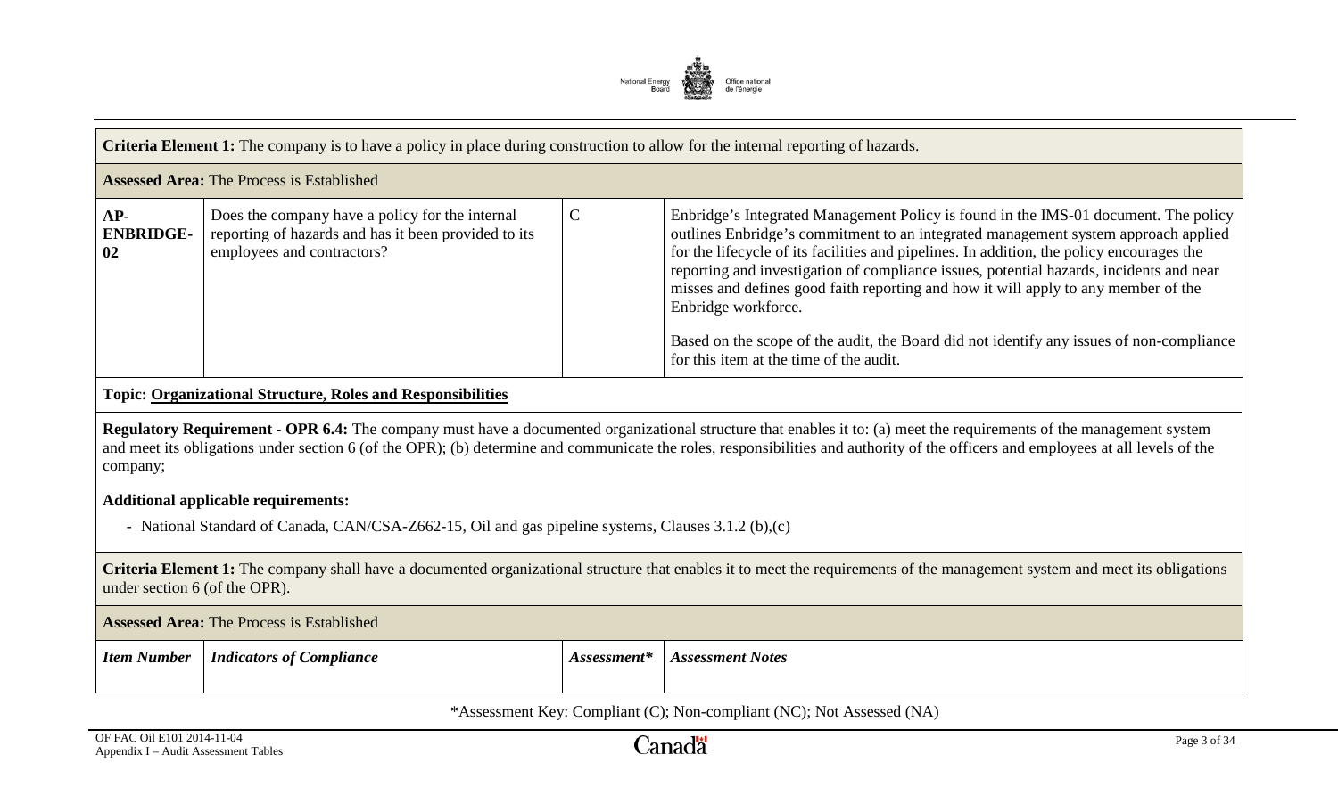**Criteria Element 1:** The company is to have a policy in place during construction to allow for the internal reporting of hazards.

**Assessed Area:** The Process is Established

| | | | |
|---|---|---|---|
| **AP-ENBRIDGE-02** | Does the company have a policy for the internal reporting of hazards and has it been provided to its employees and contractors? | C | Enbridge's Integrated Management Policy is found in the IMS-01 document. The policy outlines Enbridge's commitment to an integrated management system approach applied for the lifecycle of its facilities and pipelines. In addition, the policy encourages the reporting and investigation of compliance issues, potential hazards, incidents and near misses and defines good faith reporting and how it will apply to any member of the Enbridge workforce.<br><br>Based on the scope of the audit, the Board did not identify any issues of non-compliance for this item at the time of the audit. |

**Topic: Organizational Structure, Roles and Responsibilities**

**Regulatory Requirement - OPR 6.4:** The company must have a documented organizational structure that enables it to: (a) meet the requirements of the management system and meet its obligations under section 6 (of the OPR); (b) determine and communicate the roles, responsibilities and authority of the officers and employees at all levels of the company;

**Additional applicable requirements:**

- National Standard of Canada, CAN/CSA-Z662-15, Oil and gas pipeline systems, Clauses 3.1.2 (b),(c)

**Criteria Element 1:** The company shall have a documented organizational structure that enables it to meet the requirements of the management system and meet its obligations under section 6 (of the OPR).

**Assessed Area:** The Process is Established

| *Item Number* | *Indicators of Compliance* | *Assessment\** | *Assessment Notes* |
|---|---|---|---|

\*Assessment Key: Compliant (C); Non-compliant (NC); Not Assessed (NA)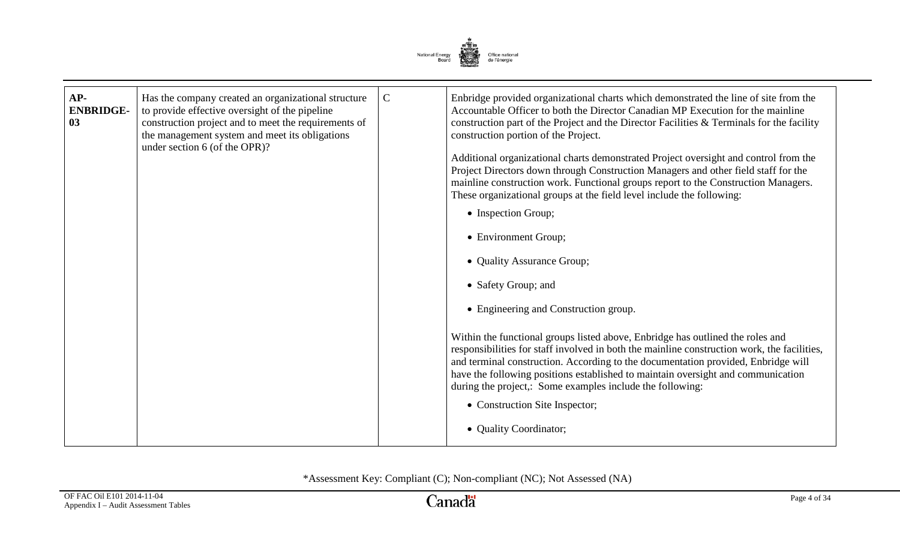| | | | |
|---|---|---|---|
| **AP-ENBRIDGE-03** | Has the company created an organizational structure to provide effective oversight of the pipeline construction project and to meet the requirements of the management system and meet its obligations under section 6 (of the OPR)? | C | Enbridge provided organizational charts which demonstrated the line of site from the Accountable Officer to both the Director Canadian MP Execution for the mainline construction part of the Project and the Director Facilities & Terminals for the facility construction portion of the Project.<br><br>Additional organizational charts demonstrated Project oversight and control from the Project Directors down through Construction Managers and other field staff for the mainline construction work. Functional groups report to the Construction Managers. These organizational groups at the field level include the following:<br><br>• Inspection Group;<br>• Environment Group;<br>• Quality Assurance Group;<br>• Safety Group; and<br>• Engineering and Construction group.<br><br>Within the functional groups listed above, Enbridge has outlined the roles and responsibilities for staff involved in both the mainline construction work, the facilities, and terminal construction. According to the documentation provided, Enbridge will have the following positions established to maintain oversight and communication during the project,: Some examples include the following:<br><br>• Construction Site Inspector;<br>• Quality Coordinator; |

*Assessment Key: Compliant (C); Non-compliant (NC); Not Assessed (NA)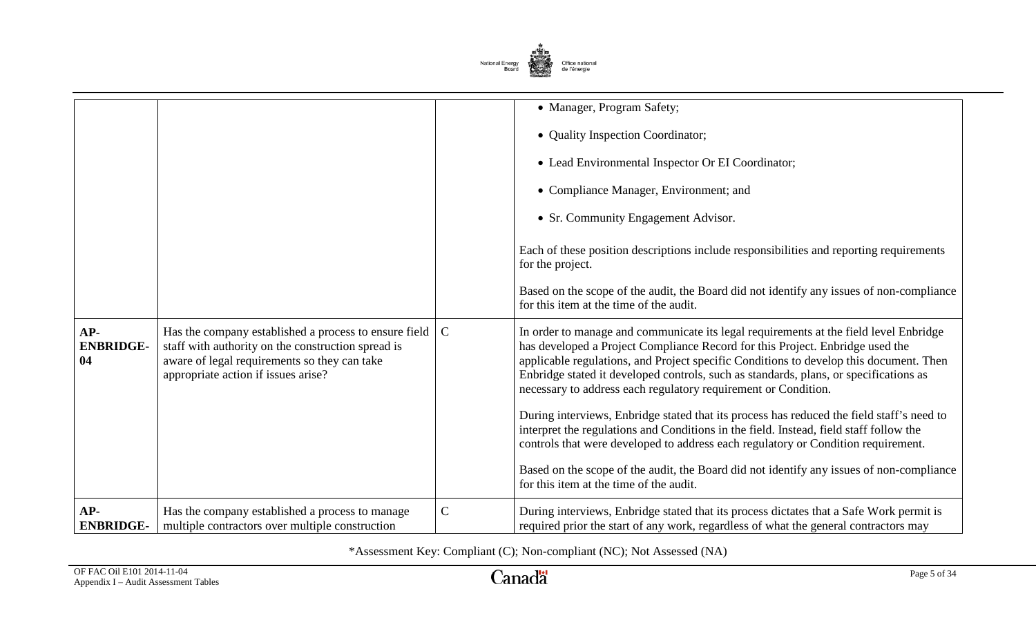| | | | |
|---|---|---|---|
| | | | • Manager, Program Safety;<br><br>• Quality Inspection Coordinator;<br><br>• Lead Environmental Inspector Or EI Coordinator;<br><br>• Compliance Manager, Environment; and<br><br>• Sr. Community Engagement Advisor.<br><br>Each of these position descriptions include responsibilities and reporting requirements for the project.<br><br>Based on the scope of the audit, the Board did not identify any issues of non-compliance for this item at the time of the audit. |
| **AP-ENBRIDGE-04** | Has the company established a process to ensure field staff with authority on the construction spread is aware of legal requirements so they can take appropriate action if issues arise? | C | In order to manage and communicate its legal requirements at the field level Enbridge has developed a Project Compliance Record for this Project. Enbridge used the applicable regulations, and Project specific Conditions to develop this document. Then Enbridge stated it developed controls, such as standards, plans, or specifications as necessary to address each regulatory requirement or Condition.<br><br>During interviews, Enbridge stated that its process has reduced the field staff's need to interpret the regulations and Conditions in the field. Instead, field staff follow the controls that were developed to address each regulatory or Condition requirement.<br><br>Based on the scope of the audit, the Board did not identify any issues of non-compliance for this item at the time of the audit. |
| **AP-ENBRIDGE-** | Has the company established a process to manage multiple contractors over multiple construction | C | During interviews, Enbridge stated that its process dictates that a Safe Work permit is required prior the start of any work, regardless of what the general contractors may |

*Assessment Key: Compliant (C); Non-compliant (NC); Not Assessed (NA)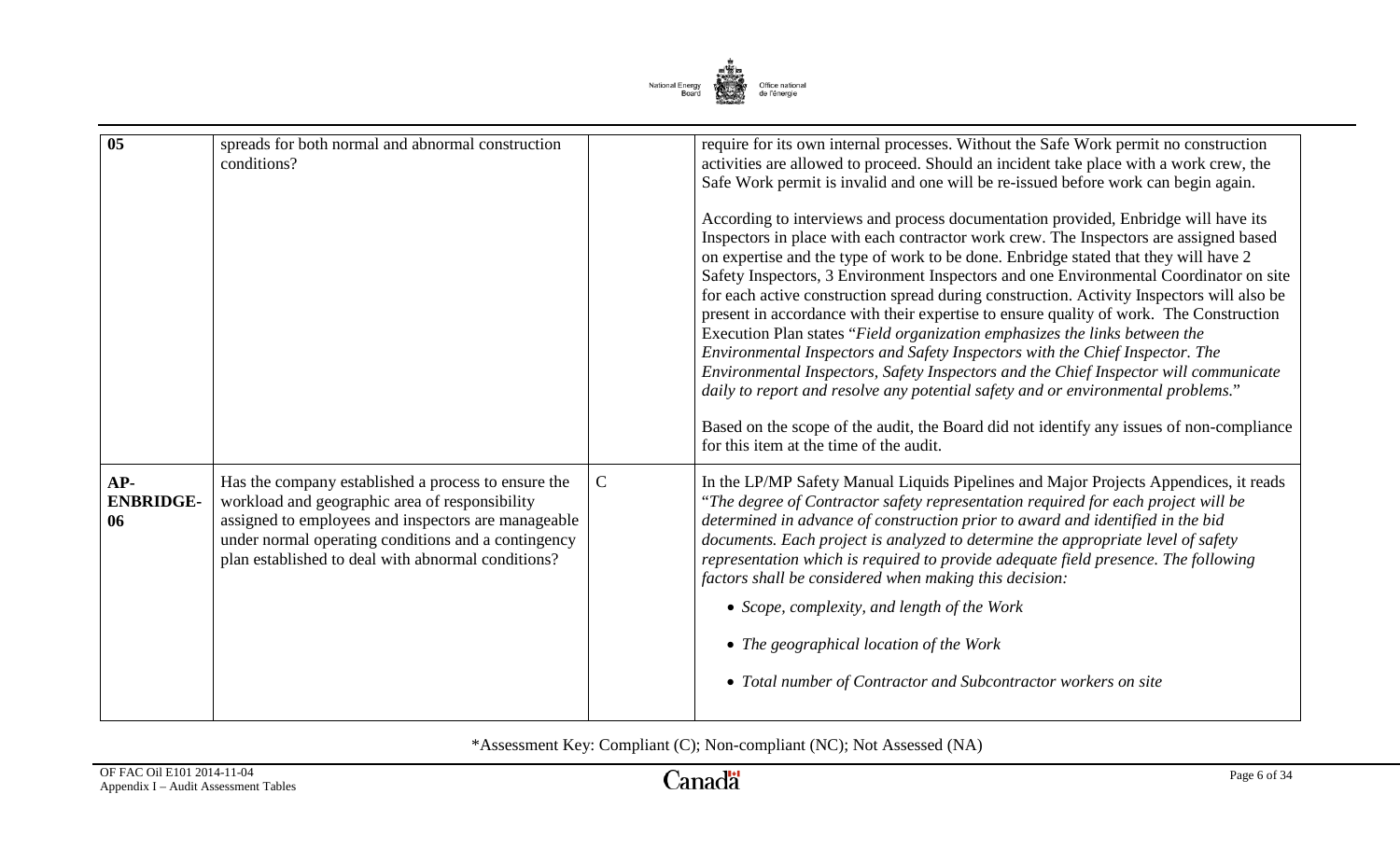| | | | |
|---|---|---|---|
| 05 | spreads for both normal and abnormal construction conditions? | | require for its own internal processes. Without the Safe Work permit no construction activities are allowed to proceed. Should an incident take place with a work crew, the Safe Work permit is invalid and one will be re-issued before work can begin again.<br><br>According to interviews and process documentation provided, Enbridge will have its Inspectors in place with each contractor work crew. The Inspectors are assigned based on expertise and the type of work to be done. Enbridge stated that they will have 2 Safety Inspectors, 3 Environment Inspectors and one Environmental Coordinator on site for each active construction spread during construction. Activity Inspectors will also be present in accordance with their expertise to ensure quality of work. The Construction Execution Plan states "*Field organization emphasizes the links between the Environmental Inspectors and Safety Inspectors with the Chief Inspector. The Environmental Inspectors, Safety Inspectors and the Chief Inspector will communicate daily to report and resolve any potential safety and or environmental problems.*"<br><br>Based on the scope of the audit, the Board did not identify any issues of non-compliance for this item at the time of the audit. |
| **AP-ENBRIDGE-06** | Has the company established a process to ensure the workload and geographic area of responsibility assigned to employees and inspectors are manageable under normal operating conditions and a contingency plan established to deal with abnormal conditions? | C | In the LP/MP Safety Manual Liquids Pipelines and Major Projects Appendices, it reads "*The degree of Contractor safety representation required for each project will be determined in advance of construction prior to award and identified in the bid documents. Each project is analyzed to determine the appropriate level of safety representation which is required to provide adequate field presence. The following factors shall be considered when making this decision:*<br><br>• *Scope, complexity, and length of the Work*<br><br>• *The geographical location of the Work*<br><br>• *Total number of Contractor and Subcontractor workers on site* |

*Assessment Key: Compliant (C); Non-compliant (NC); Not Assessed (NA)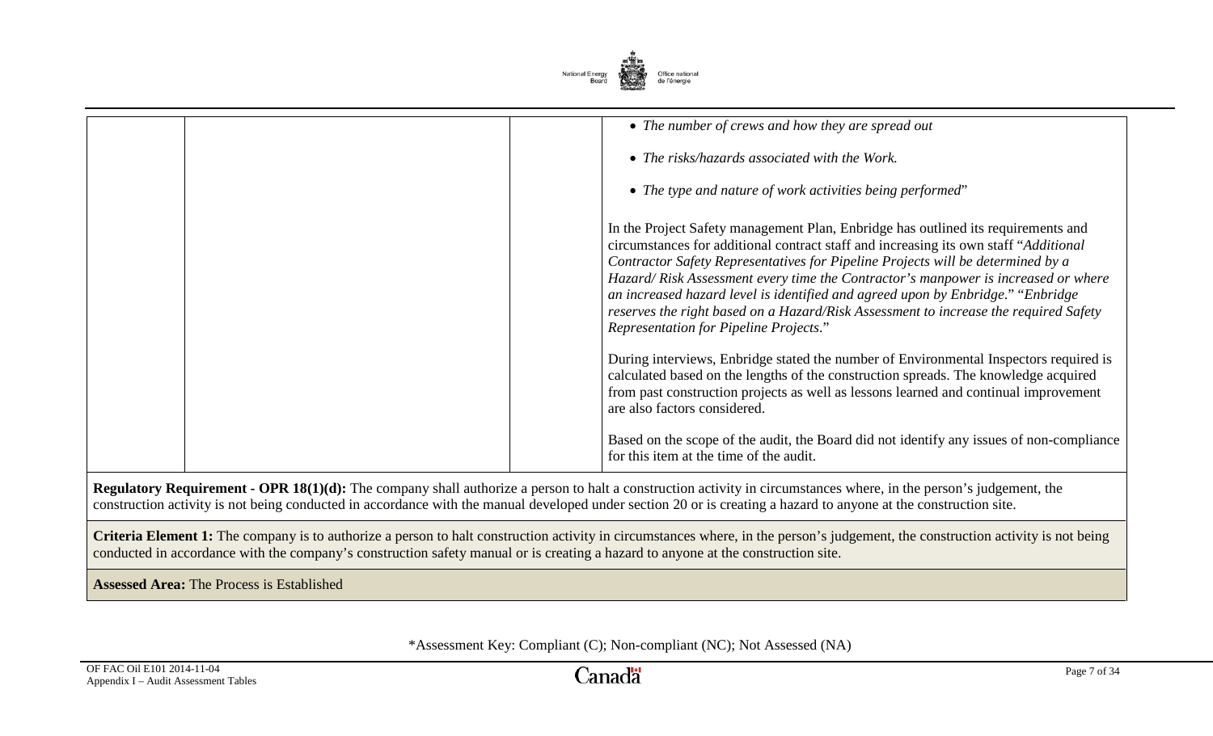| | | | |
|---|---|---|---|
| | | | • *The number of crews and how they are spread out*<br><br>• *The risks/hazards associated with the Work.*<br><br>• *The type and nature of work activities being performed*"<br><br>In the Project Safety management Plan, Enbridge has outlined its requirements and circumstances for additional contract staff and increasing its own staff "*Additional Contractor Safety Representatives for Pipeline Projects will be determined by a Hazard/ Risk Assessment every time the Contractor's manpower is increased or where an increased hazard level is identified and agreed upon by Enbridge*." "*Enbridge reserves the right based on a Hazard/Risk Assessment to increase the required Safety Representation for Pipeline Projects*."<br><br>During interviews, Enbridge stated the number of Environmental Inspectors required is calculated based on the lengths of the construction spreads. The knowledge acquired from past construction projects as well as lessons learned and continual improvement are also factors considered.<br><br>Based on the scope of the audit, the Board did not identify any issues of non-compliance for this item at the time of the audit. |

**Regulatory Requirement - OPR 18(1)(d):** The company shall authorize a person to halt a construction activity in circumstances where, in the person's judgement, the construction activity is not being conducted in accordance with the manual developed under section 20 or is creating a hazard to anyone at the construction site.

**Criteria Element 1:** The company is to authorize a person to halt construction activity in circumstances where, in the person's judgement, the construction activity is not being conducted in accordance with the company's construction safety manual or is creating a hazard to anyone at the construction site.

**Assessed Area:** The Process is Established

*Assessment Key: Compliant (C); Non-compliant (NC); Not Assessed (NA)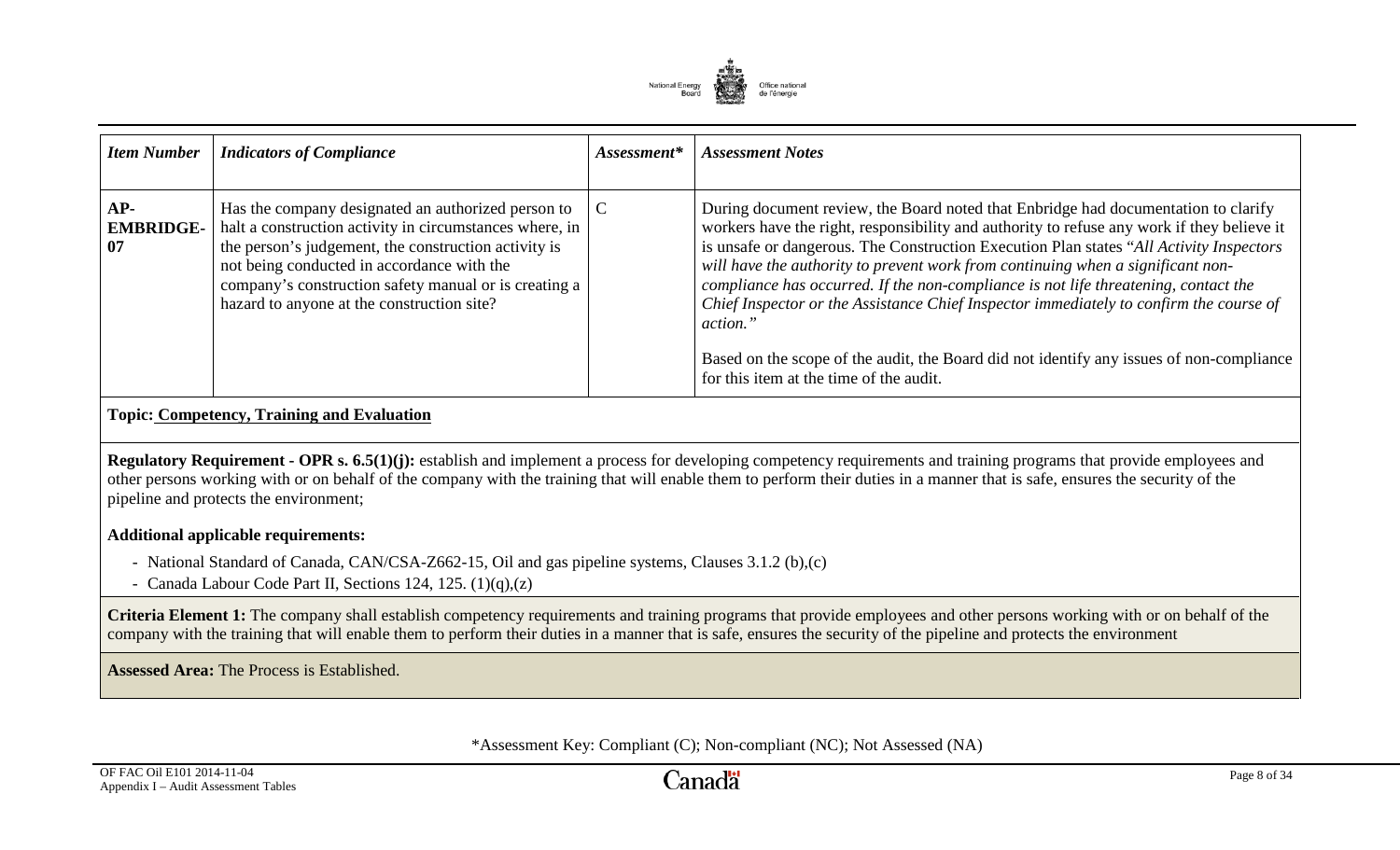| *Item Number* | *Indicators of Compliance* | *Assessment** | *Assessment Notes* |
|---|---|---|---|
| AP-EMBRIDGE-07 | Has the company designated an authorized person to halt a construction activity in circumstances where, in the person's judgement, the construction activity is not being conducted in accordance with the company's construction safety manual or is creating a hazard to anyone at the construction site? | C | During document review, the Board noted that Enbridge had documentation to clarify workers have the right, responsibility and authority to refuse any work if they believe it is unsafe or dangerous. The Construction Execution Plan states "*All Activity Inspectors will have the authority to prevent work from continuing when a significant non-compliance has occurred. If the non-compliance is not life threatening, contact the Chief Inspector or the Assistance Chief Inspector immediately to confirm the course of action.*" <br><br> Based on the scope of the audit, the Board did not identify any issues of non-compliance for this item at the time of the audit. |

**Topic: Competency, Training and Evaluation**

**Regulatory Requirement - OPR s. 6.5(1)(j):** establish and implement a process for developing competency requirements and training programs that provide employees and other persons working with or on behalf of the company with the training that will enable them to perform their duties in a manner that is safe, ensures the security of the pipeline and protects the environment;

**Additional applicable requirements:**

- National Standard of Canada, CAN/CSA-Z662-15, Oil and gas pipeline systems, Clauses 3.1.2 (b),(c)
- Canada Labour Code Part II, Sections 124, 125. (1)(q),(z)

**Criteria Element 1:** The company shall establish competency requirements and training programs that provide employees and other persons working with or on behalf of the company with the training that will enable them to perform their duties in a manner that is safe, ensures the security of the pipeline and protects the environment

**Assessed Area:** The Process is Established.

*Assessment Key: Compliant (C); Non-compliant (NC); Not Assessed (NA)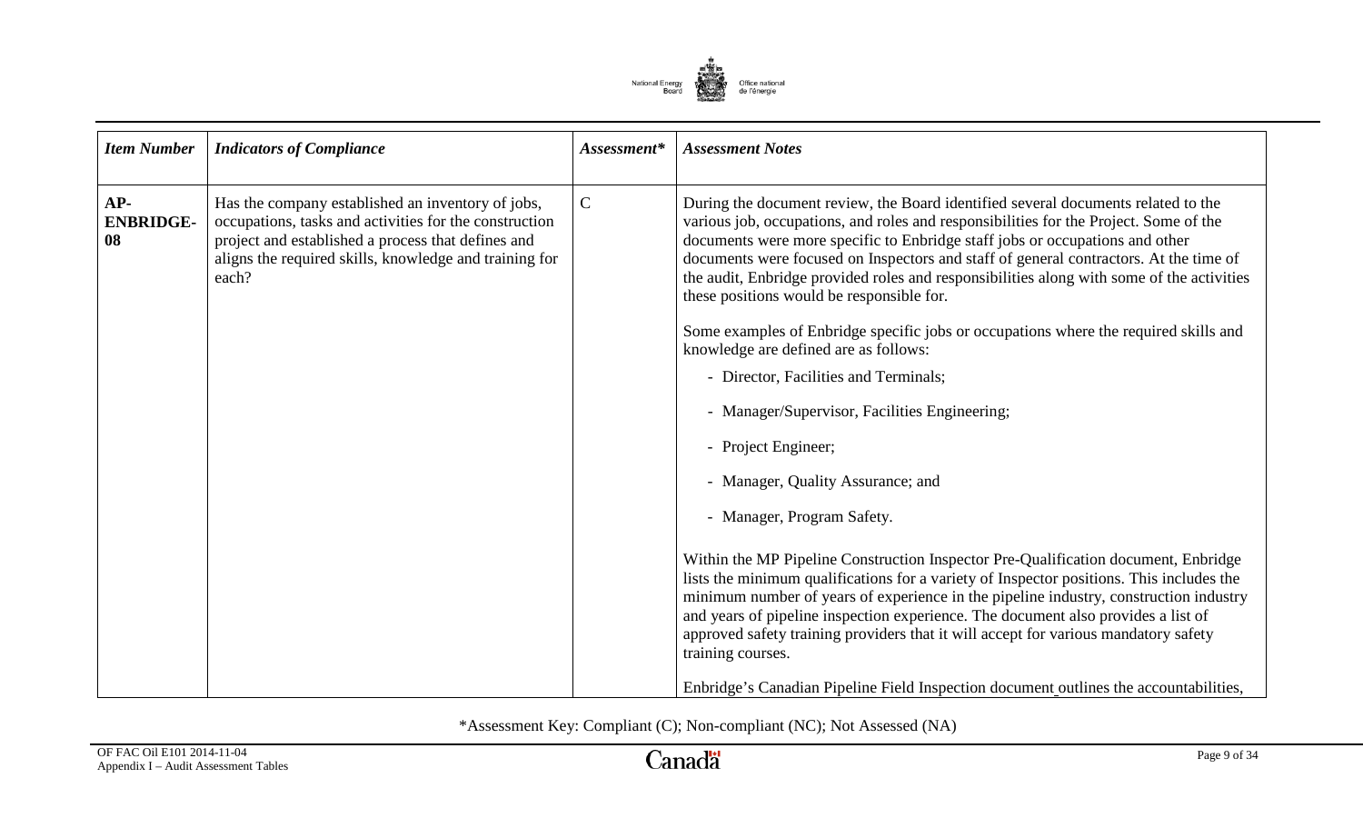| *Item Number* | *Indicators of Compliance* | *Assessment** | *Assessment Notes* |
|---|---|---|---|
| **AP-ENBRIDGE-08** | Has the company established an inventory of jobs, occupations, tasks and activities for the construction project and established a process that defines and aligns the required skills, knowledge and training for each? | C | During the document review, the Board identified several documents related to the various job, occupations, and roles and responsibilities for the Project. Some of the documents were more specific to Enbridge staff jobs or occupations and other documents were focused on Inspectors and staff of general contractors. At the time of the audit, Enbridge provided roles and responsibilities along with some of the activities these positions would be responsible for.<br><br>Some examples of Enbridge specific jobs or occupations where the required skills and knowledge are defined are as follows:<br><br>- Director, Facilities and Terminals;<br>- Manager/Supervisor, Facilities Engineering;<br>- Project Engineer;<br>- Manager, Quality Assurance; and<br>- Manager, Program Safety.<br><br>Within the MP Pipeline Construction Inspector Pre-Qualification document, Enbridge lists the minimum qualifications for a variety of Inspector positions. This includes the minimum number of years of experience in the pipeline industry, construction industry and years of pipeline inspection experience. The document also provides a list of approved safety training providers that it will accept for various mandatory safety training courses.<br><br>Enbridge's Canadian Pipeline Field Inspection document outlines the accountabilities, |

*Assessment Key: Compliant (C); Non-compliant (NC); Not Assessed (NA)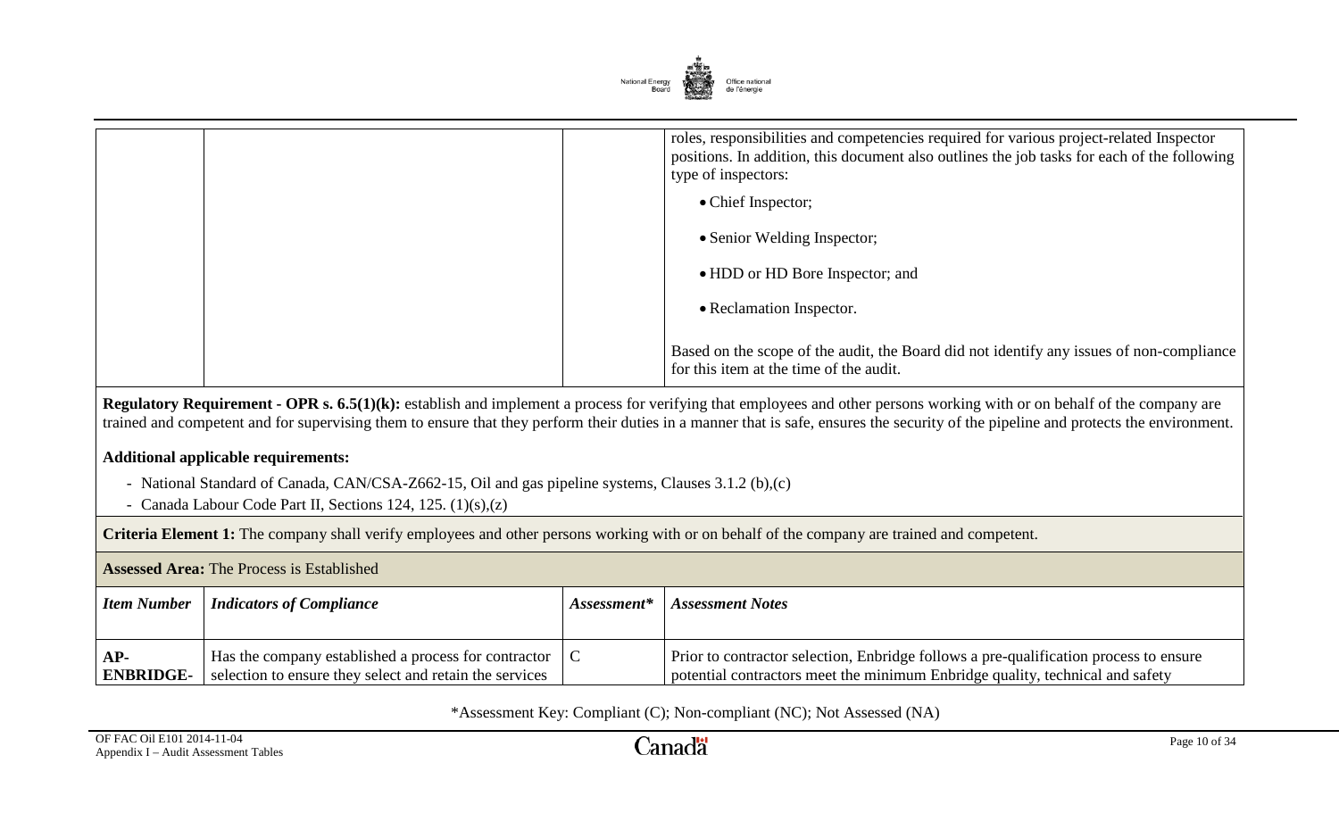| | | | roles, responsibilities and competencies required for various project-related Inspector positions. In addition, this document also outlines the job tasks for each of the following type of inspectors:<br><br>• Chief Inspector;<br><br>• Senior Welding Inspector;<br><br>• HDD or HD Bore Inspector; and<br><br>• Reclamation Inspector.<br><br>Based on the scope of the audit, the Board did not identify any issues of non-compliance for this item at the time of the audit. |
|---|---|---|---|

**Regulatory Requirement - OPR s. 6.5(1)(k):** establish and implement a process for verifying that employees and other persons working with or on behalf of the company are trained and competent and for supervising them to ensure that they perform their duties in a manner that is safe, ensures the security of the pipeline and protects the environment.

**Additional applicable requirements:**

- National Standard of Canada, CAN/CSA-Z662-15, Oil and gas pipeline systems, Clauses 3.1.2 (b),(c)
- Canada Labour Code Part II, Sections 124, 125. (1)(s),(z)

**Criteria Element 1:** The company shall verify employees and other persons working with or on behalf of the company are trained and competent.

**Assessed Area:** The Process is Established

| *Item Number* | *Indicators of Compliance* | *Assessment\** | *Assessment Notes* |
|---|---|---|---|
| **AP-ENBRIDGE-** | Has the company established a process for contractor selection to ensure they select and retain the services | C | Prior to contractor selection, Enbridge follows a pre-qualification process to ensure potential contractors meet the minimum Enbridge quality, technical and safety |

\*Assessment Key: Compliant (C); Non-compliant (NC); Not Assessed (NA)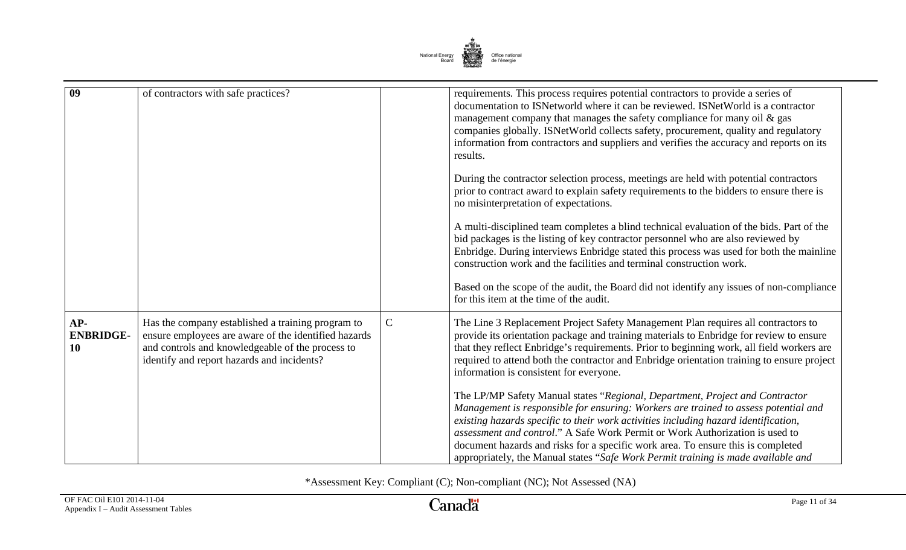| | | | |
|---|---|---|---|
| **09** | of contractors with safe practices? | | requirements. This process requires potential contractors to provide a series of documentation to ISNetworld where it can be reviewed. ISNetWorld is a contractor management company that manages the safety compliance for many oil & gas companies globally. ISNetWorld collects safety, procurement, quality and regulatory information from contractors and suppliers and verifies the accuracy and reports on its results.<br><br>During the contractor selection process, meetings are held with potential contractors prior to contract award to explain safety requirements to the bidders to ensure there is no misinterpretation of expectations.<br><br>A multi-disciplined team completes a blind technical evaluation of the bids. Part of the bid packages is the listing of key contractor personnel who are also reviewed by Enbridge. During interviews Enbridge stated this process was used for both the mainline construction work and the facilities and terminal construction work.<br><br>Based on the scope of the audit, the Board did not identify any issues of non-compliance for this item at the time of the audit. |
| **AP-ENBRIDGE-10** | Has the company established a training program to ensure employees are aware of the identified hazards and controls and knowledgeable of the process to identify and report hazards and incidents? | C | The Line 3 Replacement Project Safety Management Plan requires all contractors to provide its orientation package and training materials to Enbridge for review to ensure that they reflect Enbridge's requirements. Prior to beginning work, all field workers are required to attend both the contractor and Enbridge orientation training to ensure project information is consistent for everyone.<br><br>The LP/MP Safety Manual states "*Regional, Department, Project and Contractor Management is responsible for ensuring: Workers are trained to assess potential and existing hazards specific to their work activities including hazard identification, assessment and control*." A Safe Work Permit or Work Authorization is used to document hazards and risks for a specific work area. To ensure this is completed appropriately, the Manual states "*Safe Work Permit training is made available and* |

*Assessment Key: Compliant (C); Non-compliant (NC); Not Assessed (NA)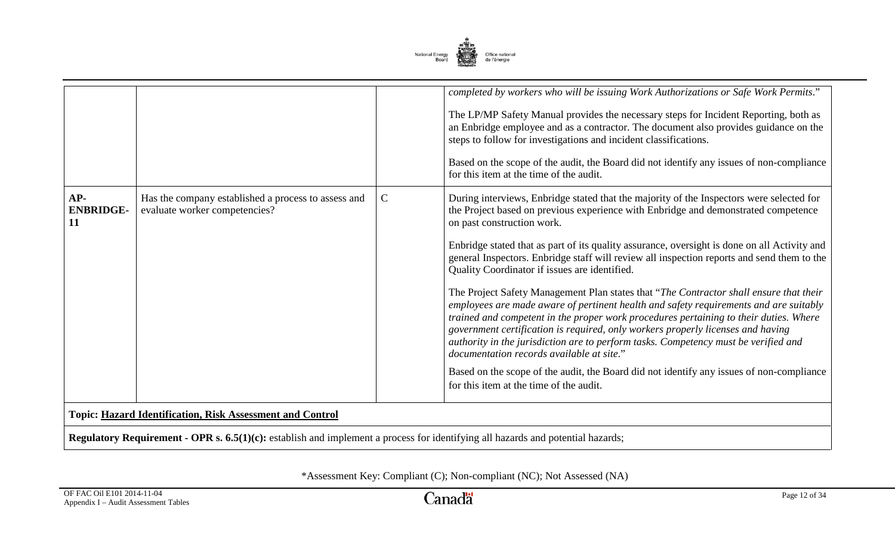| | | | |
|---|---|---|---|
| | | | *completed by workers who will be issuing Work Authorizations or Safe Work Permits*."<br><br>The LP/MP Safety Manual provides the necessary steps for Incident Reporting, both as an Enbridge employee and as a contractor. The document also provides guidance on the steps to follow for investigations and incident classifications.<br><br>Based on the scope of the audit, the Board did not identify any issues of non-compliance for this item at the time of the audit. |
| **AP-ENBRIDGE-11** | Has the company established a process to assess and evaluate worker competencies? | C | During interviews, Enbridge stated that the majority of the Inspectors were selected for the Project based on previous experience with Enbridge and demonstrated competence on past construction work.<br><br>Enbridge stated that as part of its quality assurance, oversight is done on all Activity and general Inspectors. Enbridge staff will review all inspection reports and send them to the Quality Coordinator if issues are identified.<br><br>The Project Safety Management Plan states that "*The Contractor shall ensure that their employees are made aware of pertinent health and safety requirements and are suitably trained and competent in the proper work procedures pertaining to their duties. Where government certification is required, only workers properly licenses and having authority in the jurisdiction are to perform tasks. Competency must be verified and documentation records available at site.*"<br><br>Based on the scope of the audit, the Board did not identify any issues of non-compliance for this item at the time of the audit. |

**Topic: <u>Hazard Identification, Risk Assessment and Control</u>**

**Regulatory Requirement - OPR s. 6.5(1)(c):** establish and implement a process for identifying all hazards and potential hazards;

*Assessment Key: Compliant (C); Non-compliant (NC); Not Assessed (NA)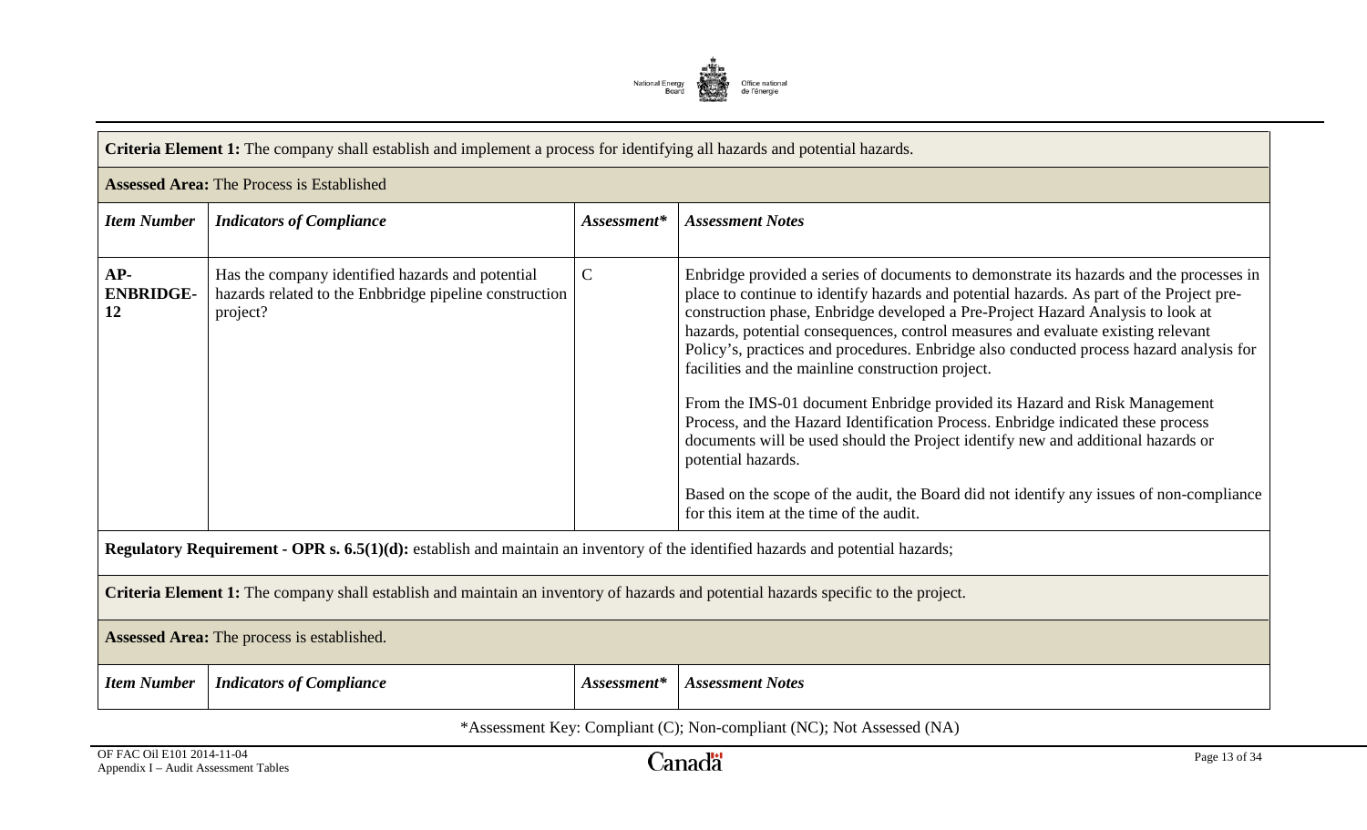| **Criteria Element 1:** The company shall establish and implement a process for identifying all hazards and potential hazards. | | | |
|---|---|---|---|
| **Assessed Area:** The Process is Established | | | |
| ***Item Number*** | ***Indicators of Compliance*** | ***Assessment**** | ***Assessment Notes*** |
| **AP-ENBRIDGE-12** | Has the company identified hazards and potential hazards related to the Enbbridge pipeline construction project? | C | Enbridge provided a series of documents to demonstrate its hazards and the processes in place to continue to identify hazards and potential hazards. As part of the Project pre-construction phase, Enbridge developed a Pre-Project Hazard Analysis to look at hazards, potential consequences, control measures and evaluate existing relevant Policy's, practices and procedures. Enbridge also conducted process hazard analysis for facilities and the mainline construction project.<br><br>From the IMS-01 document Enbridge provided its Hazard and Risk Management Process, and the Hazard Identification Process. Enbridge indicated these process documents will be used should the Project identify new and additional hazards or potential hazards.<br><br>Based on the scope of the audit, the Board did not identify any issues of non-compliance for this item at the time of the audit. |
| **Regulatory Requirement - OPR s. 6.5(1)(d):** establish and maintain an inventory of the identified hazards and potential hazards; | | | |
| **Criteria Element 1:** The company shall establish and maintain an inventory of hazards and potential hazards specific to the project. | | | |
| **Assessed Area:** The process is established. | | | |
| ***Item Number*** | ***Indicators of Compliance*** | ***Assessment**** | ***Assessment Notes*** |

*Assessment Key: Compliant (C); Non-compliant (NC); Not Assessed (NA)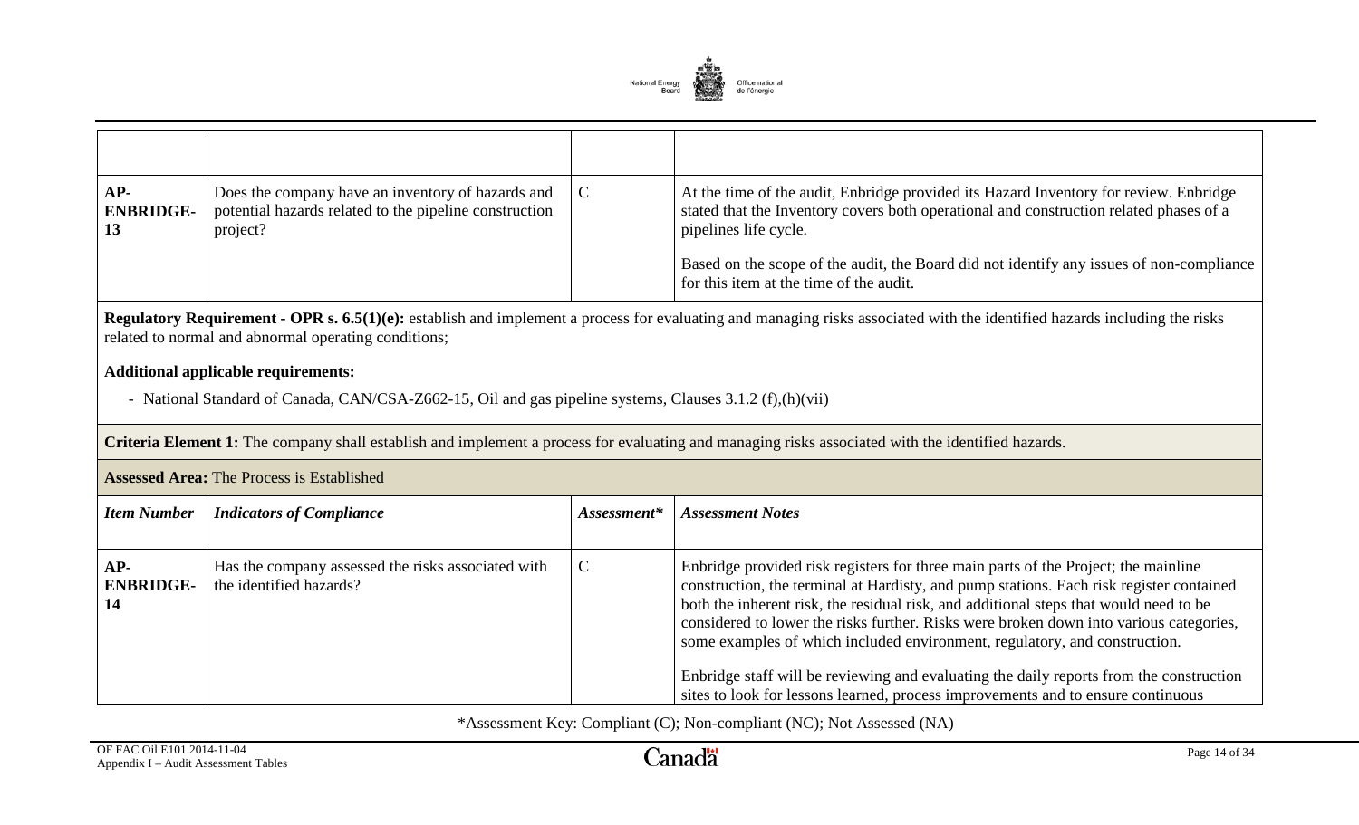| | | | |
|---|---|---|---|
| **AP-ENBRIDGE-13** | Does the company have an inventory of hazards and potential hazards related to the pipeline construction project? | C | At the time of the audit, Enbridge provided its Hazard Inventory for review. Enbridge stated that the Inventory covers both operational and construction related phases of a pipelines life cycle.<br><br>Based on the scope of the audit, the Board did not identify any issues of non-compliance for this item at the time of the audit. |

**Regulatory Requirement - OPR s. 6.5(1)(e):** establish and implement a process for evaluating and managing risks associated with the identified hazards including the risks related to normal and abnormal operating conditions;

**Additional applicable requirements:**

- National Standard of Canada, CAN/CSA-Z662-15, Oil and gas pipeline systems, Clauses 3.1.2 (f),(h)(vii)

**Criteria Element 1:** The company shall establish and implement a process for evaluating and managing risks associated with the identified hazards.

**Assessed Area:** The Process is Established

| *Item Number* | *Indicators of Compliance* | *Assessment** | *Assessment Notes* |
|---|---|---|---|
| **AP-ENBRIDGE-14** | Has the company assessed the risks associated with the identified hazards? | C | Enbridge provided risk registers for three main parts of the Project; the mainline construction, the terminal at Hardisty, and pump stations. Each risk register contained both the inherent risk, the residual risk, and additional steps that would need to be considered to lower the risks further. Risks were broken down into various categories, some examples of which included environment, regulatory, and construction.<br><br>Enbridge staff will be reviewing and evaluating the daily reports from the construction sites to look for lessons learned, process improvements and to ensure continuous |

*Assessment Key: Compliant (C); Non-compliant (NC); Not Assessed (NA)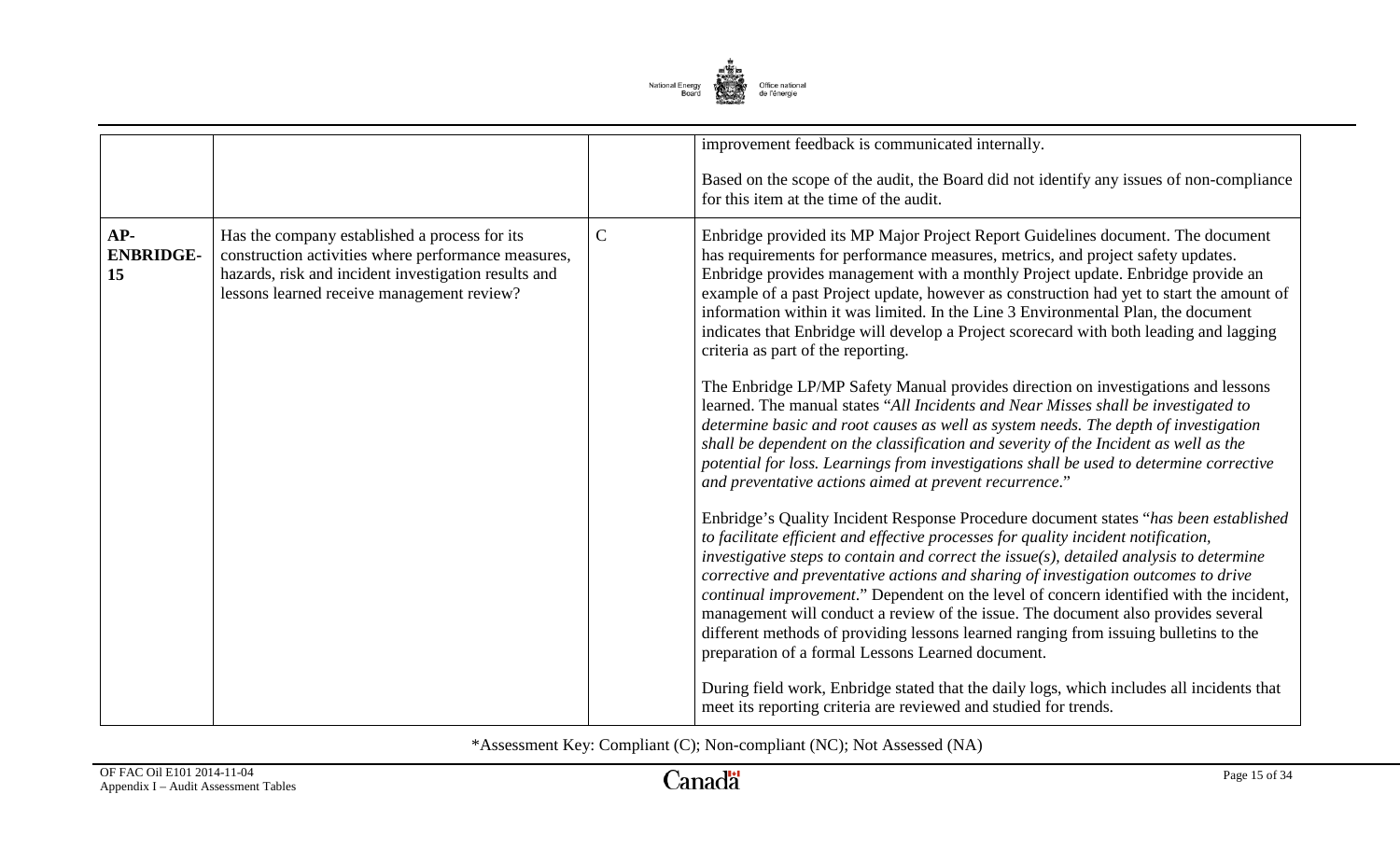| | | | |
|---|---|---|---|
| | | | improvement feedback is communicated internally.<br><br>Based on the scope of the audit, the Board did not identify any issues of non-compliance for this item at the time of the audit. |
| **AP-ENBRIDGE-15** | Has the company established a process for its construction activities where performance measures, hazards, risk and incident investigation results and lessons learned receive management review? | C | Enbridge provided its MP Major Project Report Guidelines document. The document has requirements for performance measures, metrics, and project safety updates. Enbridge provides management with a monthly Project update. Enbridge provide an example of a past Project update, however as construction had yet to start the amount of information within it was limited. In the Line 3 Environmental Plan, the document indicates that Enbridge will develop a Project scorecard with both leading and lagging criteria as part of the reporting.<br><br>The Enbridge LP/MP Safety Manual provides direction on investigations and lessons learned. The manual states "*All Incidents and Near Misses shall be investigated to determine basic and root causes as well as system needs. The depth of investigation shall be dependent on the classification and severity of the Incident as well as the potential for loss. Learnings from investigations shall be used to determine corrective and preventative actions aimed at prevent recurrence*."<br><br>Enbridge's Quality Incident Response Procedure document states "*has been established to facilitate efficient and effective processes for quality incident notification, investigative steps to contain and correct the issue(s), detailed analysis to determine corrective and preventative actions and sharing of investigation outcomes to drive continual improvement*." Dependent on the level of concern identified with the incident, management will conduct a review of the issue. The document also provides several different methods of providing lessons learned ranging from issuing bulletins to the preparation of a formal Lessons Learned document.<br><br>During field work, Enbridge stated that the daily logs, which includes all incidents that meet its reporting criteria are reviewed and studied for trends. |

*Assessment Key: Compliant (C); Non-compliant (NC); Not Assessed (NA)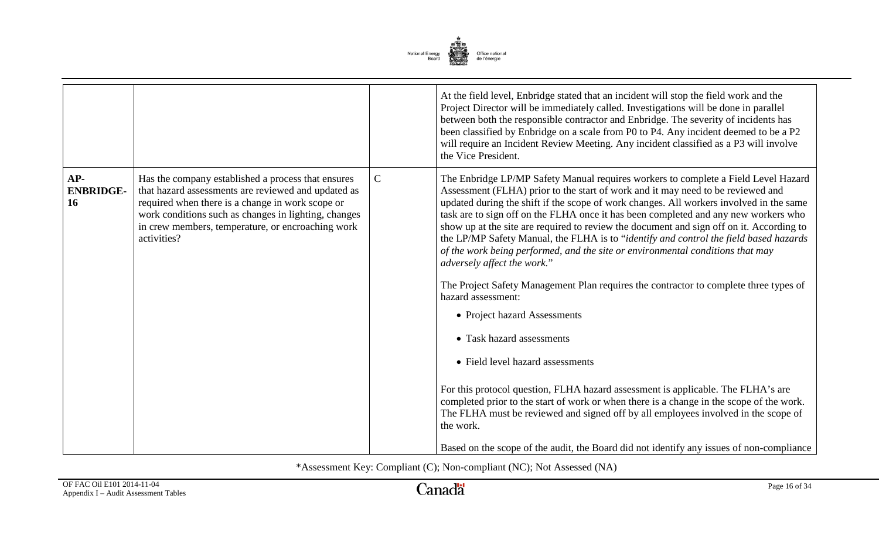| | | | |
|---|---|---|---|
| | | | At the field level, Enbridge stated that an incident will stop the field work and the Project Director will be immediately called. Investigations will be done in parallel between both the responsible contractor and Enbridge. The severity of incidents has been classified by Enbridge on a scale from P0 to P4. Any incident deemed to be a P2 will require an Incident Review Meeting. Any incident classified as a P3 will involve the Vice President. |
| **AP-ENBRIDGE-16** | Has the company established a process that ensures that hazard assessments are reviewed and updated as required when there is a change in work scope or work conditions such as changes in lighting, changes in crew members, temperature, or encroaching work activities? | C | The Enbridge LP/MP Safety Manual requires workers to complete a Field Level Hazard Assessment (FLHA) prior to the start of work and it may need to be reviewed and updated during the shift if the scope of work changes. All workers involved in the same task are to sign off on the FLHA once it has been completed and any new workers who show up at the site are required to review the document and sign off on it. According to the LP/MP Safety Manual, the FLHA is to "*identify and control the field based hazards of the work being performed, and the site or environmental conditions that may adversely affect the work.*"<br><br>The Project Safety Management Plan requires the contractor to complete three types of hazard assessment:<br><br>• Project hazard Assessments<br>• Task hazard assessments<br>• Field level hazard assessments<br><br>For this protocol question, FLHA hazard assessment is applicable. The FLHA's are completed prior to the start of work or when there is a change in the scope of the work. The FLHA must be reviewed and signed off by all employees involved in the scope of the work.<br><br>Based on the scope of the audit, the Board did not identify any issues of non-compliance |

*Assessment Key: Compliant (C); Non-compliant (NC); Not Assessed (NA)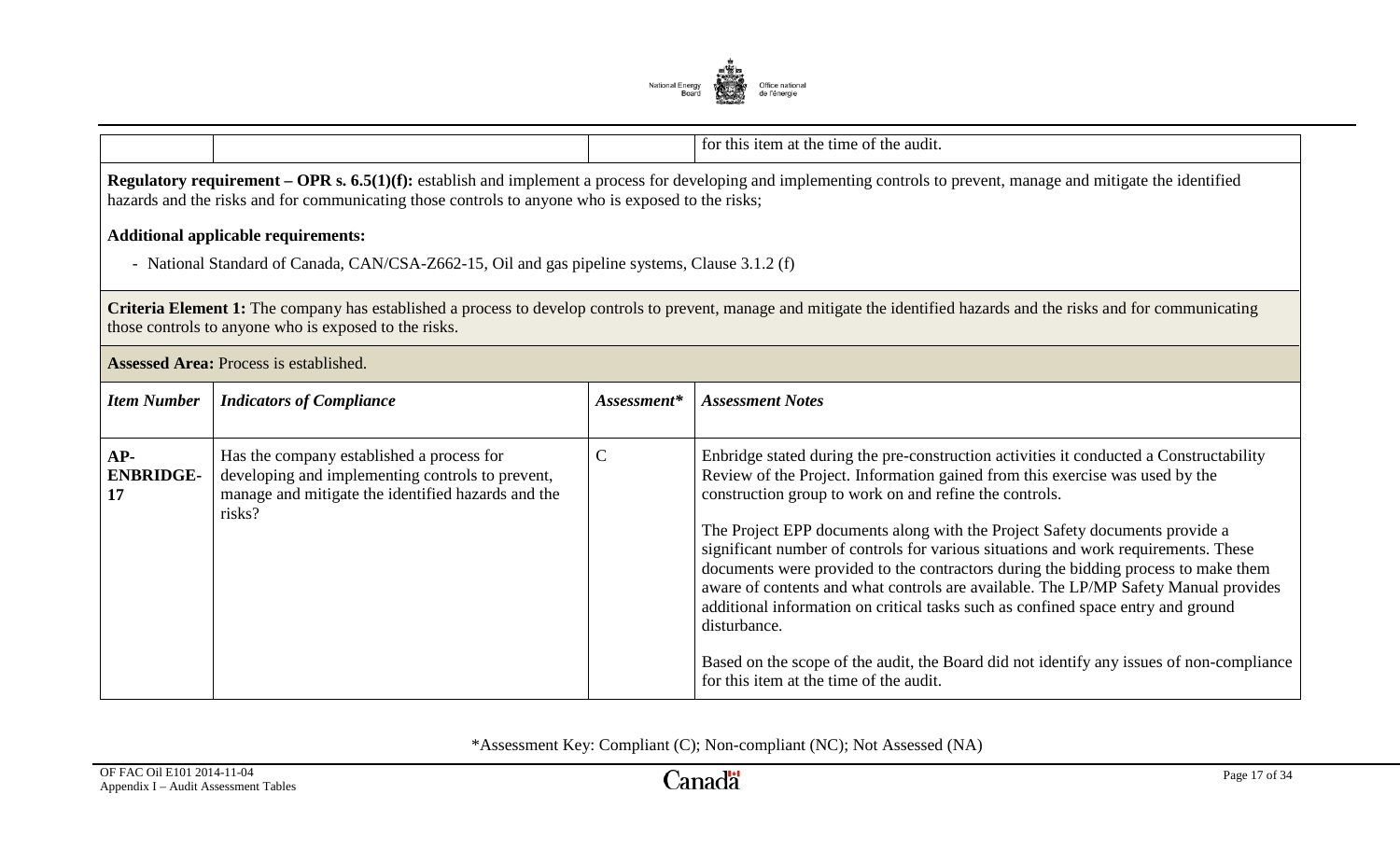| | | | for this item at the time of the audit. |
|---|---|---|---|

**Regulatory requirement – OPR s. 6.5(1)(f):** establish and implement a process for developing and implementing controls to prevent, manage and mitigate the identified hazards and the risks and for communicating those controls to anyone who is exposed to the risks;

**Additional applicable requirements:**

- National Standard of Canada, CAN/CSA-Z662-15, Oil and gas pipeline systems, Clause 3.1.2 (f)

**Criteria Element 1:** The company has established a process to develop controls to prevent, manage and mitigate the identified hazards and the risks and for communicating those controls to anyone who is exposed to the risks.

**Assessed Area:** Process is established.

| *Item Number* | *Indicators of Compliance* | *Assessment\** | *Assessment Notes* |
|---|---|---|---|
| **AP-ENBRIDGE-17** | Has the company established a process for developing and implementing controls to prevent, manage and mitigate the identified hazards and the risks? | C | Enbridge stated during the pre-construction activities it conducted a Constructability Review of the Project. Information gained from this exercise was used by the construction group to work on and refine the controls.<br><br>The Project EPP documents along with the Project Safety documents provide a significant number of controls for various situations and work requirements. These documents were provided to the contractors during the bidding process to make them aware of contents and what controls are available. The LP/MP Safety Manual provides additional information on critical tasks such as confined space entry and ground disturbance.<br><br>Based on the scope of the audit, the Board did not identify any issues of non-compliance for this item at the time of the audit. |

\*Assessment Key: Compliant (C); Non-compliant (NC); Not Assessed (NA)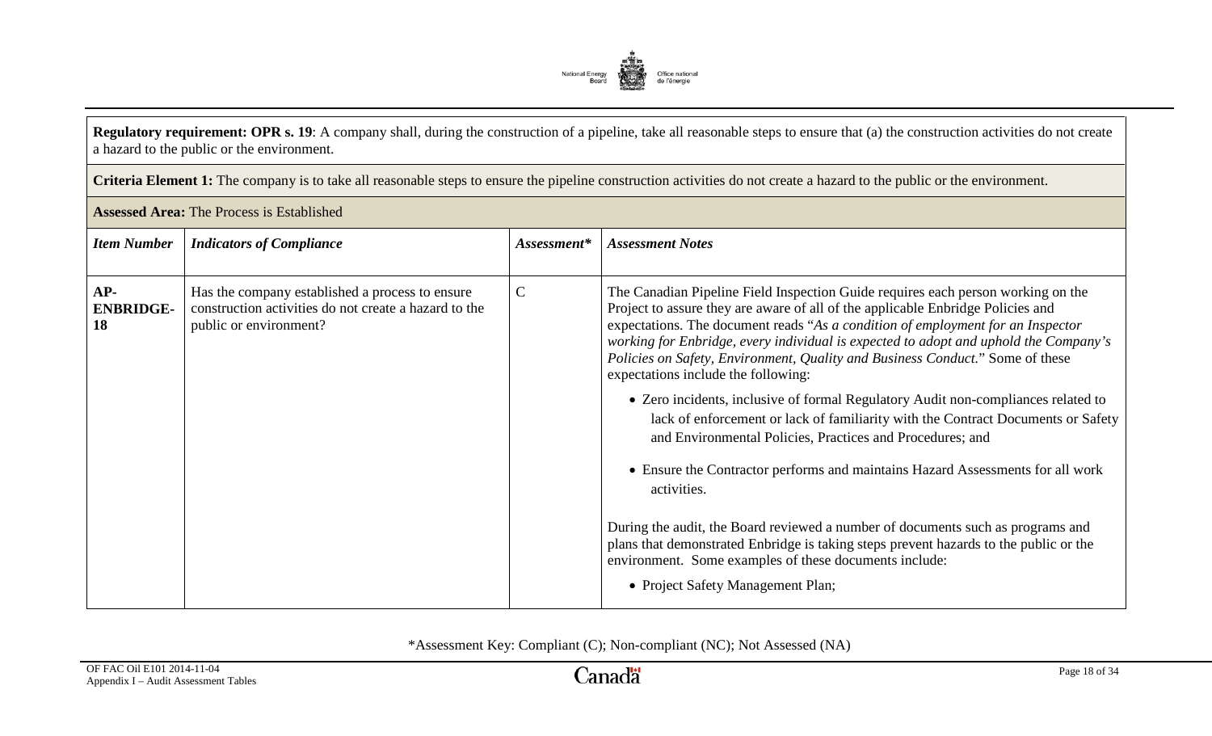**Regulatory requirement: OPR s. 19**: A company shall, during the construction of a pipeline, take all reasonable steps to ensure that (a) the construction activities do not create a hazard to the public or the environment.

**Criteria Element 1:** The company is to take all reasonable steps to ensure the pipeline construction activities do not create a hazard to the public or the environment.

**Assessed Area:** The Process is Established

| *Item Number* | *Indicators of Compliance* | *Assessment** | *Assessment Notes* |
|---|---|---|---|
| **AP-ENBRIDGE-18** | Has the company established a process to ensure construction activities do not create a hazard to the public or environment? | C | The Canadian Pipeline Field Inspection Guide requires each person working on the Project to assure they are aware of all of the applicable Enbridge Policies and expectations. The document reads "*As a condition of employment for an Inspector working for Enbridge, every individual is expected to adopt and uphold the Company's Policies on Safety, Environment, Quality and Business Conduct.*" Some of these expectations include the following: <br> • Zero incidents, inclusive of formal Regulatory Audit non-compliances related to lack of enforcement or lack of familiarity with the Contract Documents or Safety and Environmental Policies, Practices and Procedures; and <br> • Ensure the Contractor performs and maintains Hazard Assessments for all work activities. <br><br> During the audit, the Board reviewed a number of documents such as programs and plans that demonstrated Enbridge is taking steps prevent hazards to the public or the environment. Some examples of these documents include: <br> • Project Safety Management Plan; |

*Assessment Key: Compliant (C); Non-compliant (NC); Not Assessed (NA)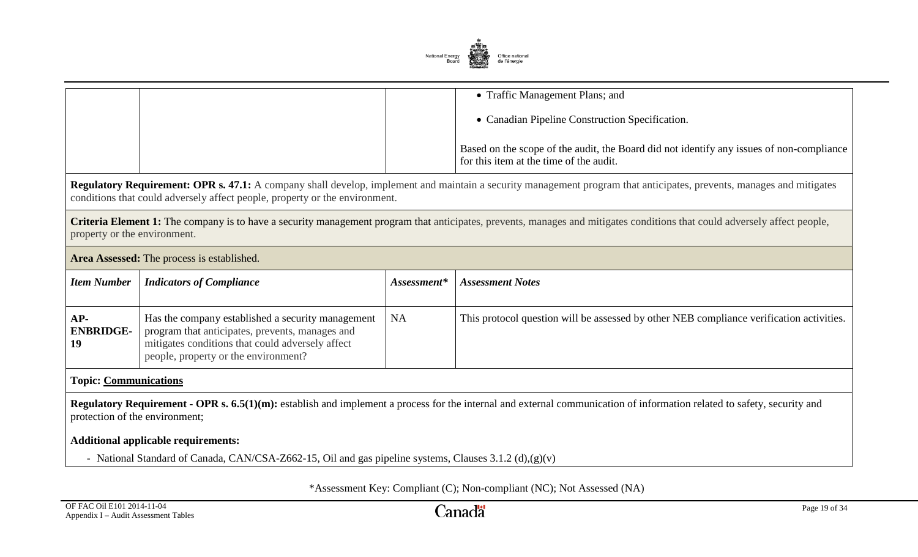|  |  |  | • Traffic Management Plans; and<br><br>• Canadian Pipeline Construction Specification.<br><br>Based on the scope of the audit, the Board did not identify any issues of non-compliance for this item at the time of the audit. |
|---|---|---|---|

**Regulatory Requirement: OPR s. 47.1:** A company shall develop, implement and maintain a security management program that anticipates, prevents, manages and mitigates conditions that could adversely affect people, property or the environment.

**Criteria Element 1:** The company is to have a security management program that anticipates, prevents, manages and mitigates conditions that could adversely affect people, property or the environment.

**Area Assessed:** The process is established.

| *Item Number* | *Indicators of Compliance* | *Assessment** | *Assessment Notes* |
|---|---|---|---|
| **AP-ENBRIDGE-19** | Has the company established a security management program that anticipates, prevents, manages and mitigates conditions that could adversely affect people, property or the environment? | NA | This protocol question will be assessed by other NEB compliance verification activities. |

**Topic: Communications**

**Regulatory Requirement - OPR s. 6.5(1)(m):** establish and implement a process for the internal and external communication of information related to safety, security and protection of the environment;

**Additional applicable requirements:**

- National Standard of Canada, CAN/CSA-Z662-15, Oil and gas pipeline systems, Clauses 3.1.2 (d),(g)(v)

*Assessment Key: Compliant (C); Non-compliant (NC); Not Assessed (NA)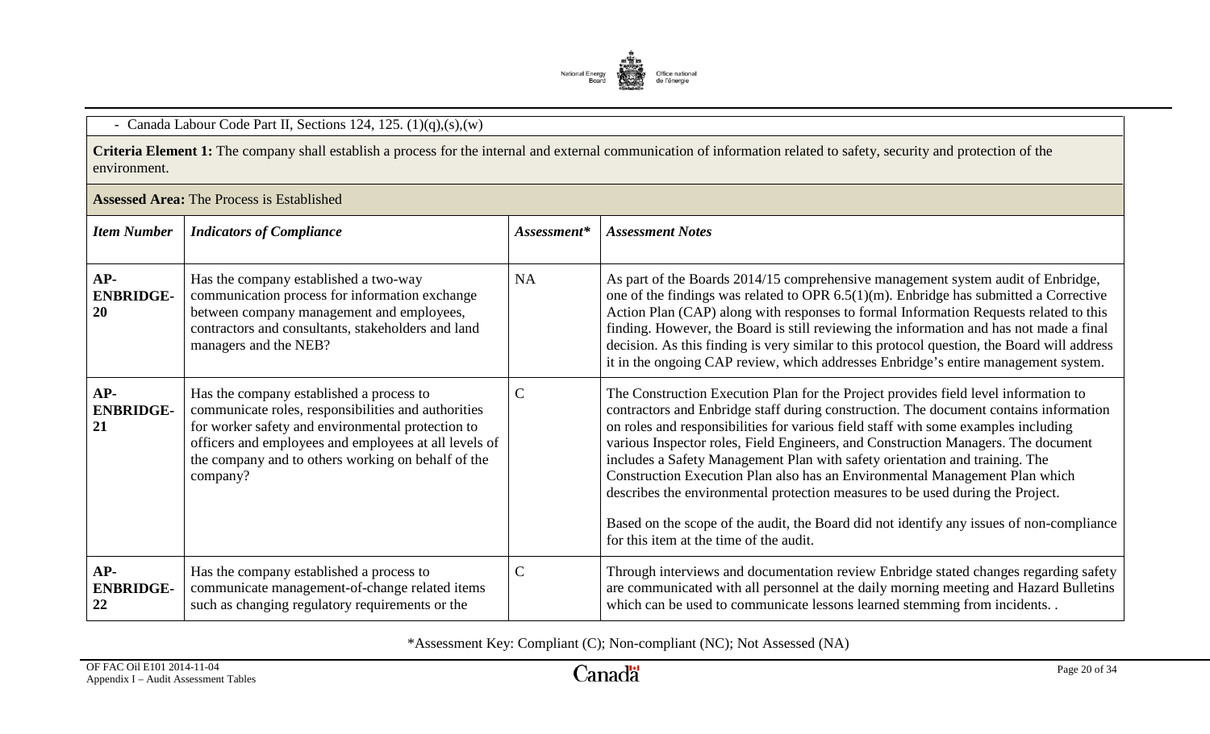- Canada Labour Code Part II, Sections 124, 125. (1)(q),(s),(w)

**Criteria Element 1:** The company shall establish a process for the internal and external communication of information related to safety, security and protection of the environment.

**Assessed Area:** The Process is Established

| *Item Number* | *Indicators of Compliance* | *Assessment** | *Assessment Notes* |
|---|---|---|---|
| **AP-ENBRIDGE-20** | Has the company established a two-way communication process for information exchange between company management and employees, contractors and consultants, stakeholders and land managers and the NEB? | NA | As part of the Boards 2014/15 comprehensive management system audit of Enbridge, one of the findings was related to OPR 6.5(1)(m). Enbridge has submitted a Corrective Action Plan (CAP) along with responses to formal Information Requests related to this finding. However, the Board is still reviewing the information and has not made a final decision. As this finding is very similar to this protocol question, the Board will address it in the ongoing CAP review, which addresses Enbridge's entire management system. |
| **AP-ENBRIDGE-21** | Has the company established a process to communicate roles, responsibilities and authorities for worker safety and environmental protection to officers and employees and employees at all levels of the company and to others working on behalf of the company? | C | The Construction Execution Plan for the Project provides field level information to contractors and Enbridge staff during construction. The document contains information on roles and responsibilities for various field staff with some examples including various Inspector roles, Field Engineers, and Construction Managers. The document includes a Safety Management Plan with safety orientation and training. The Construction Execution Plan also has an Environmental Management Plan which describes the environmental protection measures to be used during the Project.<br><br>Based on the scope of the audit, the Board did not identify any issues of non-compliance for this item at the time of the audit. |
| **AP-ENBRIDGE-22** | Has the company established a process to communicate management-of-change related items such as changing regulatory requirements or the | C | Through interviews and documentation review Enbridge stated changes regarding safety are communicated with all personnel at the daily morning meeting and Hazard Bulletins which can be used to communicate lessons learned stemming from incidents. . |

*Assessment Key: Compliant (C); Non-compliant (NC); Not Assessed (NA)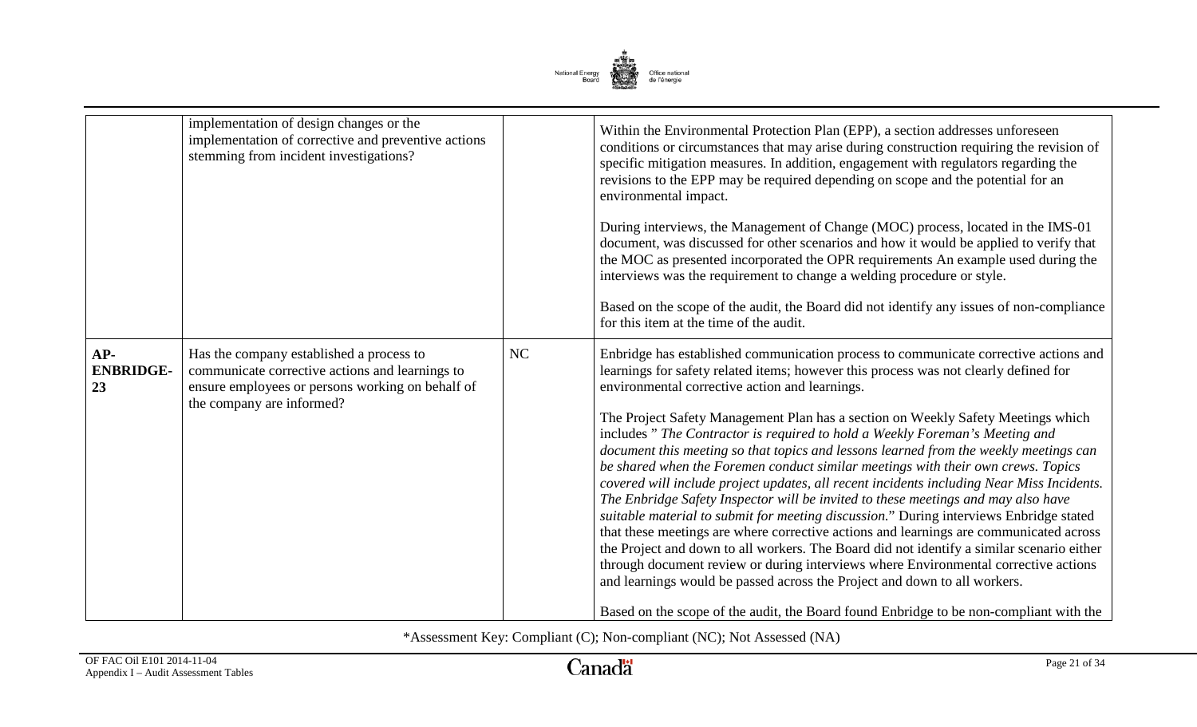|  | implementation of design changes or the implementation of corrective and preventive actions stemming from incident investigations? |  | Within the Environmental Protection Plan (EPP), a section addresses unforeseen conditions or circumstances that may arise during construction requiring the revision of specific mitigation measures. In addition, engagement with regulators regarding the revisions to the EPP may be required depending on scope and the potential for an environmental impact.<br><br>During interviews, the Management of Change (MOC) process, located in the IMS-01 document, was discussed for other scenarios and how it would be applied to verify that the MOC as presented incorporated the OPR requirements An example used during the interviews was the requirement to change a welding procedure or style.<br><br>Based on the scope of the audit, the Board did not identify any issues of non-compliance for this item at the time of the audit. |
|---|---|---|---|
| **AP-ENBRIDGE-23** | Has the company established a process to communicate corrective actions and learnings to ensure employees or persons working on behalf of the company are informed? | NC | Enbridge has established communication process to communicate corrective actions and learnings for safety related items; however this process was not clearly defined for environmental corrective action and learnings.<br><br>The Project Safety Management Plan has a section on Weekly Safety Meetings which includes " *The Contractor is required to hold a Weekly Foreman's Meeting and document this meeting so that topics and lessons learned from the weekly meetings can be shared when the Foremen conduct similar meetings with their own crews. Topics covered will include project updates, all recent incidents including Near Miss Incidents. The Enbridge Safety Inspector will be invited to these meetings and may also have suitable material to submit for meeting discussion.*" During interviews Enbridge stated that these meetings are where corrective actions and learnings are communicated across the Project and down to all workers. The Board did not identify a similar scenario either through document review or during interviews where Environmental corrective actions and learnings would be passed across the Project and down to all workers.<br><br>Based on the scope of the audit, the Board found Enbridge to be non-compliant with the |

*Assessment Key: Compliant (C); Non-compliant (NC); Not Assessed (NA)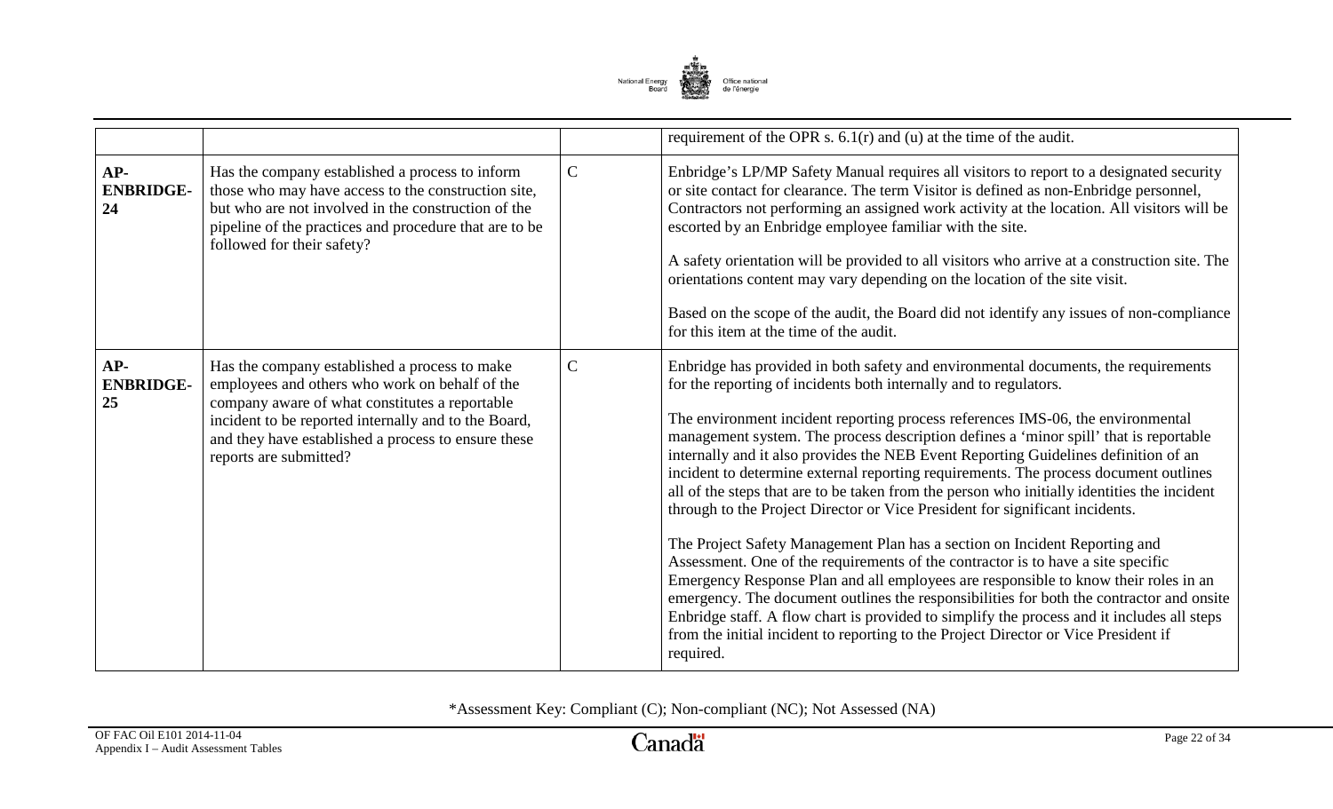|  |  |  | requirement of the OPR s. 6.1(r) and (u) at the time of the audit. |
|---|---|---|---|
| **AP-ENBRIDGE-24** | Has the company established a process to inform those who may have access to the construction site, but who are not involved in the construction of the pipeline of the practices and procedure that are to be followed for their safety? | C | Enbridge's LP/MP Safety Manual requires all visitors to report to a designated security or site contact for clearance. The term Visitor is defined as non-Enbridge personnel, Contractors not performing an assigned work activity at the location. All visitors will be escorted by an Enbridge employee familiar with the site.<br><br>A safety orientation will be provided to all visitors who arrive at a construction site. The orientations content may vary depending on the location of the site visit.<br><br>Based on the scope of the audit, the Board did not identify any issues of non-compliance for this item at the time of the audit. |
| **AP-ENBRIDGE-25** | Has the company established a process to make employees and others who work on behalf of the company aware of what constitutes a reportable incident to be reported internally and to the Board, and they have established a process to ensure these reports are submitted? | C | Enbridge has provided in both safety and environmental documents, the requirements for the reporting of incidents both internally and to regulators.<br><br>The environment incident reporting process references IMS-06, the environmental management system. The process description defines a 'minor spill' that is reportable internally and it also provides the NEB Event Reporting Guidelines definition of an incident to determine external reporting requirements. The process document outlines all of the steps that are to be taken from the person who initially identities the incident through to the Project Director or Vice President for significant incidents.<br><br>The Project Safety Management Plan has a section on Incident Reporting and Assessment. One of the requirements of the contractor is to have a site specific Emergency Response Plan and all employees are responsible to know their roles in an emergency. The document outlines the responsibilities for both the contractor and onsite Enbridge staff. A flow chart is provided to simplify the process and it includes all steps from the initial incident to reporting to the Project Director or Vice President if required. |

*Assessment Key: Compliant (C); Non-compliant (NC); Not Assessed (NA)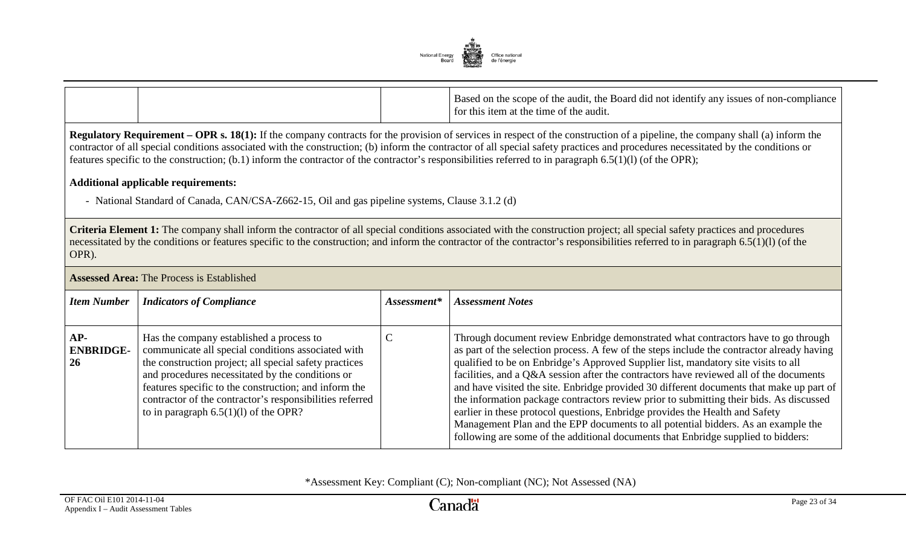| | | | Based on the scope of the audit, the Board did not identify any issues of non-compliance for this item at the time of the audit. |
|---|---|---|---|

**Regulatory Requirement – OPR s. 18(1):** If the company contracts for the provision of services in respect of the construction of a pipeline, the company shall (a) inform the contractor of all special conditions associated with the construction; (b) inform the contractor of all special safety practices and procedures necessitated by the conditions or features specific to the construction; (b.1) inform the contractor of the contractor's responsibilities referred to in paragraph 6.5(1)(l) (of the OPR);

**Additional applicable requirements:**

- National Standard of Canada, CAN/CSA-Z662-15, Oil and gas pipeline systems, Clause 3.1.2 (d)

**Criteria Element 1:** The company shall inform the contractor of all special conditions associated with the construction project; all special safety practices and procedures necessitated by the conditions or features specific to the construction; and inform the contractor of the contractor's responsibilities referred to in paragraph 6.5(1)(l) (of the OPR).

**Assessed Area:** The Process is Established

| *Item Number* | *Indicators of Compliance* | *Assessment** | *Assessment Notes* |
|---|---|---|---|
| **AP-ENBRIDGE-26** | Has the company established a process to communicate all special conditions associated with the construction project; all special safety practices and procedures necessitated by the conditions or features specific to the construction; and inform the contractor of the contractor's responsibilities referred to in paragraph 6.5(1)(l) of the OPR? | C | Through document review Enbridge demonstrated what contractors have to go through as part of the selection process. A few of the steps include the contractor already having qualified to be on Enbridge's Approved Supplier list, mandatory site visits to all facilities, and a Q&A session after the contractors have reviewed all of the documents and have visited the site. Enbridge provided 30 different documents that make up part of the information package contractors review prior to submitting their bids. As discussed earlier in these protocol questions, Enbridge provides the Health and Safety Management Plan and the EPP documents to all potential bidders. As an example the following are some of the additional documents that Enbridge supplied to bidders: |

*Assessment Key: Compliant (C); Non-compliant (NC); Not Assessed (NA)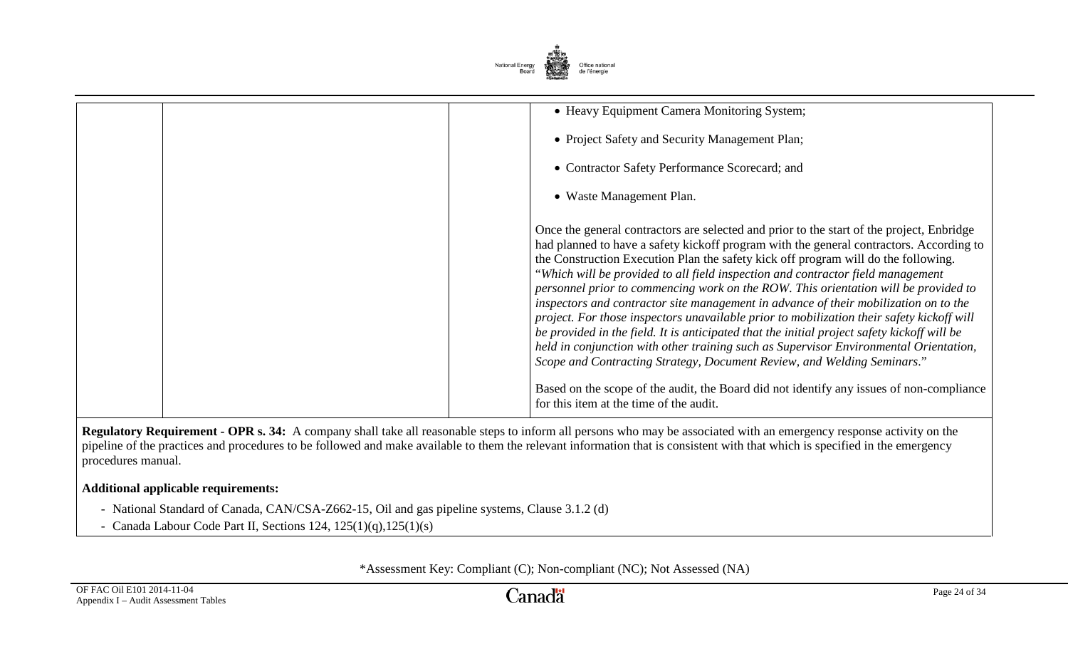| | | | • Heavy Equipment Camera Monitoring System;<br><br>• Project Safety and Security Management Plan;<br><br>• Contractor Safety Performance Scorecard; and<br><br>• Waste Management Plan.<br><br>Once the general contractors are selected and prior to the start of the project, Enbridge had planned to have a safety kickoff program with the general contractors. According to the Construction Execution Plan the safety kick off program will do the following. "*Which will be provided to all field inspection and contractor field management personnel prior to commencing work on the ROW. This orientation will be provided to inspectors and contractor site management in advance of their mobilization on to the project. For those inspectors unavailable prior to mobilization their safety kickoff will be provided in the field. It is anticipated that the initial project safety kickoff will be held in conjunction with other training such as Supervisor Environmental Orientation, Scope and Contracting Strategy, Document Review, and Welding Seminars*."<br><br>Based on the scope of the audit, the Board did not identify any issues of non-compliance for this item at the time of the audit. |
|---|---|---|---|

**Regulatory Requirement - OPR s. 34:** A company shall take all reasonable steps to inform all persons who may be associated with an emergency response activity on the pipeline of the practices and procedures to be followed and make available to them the relevant information that is consistent with that which is specified in the emergency procedures manual.

**Additional applicable requirements:**

- National Standard of Canada, CAN/CSA-Z662-15, Oil and gas pipeline systems, Clause 3.1.2 (d)
- Canada Labour Code Part II, Sections 124, 125(1)(q),125(1)(s)

*Assessment Key: Compliant (C); Non-compliant (NC); Not Assessed (NA)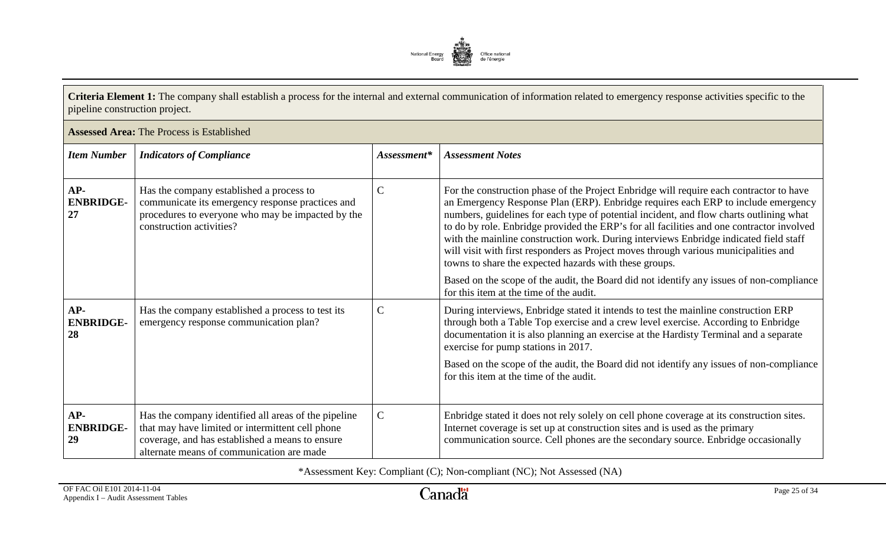**Criteria Element 1:** The company shall establish a process for the internal and external communication of information related to emergency response activities specific to the pipeline construction project.

**Assessed Area:** The Process is Established

| *Item Number* | *Indicators of Compliance* | *Assessment** | *Assessment Notes* |
|---|---|---|---|
| **AP-ENBRIDGE-27** | Has the company established a process to communicate its emergency response practices and procedures to everyone who may be impacted by the construction activities? | C | For the construction phase of the Project Enbridge will require each contractor to have an Emergency Response Plan (ERP). Enbridge requires each ERP to include emergency numbers, guidelines for each type of potential incident, and flow charts outlining what to do by role. Enbridge provided the ERP's for all facilities and one contractor involved with the mainline construction work. During interviews Enbridge indicated field staff will visit with first responders as Project moves through various municipalities and towns to share the expected hazards with these groups.<br><br>Based on the scope of the audit, the Board did not identify any issues of non-compliance for this item at the time of the audit. |
| **AP-ENBRIDGE-28** | Has the company established a process to test its emergency response communication plan? | C | During interviews, Enbridge stated it intends to test the mainline construction ERP through both a Table Top exercise and a crew level exercise. According to Enbridge documentation it is also planning an exercise at the Hardisty Terminal and a separate exercise for pump stations in 2017.<br><br>Based on the scope of the audit, the Board did not identify any issues of non-compliance for this item at the time of the audit. |
| **AP-ENBRIDGE-29** | Has the company identified all areas of the pipeline that may have limited or intermittent cell phone coverage, and has established a means to ensure alternate means of communication are made | C | Enbridge stated it does not rely solely on cell phone coverage at its construction sites. Internet coverage is set up at construction sites and is used as the primary communication source. Cell phones are the secondary source. Enbridge occasionally |

*Assessment Key: Compliant (C); Non-compliant (NC); Not Assessed (NA)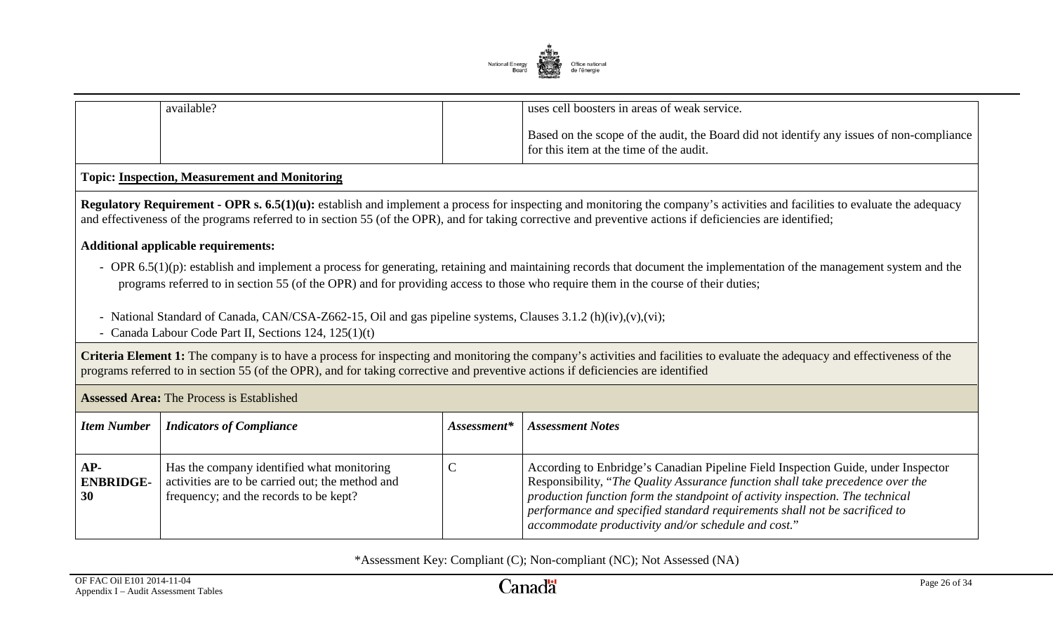| | available? | | uses cell boosters in areas of weak service.<br><br>Based on the scope of the audit, the Board did not identify any issues of non-compliance for this item at the time of the audit. |
|---|---|---|---|

**Topic: Inspection, Measurement and Monitoring**

**Regulatory Requirement - OPR s. 6.5(1)(u):** establish and implement a process for inspecting and monitoring the company's activities and facilities to evaluate the adequacy and effectiveness of the programs referred to in section 55 (of the OPR), and for taking corrective and preventive actions if deficiencies are identified;

**Additional applicable requirements:**

- OPR 6.5(1)(p): establish and implement a process for generating, retaining and maintaining records that document the implementation of the management system and the programs referred to in section 55 (of the OPR) and for providing access to those who require them in the course of their duties;

- National Standard of Canada, CAN/CSA-Z662-15, Oil and gas pipeline systems, Clauses 3.1.2 (h)(iv),(v),(vi);
- Canada Labour Code Part II, Sections 124, 125(1)(t)

**Criteria Element 1:** The company is to have a process for inspecting and monitoring the company's activities and facilities to evaluate the adequacy and effectiveness of the programs referred to in section 55 (of the OPR), and for taking corrective and preventive actions if deficiencies are identified

**Assessed Area:** The Process is Established

| *Item Number* | *Indicators of Compliance* | *Assessment\** | *Assessment Notes* |
|---|---|---|---|
| **AP-ENBRIDGE-30** | Has the company identified what monitoring activities are to be carried out; the method and frequency; and the records to be kept? | C | According to Enbridge's Canadian Pipeline Field Inspection Guide, under Inspector Responsibility, "*The Quality Assurance function shall take precedence over the production function form the standpoint of activity inspection. The technical performance and specified standard requirements shall not be sacrificed to accommodate productivity and/or schedule and cost.*" |

\*Assessment Key: Compliant (C); Non-compliant (NC); Not Assessed (NA)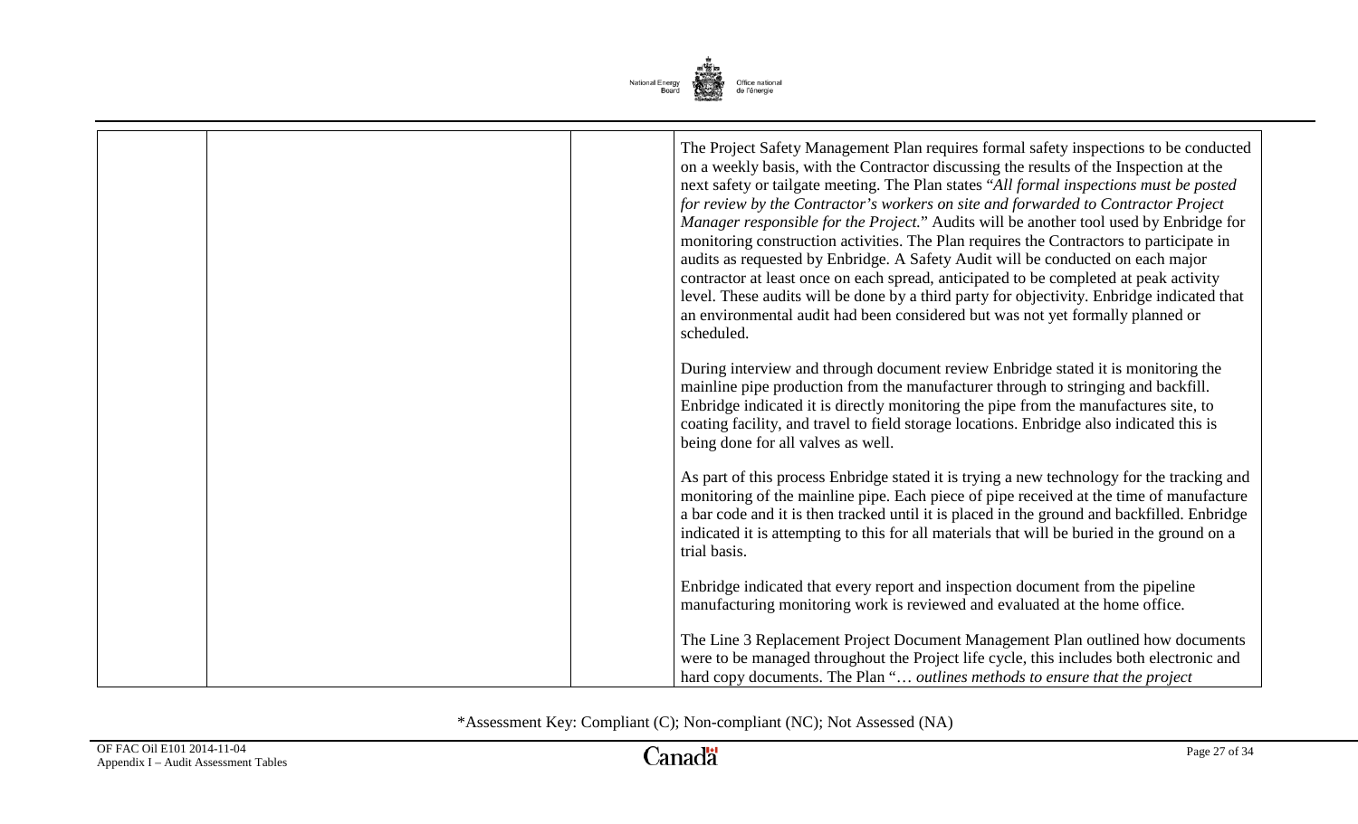| | | | |
|---|---|---|---|
| | | | The Project Safety Management Plan requires formal safety inspections to be conducted on a weekly basis, with the Contractor discussing the results of the Inspection at the next safety or tailgate meeting. The Plan states "*All formal inspections must be posted for review by the Contractor's workers on site and forwarded to Contractor Project Manager responsible for the Project.*" Audits will be another tool used by Enbridge for monitoring construction activities. The Plan requires the Contractors to participate in audits as requested by Enbridge. A Safety Audit will be conducted on each major contractor at least once on each spread, anticipated to be completed at peak activity level. These audits will be done by a third party for objectivity. Enbridge indicated that an environmental audit had been considered but was not yet formally planned or scheduled.<br><br>During interview and through document review Enbridge stated it is monitoring the mainline pipe production from the manufacturer through to stringing and backfill. Enbridge indicated it is directly monitoring the pipe from the manufactures site, to coating facility, and travel to field storage locations. Enbridge also indicated this is being done for all valves as well.<br><br>As part of this process Enbridge stated it is trying a new technology for the tracking and monitoring of the mainline pipe. Each piece of pipe received at the time of manufacture a bar code and it is then tracked until it is placed in the ground and backfilled. Enbridge indicated it is attempting to this for all materials that will be buried in the ground on a trial basis.<br><br>Enbridge indicated that every report and inspection document from the pipeline manufacturing monitoring work is reviewed and evaluated at the home office.<br><br>The Line 3 Replacement Project Document Management Plan outlined how documents were to be managed throughout the Project life cycle, this includes both electronic and hard copy documents. The Plan "… *outlines methods to ensure that the project* |

*Assessment Key: Compliant (C); Non-compliant (NC); Not Assessed (NA)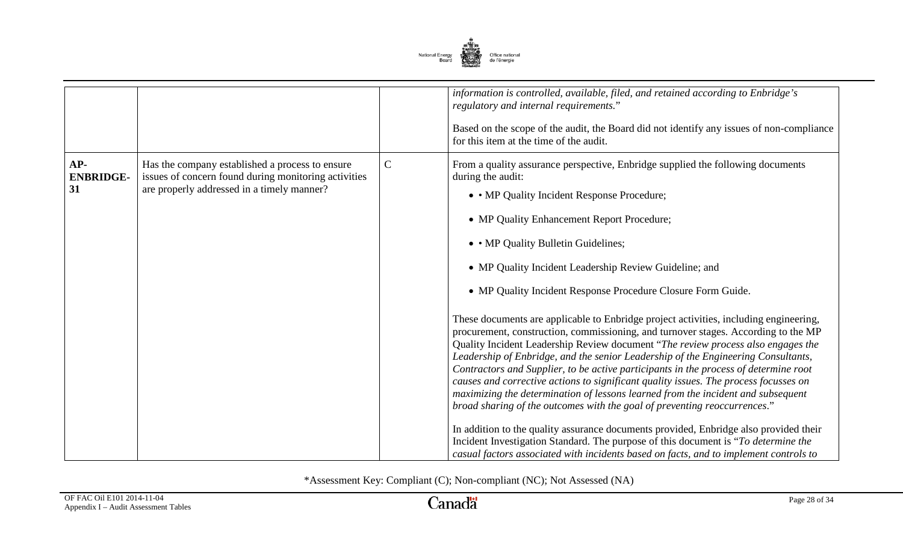|  |  |  | *information is controlled, available, filed, and retained according to Enbridge's regulatory and internal requirements.*"<br><br>Based on the scope of the audit, the Board did not identify any issues of non-compliance for this item at the time of the audit. |
|---|---|---|---|
| **AP-ENBRIDGE-31** | Has the company established a process to ensure issues of concern found during monitoring activities are properly addressed in a timely manner? | C | From a quality assurance perspective, Enbridge supplied the following documents during the audit:<br><br>• • MP Quality Incident Response Procedure;<br>• MP Quality Enhancement Report Procedure;<br>• • MP Quality Bulletin Guidelines;<br>• MP Quality Incident Leadership Review Guideline; and<br>• MP Quality Incident Response Procedure Closure Form Guide.<br><br>These documents are applicable to Enbridge project activities, including engineering, procurement, construction, commissioning, and turnover stages. According to the MP Quality Incident Leadership Review document "*The review process also engages the Leadership of Enbridge, and the senior Leadership of the Engineering Consultants, Contractors and Supplier, to be active participants in the process of determine root causes and corrective actions to significant quality issues. The process focusses on maximizing the determination of lessons learned from the incident and subsequent broad sharing of the outcomes with the goal of preventing reoccurrences*."<br><br>In addition to the quality assurance documents provided, Enbridge also provided their Incident Investigation Standard. The purpose of this document is "*To determine the casual factors associated with incidents based on facts, and to implement controls to* |

*Assessment Key: Compliant (C); Non-compliant (NC); Not Assessed (NA)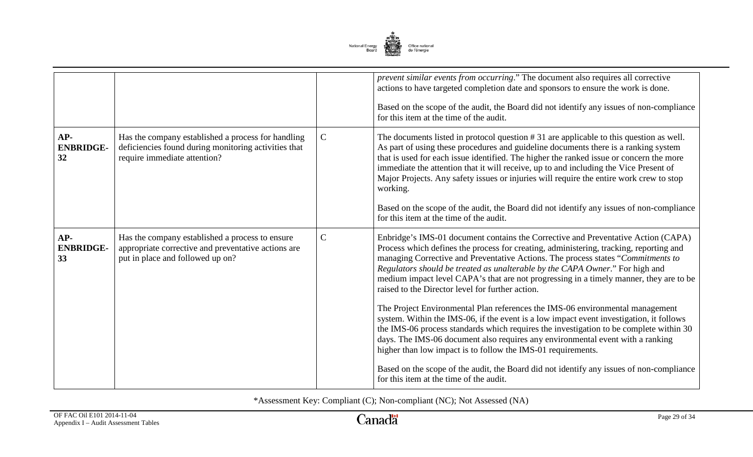|  |  |  | *prevent similar events from occurring*." The document also requires all corrective actions to have targeted completion date and sponsors to ensure the work is done.<br><br>Based on the scope of the audit, the Board did not identify any issues of non-compliance for this item at the time of the audit. |
|---|---|---|---|
| **AP-ENBRIDGE-32** | Has the company established a process for handling deficiencies found during monitoring activities that require immediate attention? | C | The documents listed in protocol question # 31 are applicable to this question as well. As part of using these procedures and guideline documents there is a ranking system that is used for each issue identified. The higher the ranked issue or concern the more immediate the attention that it will receive, up to and including the Vice Present of Major Projects. Any safety issues or injuries will require the entire work crew to stop working.<br><br>Based on the scope of the audit, the Board did not identify any issues of non-compliance for this item at the time of the audit. |
| **AP-ENBRIDGE-33** | Has the company established a process to ensure appropriate corrective and preventative actions are put in place and followed up on? | C | Enbridge's IMS-01 document contains the Corrective and Preventative Action (CAPA) Process which defines the process for creating, administering, tracking, reporting and managing Corrective and Preventative Actions. The process states "*Commitments to Regulators should be treated as unalterable by the CAPA Owner*." For high and medium impact level CAPA's that are not progressing in a timely manner, they are to be raised to the Director level for further action.<br><br>The Project Environmental Plan references the IMS-06 environmental management system. Within the IMS-06, if the event is a low impact event investigation, it follows the IMS-06 process standards which requires the investigation to be complete within 30 days. The IMS-06 document also requires any environmental event with a ranking higher than low impact is to follow the IMS-01 requirements.<br><br>Based on the scope of the audit, the Board did not identify any issues of non-compliance for this item at the time of the audit. |

*Assessment Key: Compliant (C); Non-compliant (NC); Not Assessed (NA)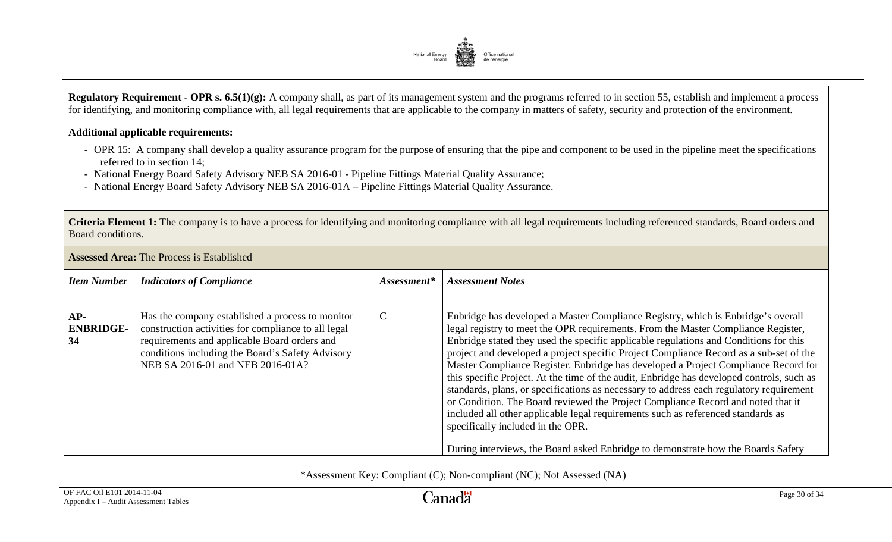**Regulatory Requirement - OPR s. 6.5(1)(g):** A company shall, as part of its management system and the programs referred to in section 55, establish and implement a process for identifying, and monitoring compliance with, all legal requirements that are applicable to the company in matters of safety, security and protection of the environment.

**Additional applicable requirements:**

- OPR 15: A company shall develop a quality assurance program for the purpose of ensuring that the pipe and component to be used in the pipeline meet the specifications referred to in section 14;
- National Energy Board Safety Advisory NEB SA 2016-01 - Pipeline Fittings Material Quality Assurance;
- National Energy Board Safety Advisory NEB SA 2016-01A – Pipeline Fittings Material Quality Assurance.

**Criteria Element 1:** The company is to have a process for identifying and monitoring compliance with all legal requirements including referenced standards, Board orders and Board conditions.

**Assessed Area:** The Process is Established

| *Item Number* | *Indicators of Compliance* | *Assessment\** | *Assessment Notes* |
|---|---|---|---|
| **AP-ENBRIDGE-34** | Has the company established a process to monitor construction activities for compliance to all legal requirements and applicable Board orders and conditions including the Board's Safety Advisory NEB SA 2016-01 and NEB 2016-01A? | C | Enbridge has developed a Master Compliance Registry, which is Enbridge's overall legal registry to meet the OPR requirements. From the Master Compliance Register, Enbridge stated they used the specific applicable regulations and Conditions for this project and developed a project specific Project Compliance Record as a sub-set of the Master Compliance Register. Enbridge has developed a Project Compliance Record for this specific Project. At the time of the audit, Enbridge has developed controls, such as standards, plans, or specifications as necessary to address each regulatory requirement or Condition. The Board reviewed the Project Compliance Record and noted that it included all other applicable legal requirements such as referenced standards as specifically included in the OPR.<br><br>During interviews, the Board asked Enbridge to demonstrate how the Boards Safety |

\*Assessment Key: Compliant (C); Non-compliant (NC); Not Assessed (NA)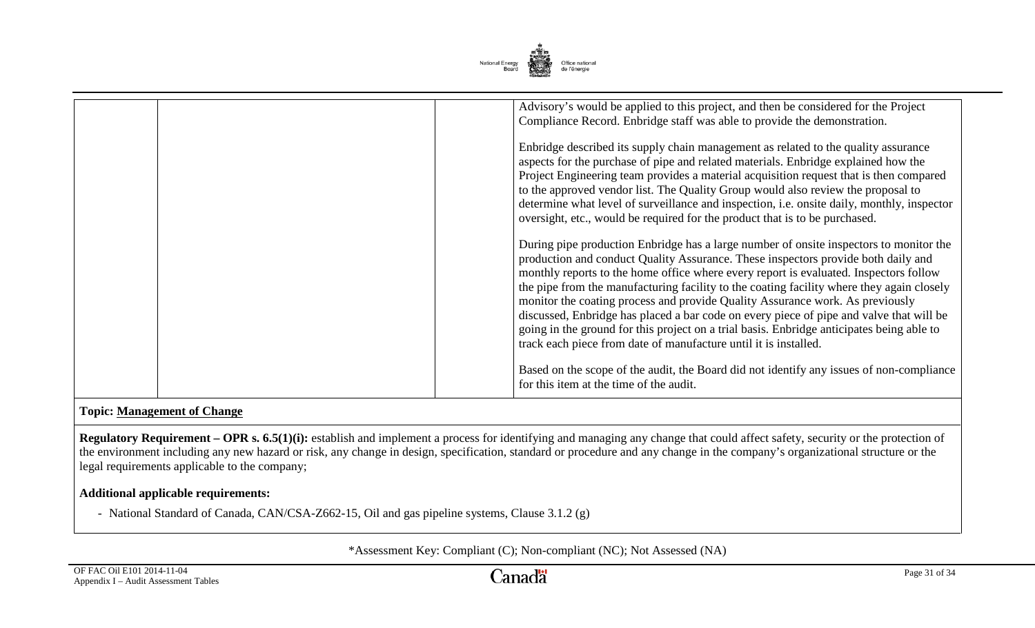| | | | |
|---|---|---|---|
| | | | Advisory's would be applied to this project, and then be considered for the Project Compliance Record. Enbridge staff was able to provide the demonstration.<br><br>Enbridge described its supply chain management as related to the quality assurance aspects for the purchase of pipe and related materials. Enbridge explained how the Project Engineering team provides a material acquisition request that is then compared to the approved vendor list. The Quality Group would also review the proposal to determine what level of surveillance and inspection, i.e. onsite daily, monthly, inspector oversight, etc., would be required for the product that is to be purchased.<br><br>During pipe production Enbridge has a large number of onsite inspectors to monitor the production and conduct Quality Assurance. These inspectors provide both daily and monthly reports to the home office where every report is evaluated. Inspectors follow the pipe from the manufacturing facility to the coating facility where they again closely monitor the coating process and provide Quality Assurance work. As previously discussed, Enbridge has placed a bar code on every piece of pipe and valve that will be going in the ground for this project on a trial basis. Enbridge anticipates being able to track each piece from date of manufacture until it is installed.<br><br>Based on the scope of the audit, the Board did not identify any issues of non-compliance for this item at the time of the audit. |

**Topic: Management of Change**

**Regulatory Requirement – OPR s. 6.5(1)(i):** establish and implement a process for identifying and managing any change that could affect safety, security or the protection of the environment including any new hazard or risk, any change in design, specification, standard or procedure and any change in the company's organizational structure or the legal requirements applicable to the company;

**Additional applicable requirements:**

- National Standard of Canada, CAN/CSA-Z662-15, Oil and gas pipeline systems, Clause 3.1.2 (g)

*Assessment Key: Compliant (C); Non-compliant (NC); Not Assessed (NA)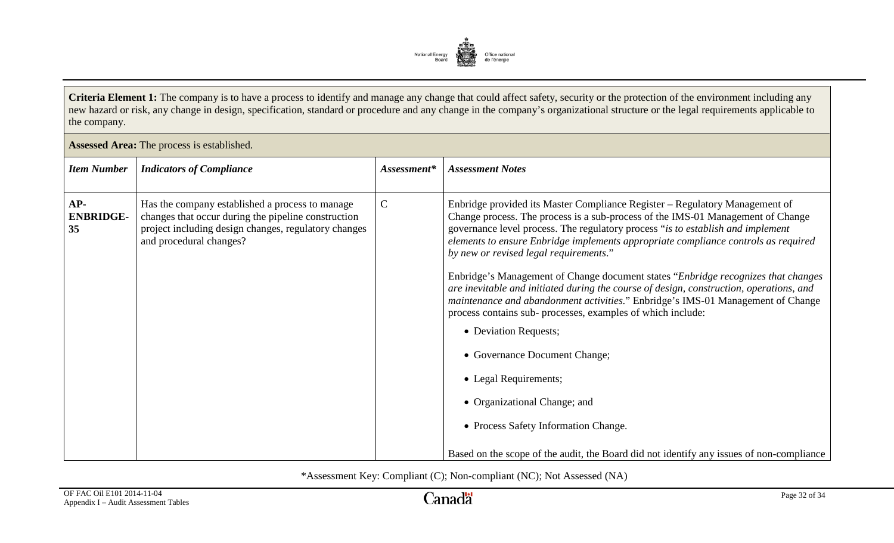**Criteria Element 1:** The company is to have a process to identify and manage any change that could affect safety, security or the protection of the environment including any new hazard or risk, any change in design, specification, standard or procedure and any change in the company's organizational structure or the legal requirements applicable to the company.

**Assessed Area:** The process is established.

| *Item Number* | *Indicators of Compliance* | *Assessment** | *Assessment Notes* |
|---|---|---|---|
| **AP-ENBRIDGE-35** | Has the company established a process to manage changes that occur during the pipeline construction project including design changes, regulatory changes and procedural changes? | C | Enbridge provided its Master Compliance Register – Regulatory Management of Change process. The process is a sub-process of the IMS-01 Management of Change governance level process. The regulatory process "*is to establish and implement elements to ensure Enbridge implements appropriate compliance controls as required by new or revised legal requirements*."<br><br>Enbridge's Management of Change document states "*Enbridge recognizes that changes are inevitable and initiated during the course of design, construction, operations, and maintenance and abandonment activities.*" Enbridge's IMS-01 Management of Change process contains sub- processes, examples of which include:<br><br>• Deviation Requests;<br>• Governance Document Change;<br>• Legal Requirements;<br>• Organizational Change; and<br>• Process Safety Information Change.<br><br>Based on the scope of the audit, the Board did not identify any issues of non-compliance |

*Assessment Key: Compliant (C); Non-compliant (NC); Not Assessed (NA)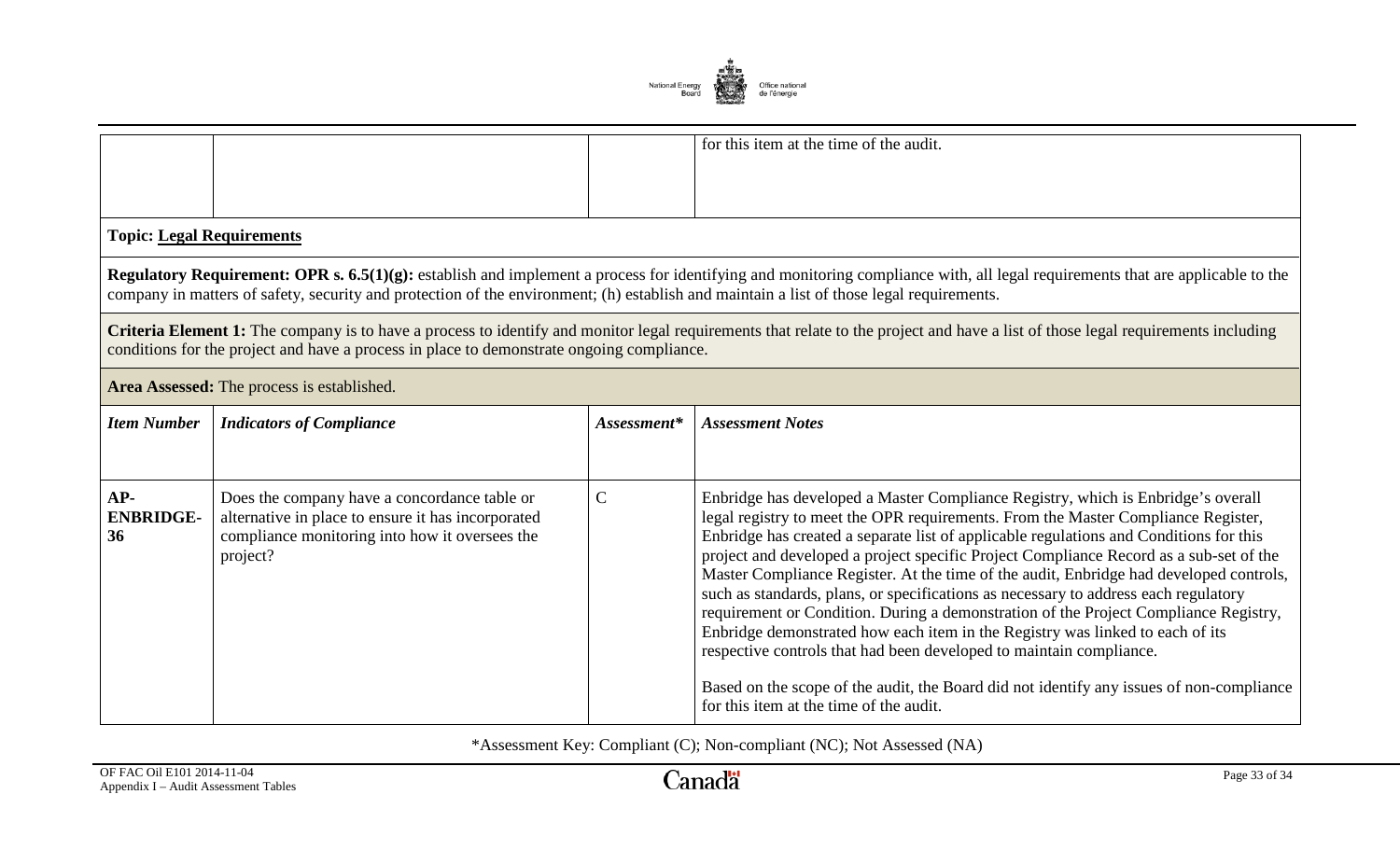| | | | for this item at the time of the audit. |
|---|---|---|---|

**Topic: Legal Requirements**

**Regulatory Requirement: OPR s. 6.5(1)(g):** establish and implement a process for identifying and monitoring compliance with, all legal requirements that are applicable to the company in matters of safety, security and protection of the environment; (h) establish and maintain a list of those legal requirements.

**Criteria Element 1:** The company is to have a process to identify and monitor legal requirements that relate to the project and have a list of those legal requirements including conditions for the project and have a process in place to demonstrate ongoing compliance.

**Area Assessed:** The process is established.

| *Item Number* | *Indicators of Compliance* | *Assessment** | *Assessment Notes* |
|---|---|---|---|
| **AP-ENBRIDGE-36** | Does the company have a concordance table or alternative in place to ensure it has incorporated compliance monitoring into how it oversees the project? | C | Enbridge has developed a Master Compliance Registry, which is Enbridge's overall legal registry to meet the OPR requirements. From the Master Compliance Register, Enbridge has created a separate list of applicable regulations and Conditions for this project and developed a project specific Project Compliance Record as a sub-set of the Master Compliance Register. At the time of the audit, Enbridge had developed controls, such as standards, plans, or specifications as necessary to address each regulatory requirement or Condition. During a demonstration of the Project Compliance Registry, Enbridge demonstrated how each item in the Registry was linked to each of its respective controls that had been developed to maintain compliance.<br><br>Based on the scope of the audit, the Board did not identify any issues of non-compliance for this item at the time of the audit. |

*Assessment Key: Compliant (C); Non-compliant (NC); Not Assessed (NA)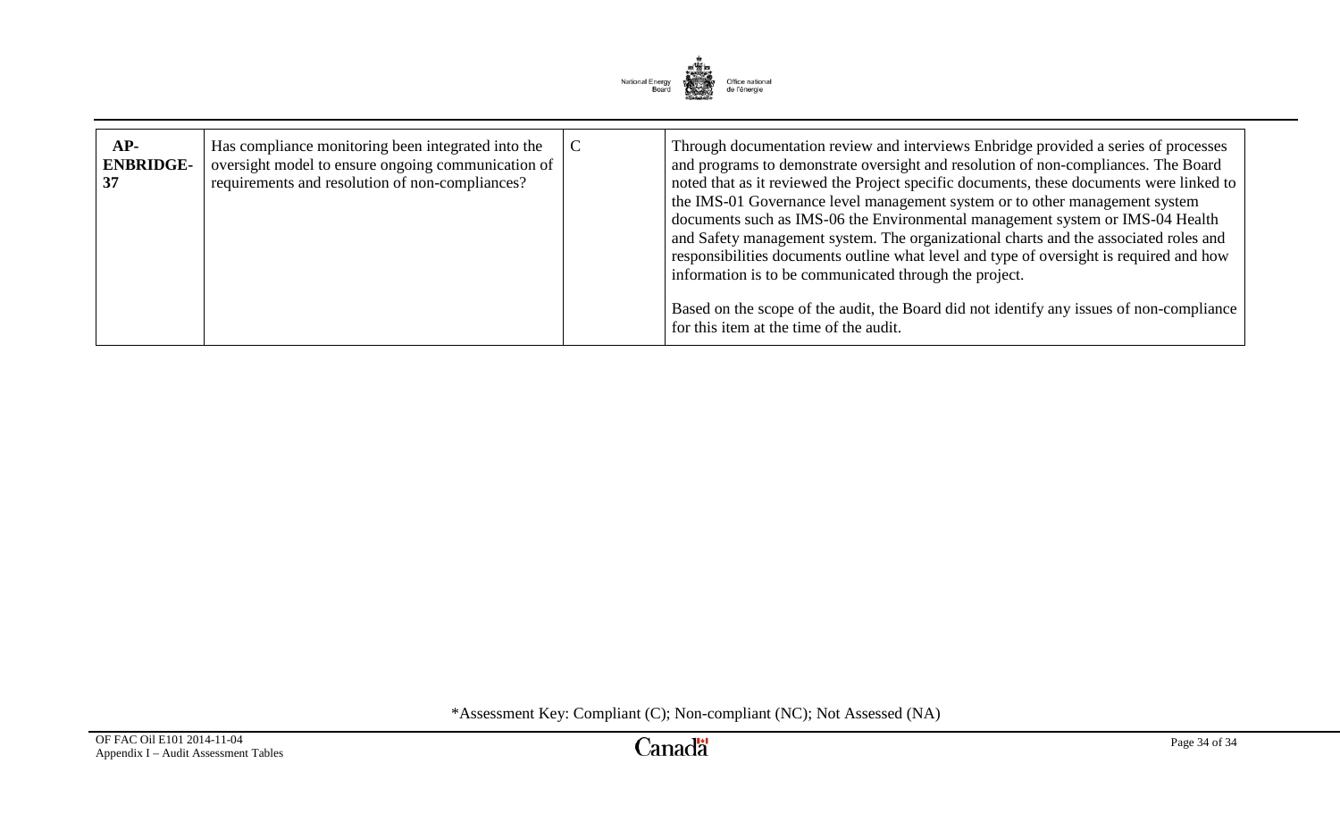| AP-ENBRIDGE-37 | Has compliance monitoring been integrated into the oversight model to ensure ongoing communication of requirements and resolution of non-compliances? | C | Through documentation review and interviews Enbridge provided a series of processes and programs to demonstrate oversight and resolution of non-compliances. The Board noted that as it reviewed the Project specific documents, these documents were linked to the IMS-01 Governance level management system or to other management system documents such as IMS-06 the Environmental management system or IMS-04 Health and Safety management system. The organizational charts and the associated roles and responsibilities documents outline what level and type of oversight is required and how information is to be communicated through the project.<br><br>Based on the scope of the audit, the Board did not identify any issues of non-compliance for this item at the time of the audit. |
|---|---|---|---|

*Assessment Key: Compliant (C); Non-compliant (NC); Not Assessed (NA)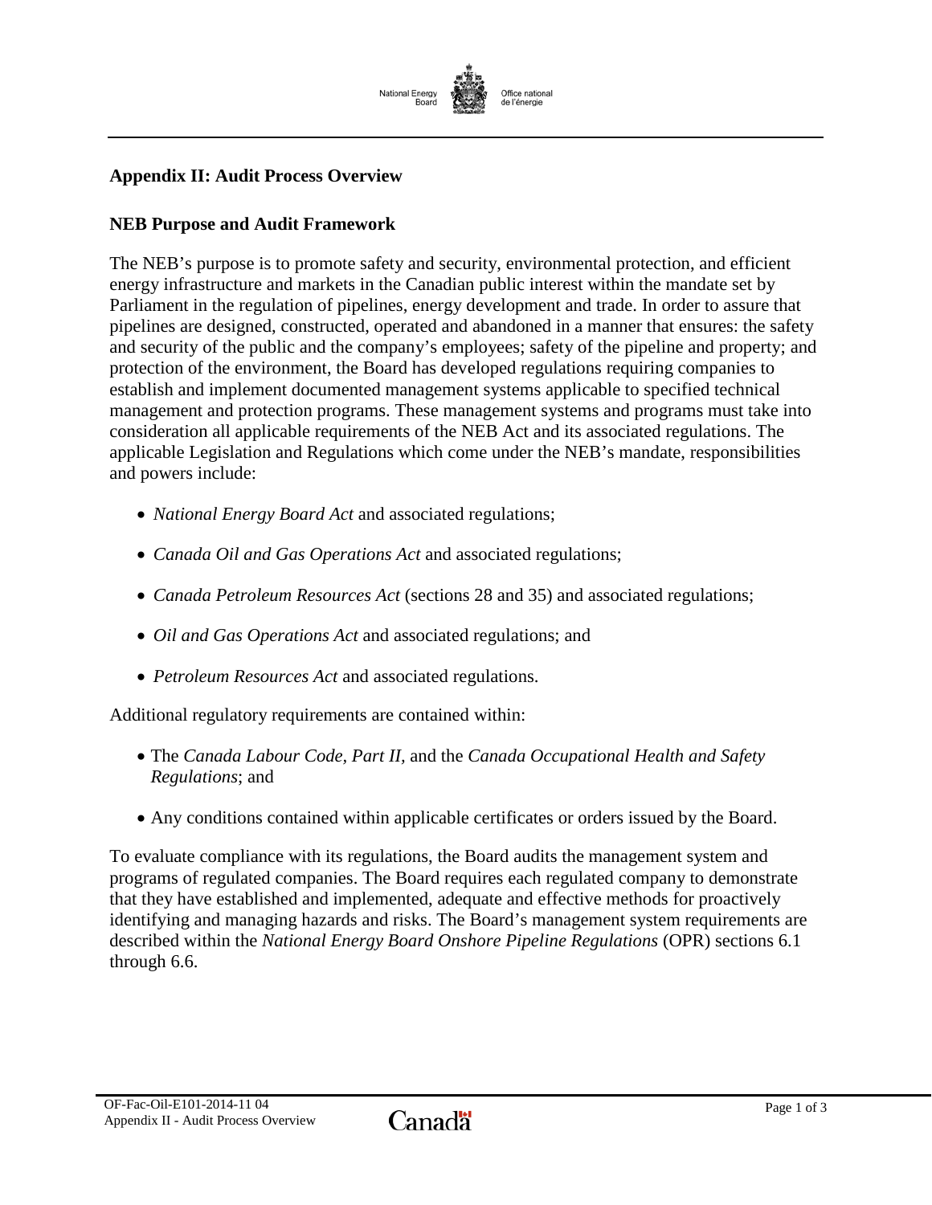# Appendix II: Audit Process Overview

## NEB Purpose and Audit Framework

The NEB's purpose is to promote safety and security, environmental protection, and efficient energy infrastructure and markets in the Canadian public interest within the mandate set by Parliament in the regulation of pipelines, energy development and trade. In order to assure that pipelines are designed, constructed, operated and abandoned in a manner that ensures: the safety and security of the public and the company's employees; safety of the pipeline and property; and protection of the environment, the Board has developed regulations requiring companies to establish and implement documented management systems applicable to specified technical management and protection programs. These management systems and programs must take into consideration all applicable requirements of the NEB Act and its associated regulations. The applicable Legislation and Regulations which come under the NEB's mandate, responsibilities and powers include:

- *National Energy Board Act* and associated regulations;
- *Canada Oil and Gas Operations Act* and associated regulations;
- *Canada Petroleum Resources Act* (sections 28 and 35) and associated regulations;
- *Oil and Gas Operations Act* and associated regulations; and
- *Petroleum Resources Act* and associated regulations.

Additional regulatory requirements are contained within:

- The *Canada Labour Code, Part II,* and the *Canada Occupational Health and Safety Regulations*; and
- Any conditions contained within applicable certificates or orders issued by the Board.

To evaluate compliance with its regulations, the Board audits the management system and programs of regulated companies. The Board requires each regulated company to demonstrate that they have established and implemented, adequate and effective methods for proactively identifying and managing hazards and risks. The Board's management system requirements are described within the *National Energy Board Onshore Pipeline Regulations* (OPR) sections 6.1 through 6.6.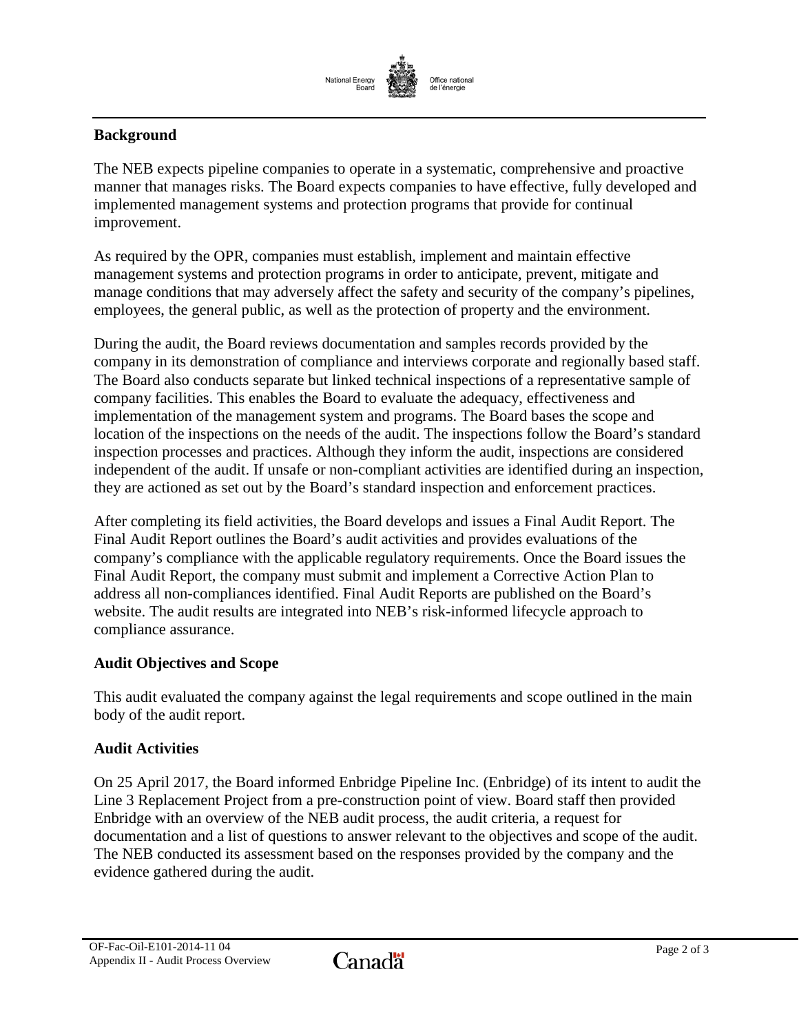## Background

The NEB expects pipeline companies to operate in a systematic, comprehensive and proactive manner that manages risks. The Board expects companies to have effective, fully developed and implemented management systems and protection programs that provide for continual improvement.

As required by the OPR, companies must establish, implement and maintain effective management systems and protection programs in order to anticipate, prevent, mitigate and manage conditions that may adversely affect the safety and security of the company's pipelines, employees, the general public, as well as the protection of property and the environment.

During the audit, the Board reviews documentation and samples records provided by the company in its demonstration of compliance and interviews corporate and regionally based staff. The Board also conducts separate but linked technical inspections of a representative sample of company facilities. This enables the Board to evaluate the adequacy, effectiveness and implementation of the management system and programs. The Board bases the scope and location of the inspections on the needs of the audit. The inspections follow the Board's standard inspection processes and practices. Although they inform the audit, inspections are considered independent of the audit. If unsafe or non-compliant activities are identified during an inspection, they are actioned as set out by the Board's standard inspection and enforcement practices.

After completing its field activities, the Board develops and issues a Final Audit Report. The Final Audit Report outlines the Board's audit activities and provides evaluations of the company's compliance with the applicable regulatory requirements. Once the Board issues the Final Audit Report, the company must submit and implement a Corrective Action Plan to address all non-compliances identified. Final Audit Reports are published on the Board's website. The audit results are integrated into NEB's risk-informed lifecycle approach to compliance assurance.

## Audit Objectives and Scope

This audit evaluated the company against the legal requirements and scope outlined in the main body of the audit report.

## Audit Activities

On 25 April 2017, the Board informed Enbridge Pipeline Inc. (Enbridge) of its intent to audit the Line 3 Replacement Project from a pre-construction point of view. Board staff then provided Enbridge with an overview of the NEB audit process, the audit criteria, a request for documentation and a list of questions to answer relevant to the objectives and scope of the audit. The NEB conducted its assessment based on the responses provided by the company and the evidence gathered during the audit.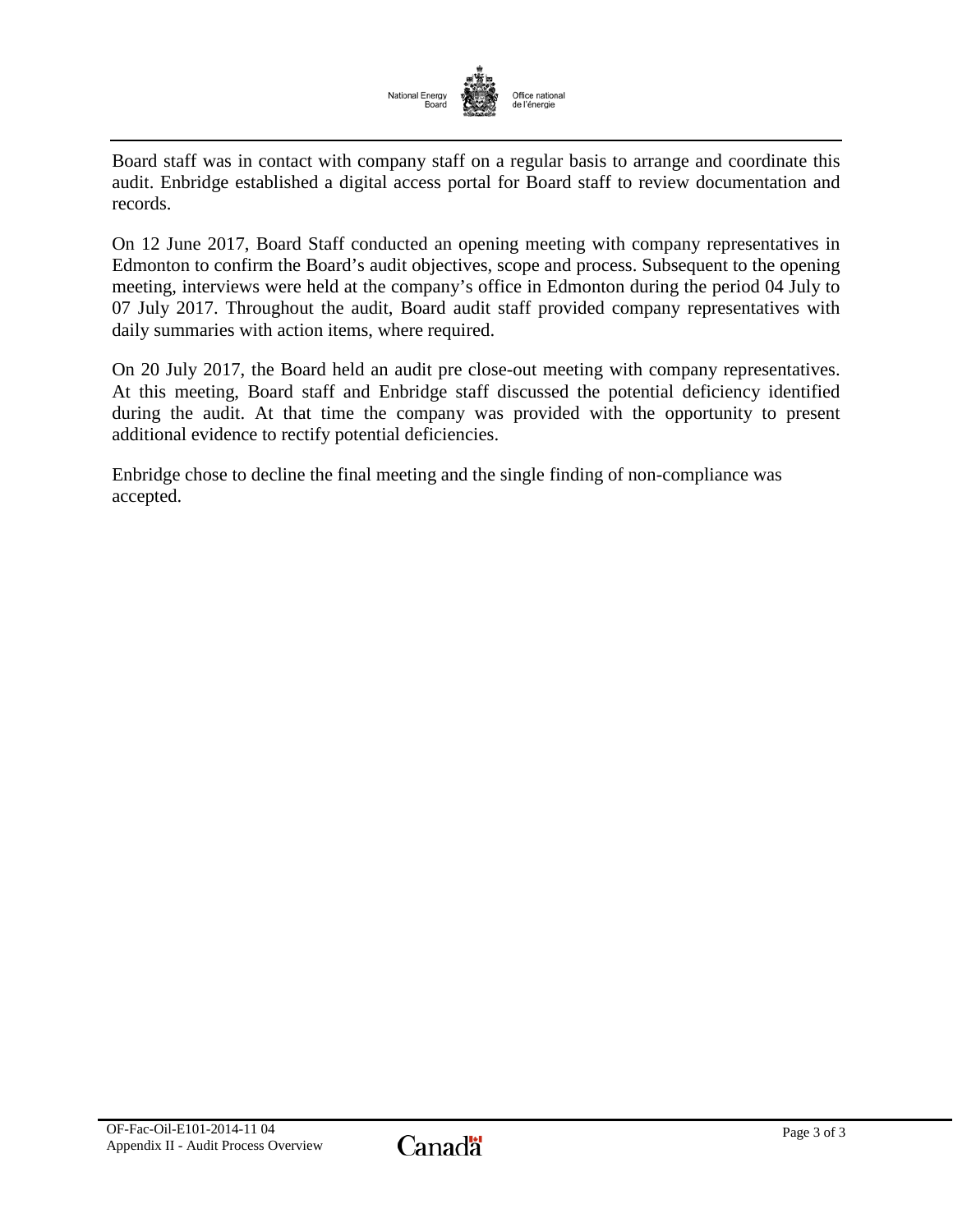Board staff was in contact with company staff on a regular basis to arrange and coordinate this audit. Enbridge established a digital access portal for Board staff to review documentation and records.

On 12 June 2017, Board Staff conducted an opening meeting with company representatives in Edmonton to confirm the Board's audit objectives, scope and process. Subsequent to the opening meeting, interviews were held at the company's office in Edmonton during the period 04 July to 07 July 2017. Throughout the audit, Board audit staff provided company representatives with daily summaries with action items, where required.

On 20 July 2017, the Board held an audit pre close-out meeting with company representatives. At this meeting, Board staff and Enbridge staff discussed the potential deficiency identified during the audit. At that time the company was provided with the opportunity to present additional evidence to rectify potential deficiencies.

Enbridge chose to decline the final meeting and the single finding of non-compliance was accepted.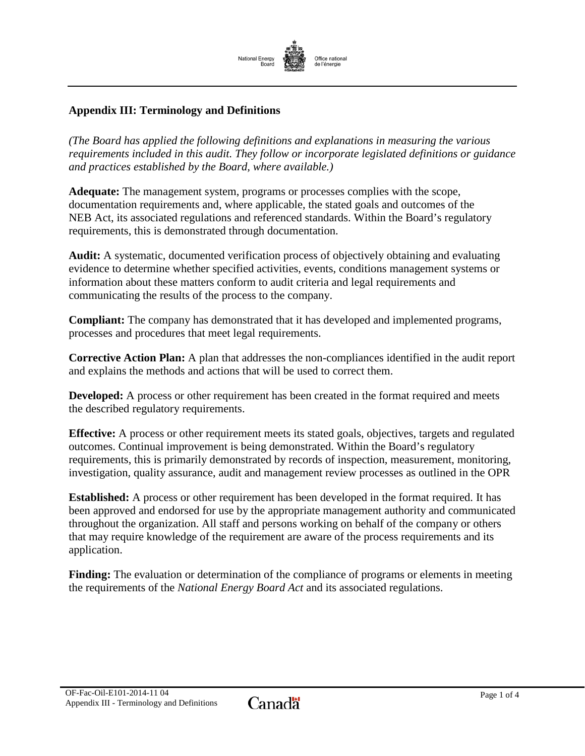## Appendix III: Terminology and Definitions

*(The Board has applied the following definitions and explanations in measuring the various requirements included in this audit. They follow or incorporate legislated definitions or guidance and practices established by the Board, where available.)*

**Adequate:** The management system, programs or processes complies with the scope, documentation requirements and, where applicable, the stated goals and outcomes of the NEB Act, its associated regulations and referenced standards. Within the Board's regulatory requirements, this is demonstrated through documentation.

**Audit:** A systematic, documented verification process of objectively obtaining and evaluating evidence to determine whether specified activities, events, conditions management systems or information about these matters conform to audit criteria and legal requirements and communicating the results of the process to the company.

**Compliant:** The company has demonstrated that it has developed and implemented programs, processes and procedures that meet legal requirements.

**Corrective Action Plan:** A plan that addresses the non-compliances identified in the audit report and explains the methods and actions that will be used to correct them.

**Developed:** A process or other requirement has been created in the format required and meets the described regulatory requirements.

**Effective:** A process or other requirement meets its stated goals, objectives, targets and regulated outcomes. Continual improvement is being demonstrated. Within the Board's regulatory requirements, this is primarily demonstrated by records of inspection, measurement, monitoring, investigation, quality assurance, audit and management review processes as outlined in the OPR

**Established:** A process or other requirement has been developed in the format required. It has been approved and endorsed for use by the appropriate management authority and communicated throughout the organization. All staff and persons working on behalf of the company or others that may require knowledge of the requirement are aware of the process requirements and its application.

**Finding:** The evaluation or determination of the compliance of programs or elements in meeting the requirements of the *National Energy Board Act* and its associated regulations.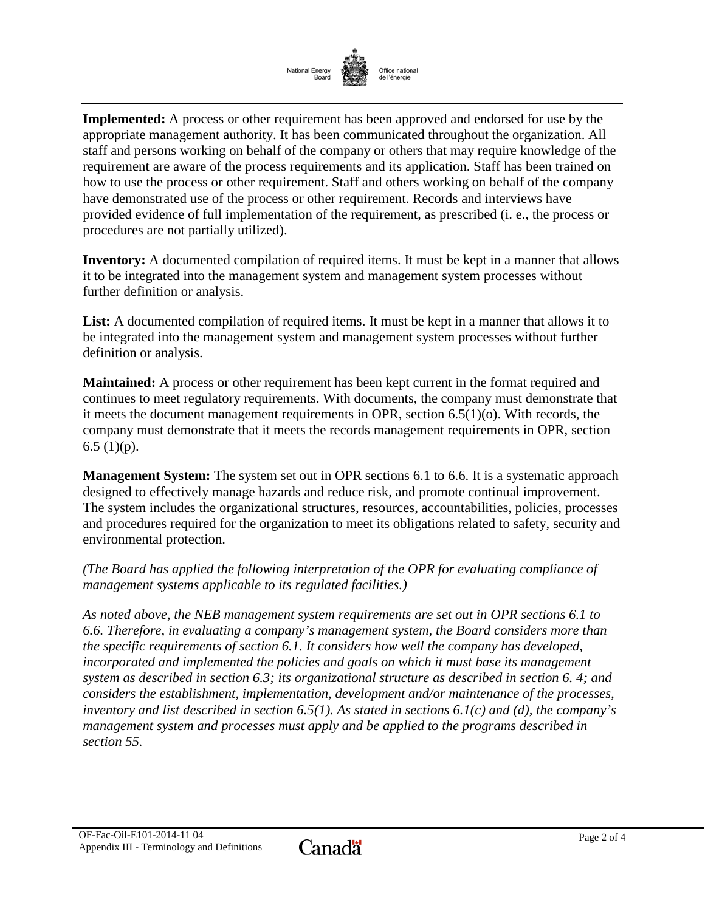**Implemented:** A process or other requirement has been approved and endorsed for use by the appropriate management authority. It has been communicated throughout the organization. All staff and persons working on behalf of the company or others that may require knowledge of the requirement are aware of the process requirements and its application. Staff has been trained on how to use the process or other requirement. Staff and others working on behalf of the company have demonstrated use of the process or other requirement. Records and interviews have provided evidence of full implementation of the requirement, as prescribed (i. e., the process or procedures are not partially utilized).

**Inventory:** A documented compilation of required items. It must be kept in a manner that allows it to be integrated into the management system and management system processes without further definition or analysis.

**List:** A documented compilation of required items. It must be kept in a manner that allows it to be integrated into the management system and management system processes without further definition or analysis.

**Maintained:** A process or other requirement has been kept current in the format required and continues to meet regulatory requirements. With documents, the company must demonstrate that it meets the document management requirements in OPR, section 6.5(1)(o). With records, the company must demonstrate that it meets the records management requirements in OPR, section 6.5 (1)(p).

**Management System:** The system set out in OPR sections 6.1 to 6.6. It is a systematic approach designed to effectively manage hazards and reduce risk, and promote continual improvement. The system includes the organizational structures, resources, accountabilities, policies, processes and procedures required for the organization to meet its obligations related to safety, security and environmental protection.

*(The Board has applied the following interpretation of the OPR for evaluating compliance of management systems applicable to its regulated facilities.)*

*As noted above, the NEB management system requirements are set out in OPR sections 6.1 to 6.6. Therefore, in evaluating a company's management system, the Board considers more than the specific requirements of section 6.1. It considers how well the company has developed, incorporated and implemented the policies and goals on which it must base its management system as described in section 6.3; its organizational structure as described in section 6. 4; and considers the establishment, implementation, development and/or maintenance of the processes, inventory and list described in section 6.5(1). As stated in sections 6.1(c) and (d), the company's management system and processes must apply and be applied to the programs described in section 55.*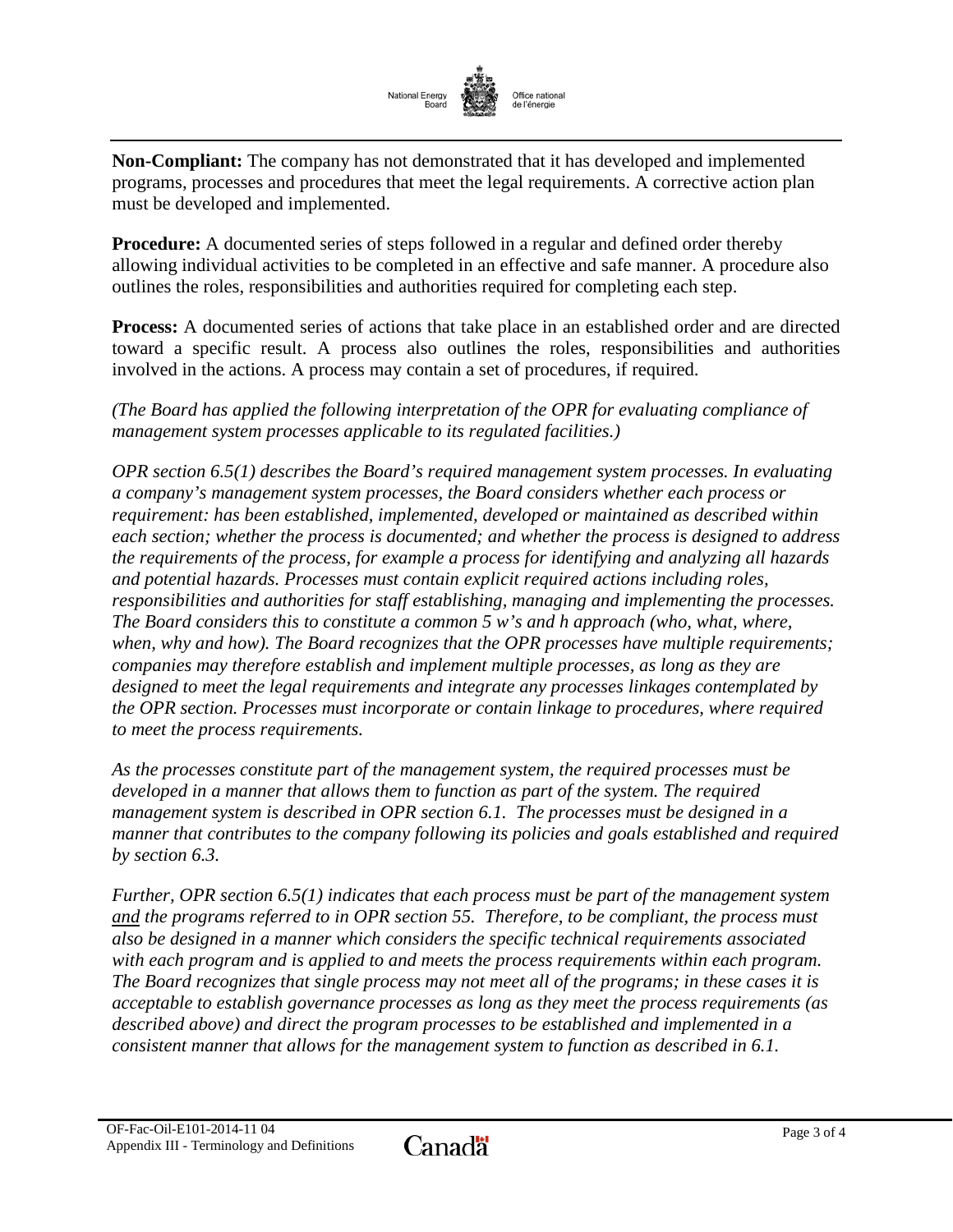**Non-Compliant:** The company has not demonstrated that it has developed and implemented programs, processes and procedures that meet the legal requirements. A corrective action plan must be developed and implemented.

**Procedure:** A documented series of steps followed in a regular and defined order thereby allowing individual activities to be completed in an effective and safe manner. A procedure also outlines the roles, responsibilities and authorities required for completing each step.

**Process:** A documented series of actions that take place in an established order and are directed toward a specific result. A process also outlines the roles, responsibilities and authorities involved in the actions. A process may contain a set of procedures, if required.

*(The Board has applied the following interpretation of the OPR for evaluating compliance of management system processes applicable to its regulated facilities.)*

*OPR section 6.5(1) describes the Board's required management system processes. In evaluating a company's management system processes, the Board considers whether each process or requirement: has been established, implemented, developed or maintained as described within each section; whether the process is documented; and whether the process is designed to address the requirements of the process, for example a process for identifying and analyzing all hazards and potential hazards. Processes must contain explicit required actions including roles, responsibilities and authorities for staff establishing, managing and implementing the processes. The Board considers this to constitute a common 5 w's and h approach (who, what, where, when, why and how). The Board recognizes that the OPR processes have multiple requirements; companies may therefore establish and implement multiple processes, as long as they are designed to meet the legal requirements and integrate any processes linkages contemplated by the OPR section. Processes must incorporate or contain linkage to procedures, where required to meet the process requirements.*

*As the processes constitute part of the management system, the required processes must be developed in a manner that allows them to function as part of the system. The required management system is described in OPR section 6.1. The processes must be designed in a manner that contributes to the company following its policies and goals established and required by section 6.3.*

*Further, OPR section 6.5(1) indicates that each process must be part of the management system <u>and</u> the programs referred to in OPR section 55. Therefore, to be compliant, the process must also be designed in a manner which considers the specific technical requirements associated with each program and is applied to and meets the process requirements within each program. The Board recognizes that single process may not meet all of the programs; in these cases it is acceptable to establish governance processes as long as they meet the process requirements (as described above) and direct the program processes to be established and implemented in a consistent manner that allows for the management system to function as described in 6.1.*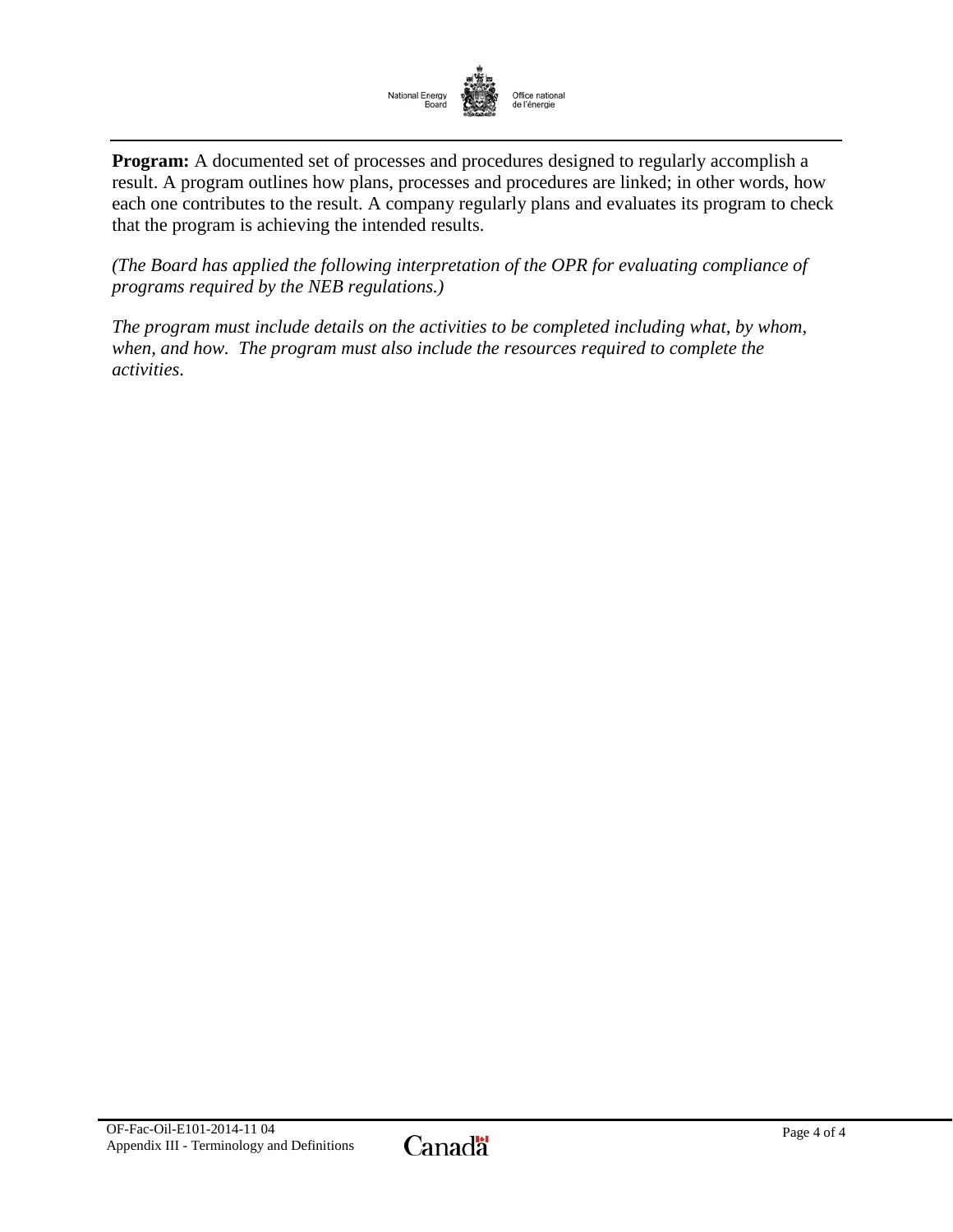**Program:** A documented set of processes and procedures designed to regularly accomplish a result. A program outlines how plans, processes and procedures are linked; in other words, how each one contributes to the result. A company regularly plans and evaluates its program to check that the program is achieving the intended results.

*(The Board has applied the following interpretation of the OPR for evaluating compliance of programs required by the NEB regulations.)*

*The program must include details on the activities to be completed including what, by whom, when, and how. The program must also include the resources required to complete the activities.*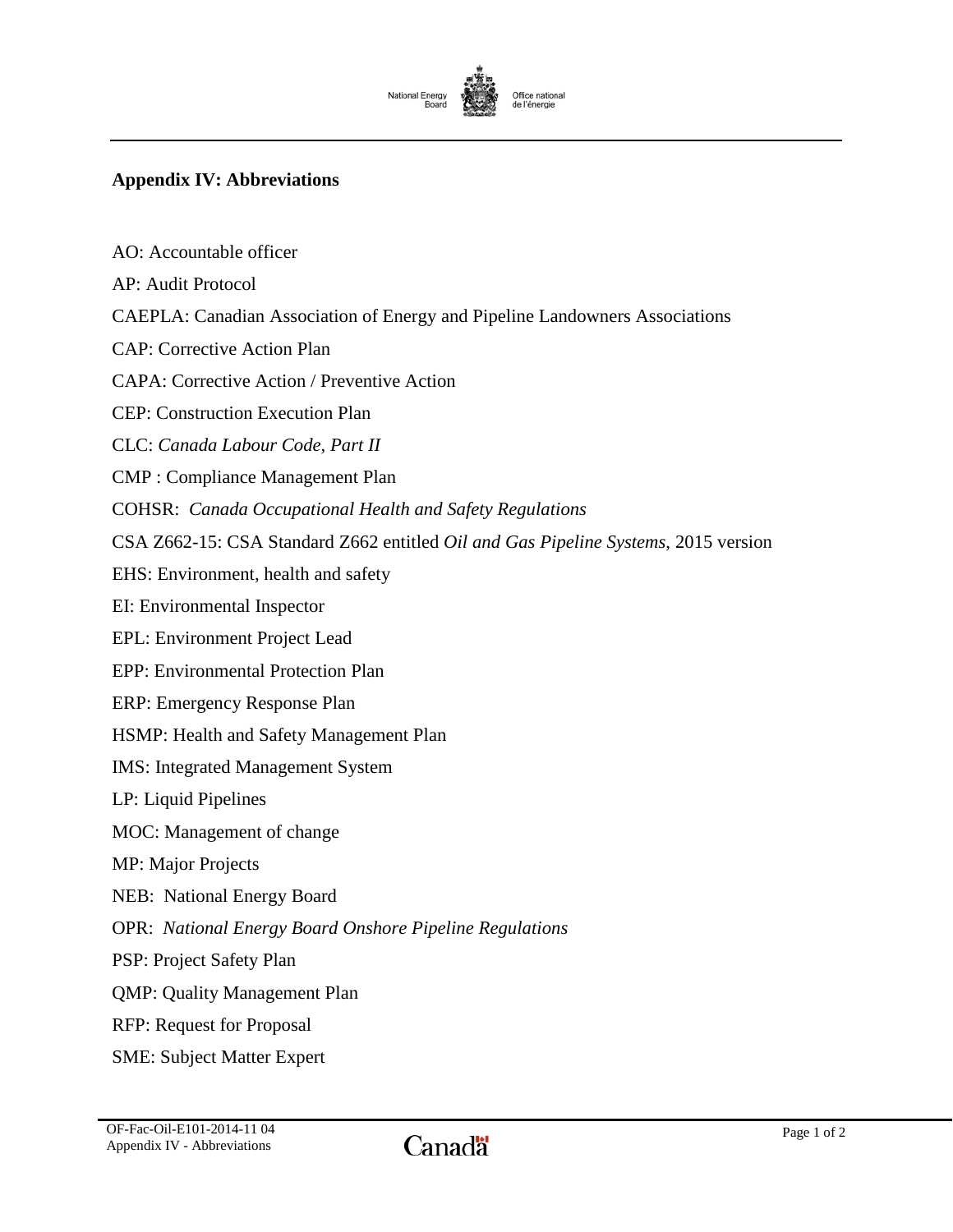## Appendix IV: Abbreviations

AO: Accountable officer

AP: Audit Protocol

CAEPLA: Canadian Association of Energy and Pipeline Landowners Associations

CAP: Corrective Action Plan

CAPA: Corrective Action / Preventive Action

CEP: Construction Execution Plan

CLC: *Canada Labour Code, Part II*

CMP : Compliance Management Plan

COHSR: *Canada Occupational Health and Safety Regulations*

CSA Z662-15: CSA Standard Z662 entitled *Oil and Gas Pipeline Systems*, 2015 version

EHS: Environment, health and safety

EI: Environmental Inspector

EPL: Environment Project Lead

EPP: Environmental Protection Plan

ERP: Emergency Response Plan

HSMP: Health and Safety Management Plan

IMS: Integrated Management System

LP: Liquid Pipelines

MOC: Management of change

MP: Major Projects

NEB: National Energy Board

OPR: *National Energy Board Onshore Pipeline Regulations*

PSP: Project Safety Plan

QMP: Quality Management Plan

RFP: Request for Proposal

SME: Subject Matter Expert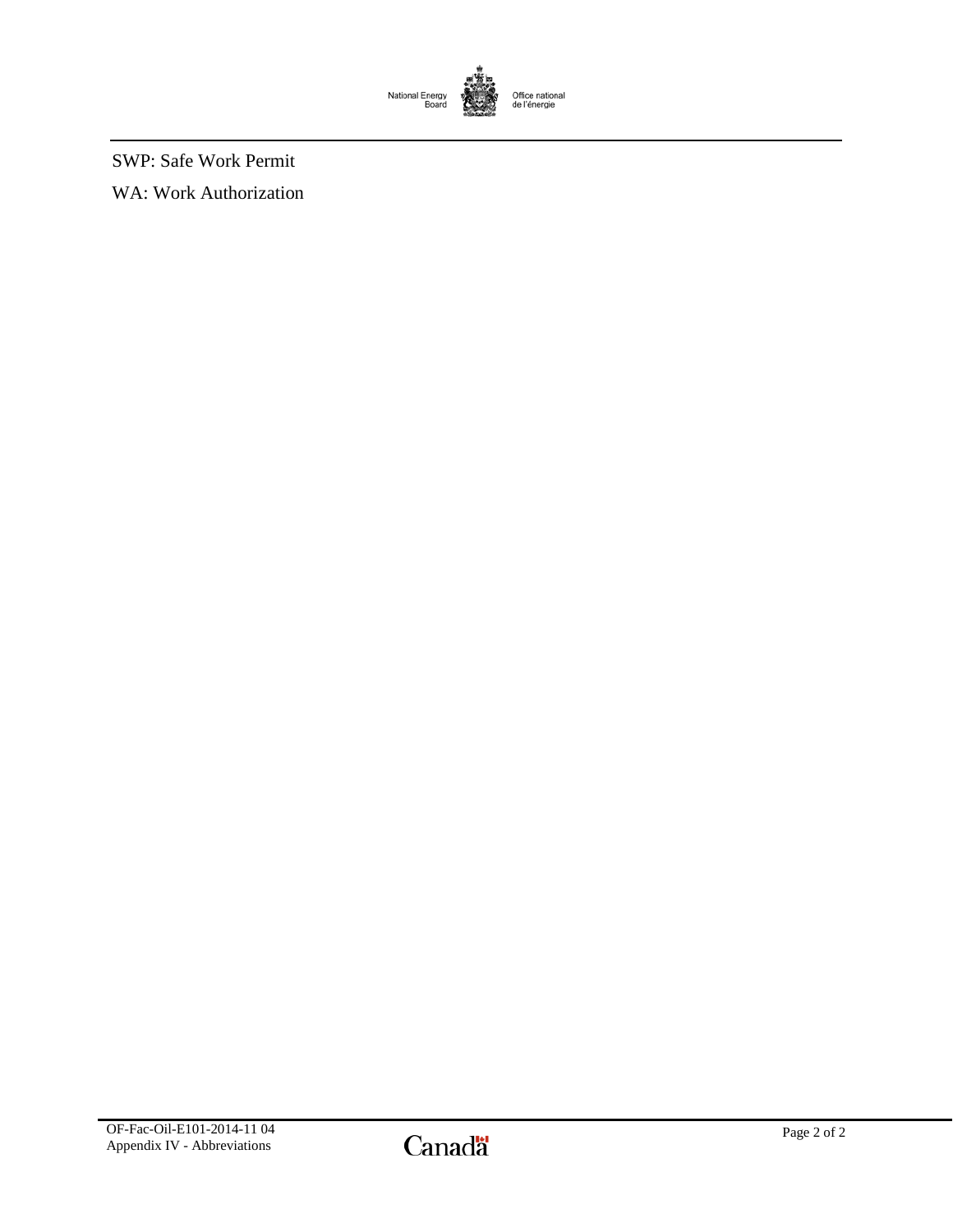SWP: Safe Work Permit

WA: Work Authorization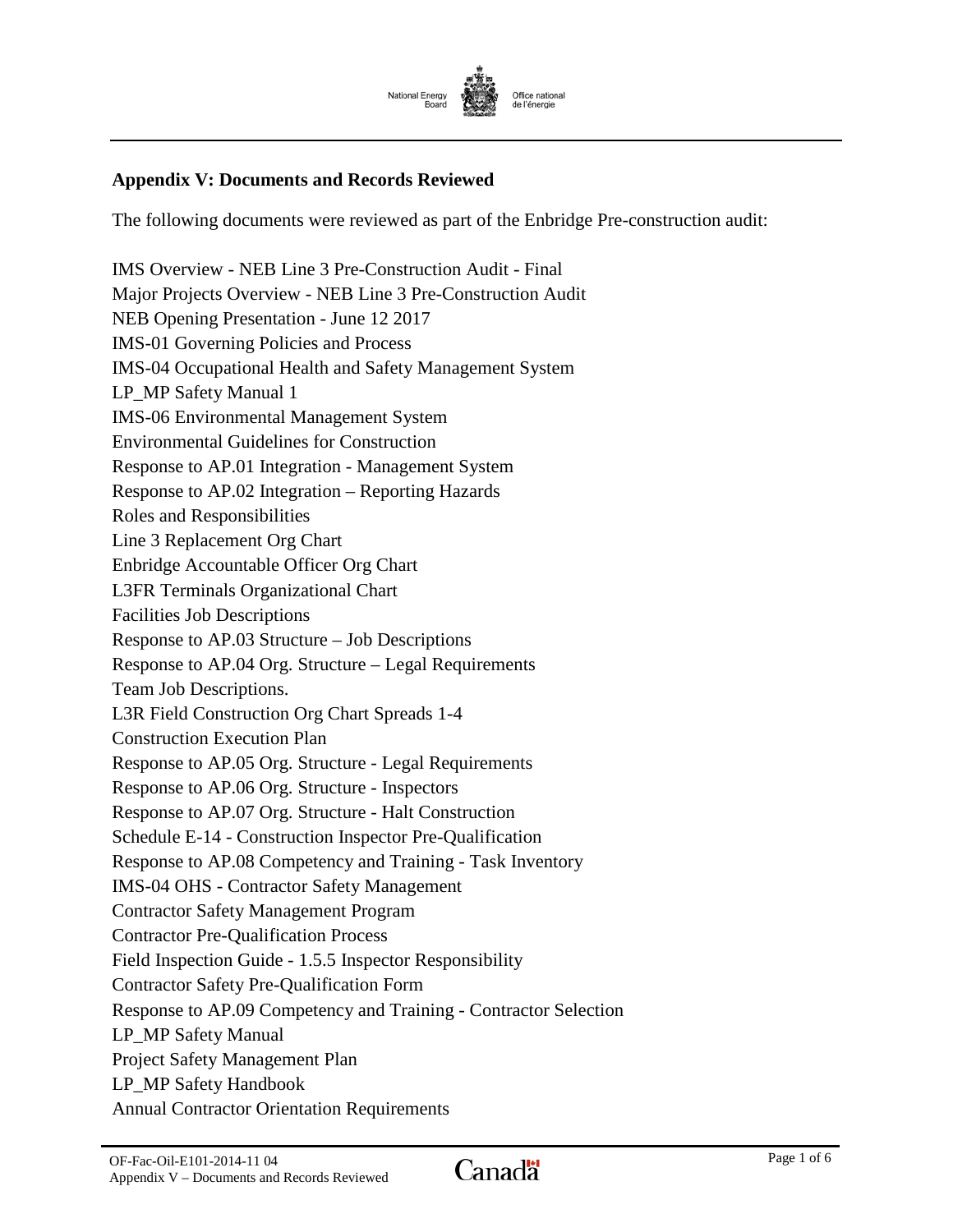## Appendix V: Documents and Records Reviewed

The following documents were reviewed as part of the Enbridge Pre-construction audit:

IMS Overview - NEB Line 3 Pre-Construction Audit - Final
Major Projects Overview - NEB Line 3 Pre-Construction Audit
NEB Opening Presentation - June 12 2017
IMS-01 Governing Policies and Process
IMS-04 Occupational Health and Safety Management System
LP_MP Safety Manual 1
IMS-06 Environmental Management System
Environmental Guidelines for Construction
Response to AP.01 Integration - Management System
Response to AP.02 Integration – Reporting Hazards
Roles and Responsibilities
Line 3 Replacement Org Chart
Enbridge Accountable Officer Org Chart
L3FR Terminals Organizational Chart
Facilities Job Descriptions
Response to AP.03 Structure – Job Descriptions
Response to AP.04 Org. Structure – Legal Requirements
Team Job Descriptions.
L3R Field Construction Org Chart Spreads 1-4
Construction Execution Plan
Response to AP.05 Org. Structure - Legal Requirements
Response to AP.06 Org. Structure - Inspectors
Response to AP.07 Org. Structure - Halt Construction
Schedule E-14 - Construction Inspector Pre-Qualification
Response to AP.08 Competency and Training - Task Inventory
IMS-04 OHS - Contractor Safety Management
Contractor Safety Management Program
Contractor Pre-Qualification Process
Field Inspection Guide - 1.5.5 Inspector Responsibility
Contractor Safety Pre-Qualification Form
Response to AP.09 Competency and Training - Contractor Selection
LP_MP Safety Manual
Project Safety Management Plan
LP_MP Safety Handbook
Annual Contractor Orientation Requirements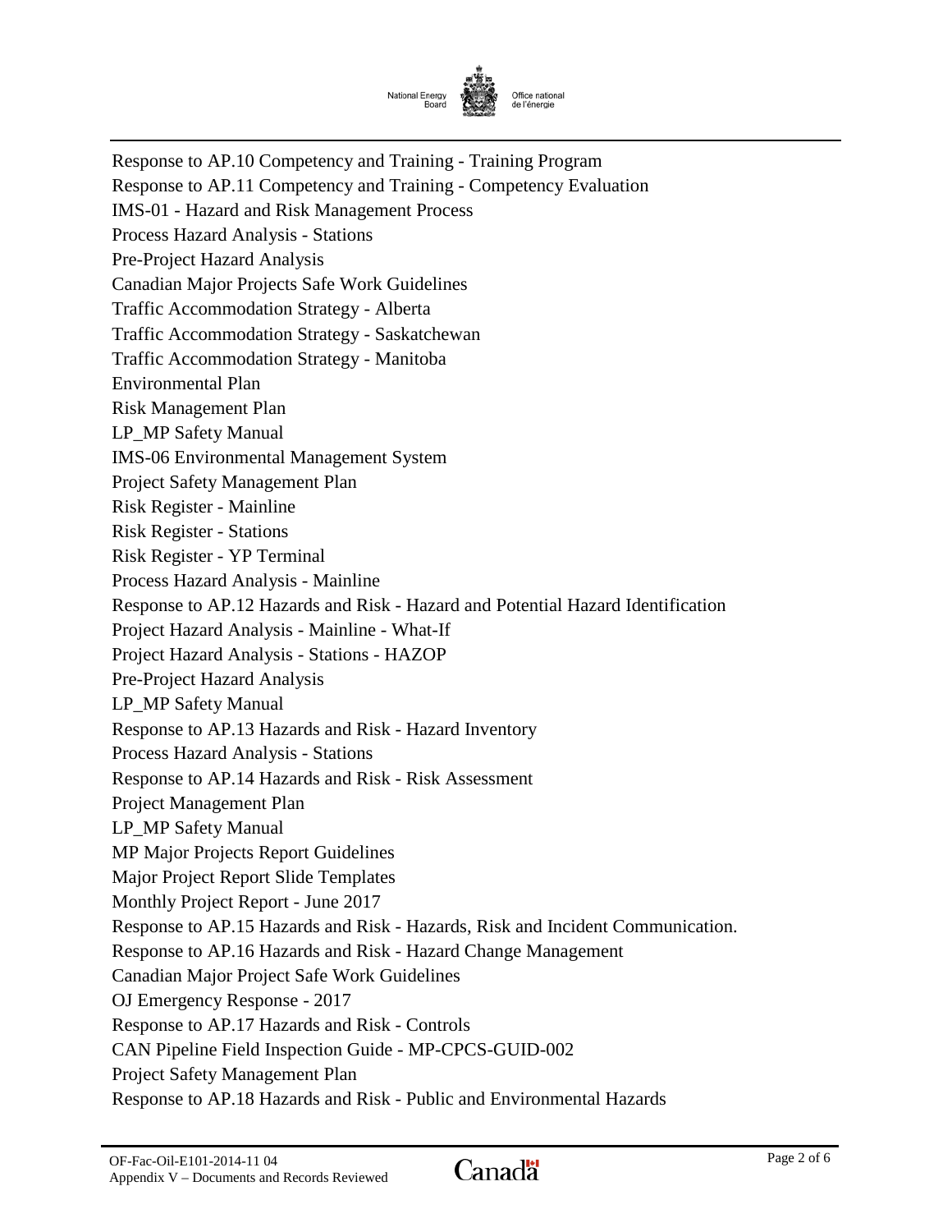Response to AP.10 Competency and Training - Training Program

Response to AP.11 Competency and Training - Competency Evaluation

IMS-01 - Hazard and Risk Management Process

Process Hazard Analysis - Stations

Pre-Project Hazard Analysis

Canadian Major Projects Safe Work Guidelines

Traffic Accommodation Strategy - Alberta

Traffic Accommodation Strategy - Saskatchewan

Traffic Accommodation Strategy - Manitoba

Environmental Plan

Risk Management Plan

LP_MP Safety Manual

IMS-06 Environmental Management System

Project Safety Management Plan

Risk Register - Mainline

Risk Register - Stations

Risk Register - YP Terminal

Process Hazard Analysis - Mainline

Response to AP.12 Hazards and Risk - Hazard and Potential Hazard Identification

Project Hazard Analysis - Mainline - What-If

Project Hazard Analysis - Stations - HAZOP

Pre-Project Hazard Analysis

LP_MP Safety Manual

Response to AP.13 Hazards and Risk - Hazard Inventory

Process Hazard Analysis - Stations

Response to AP.14 Hazards and Risk - Risk Assessment

Project Management Plan

LP_MP Safety Manual

MP Major Projects Report Guidelines

Major Project Report Slide Templates

Monthly Project Report - June 2017

Response to AP.15 Hazards and Risk - Hazards, Risk and Incident Communication.

Response to AP.16 Hazards and Risk - Hazard Change Management

Canadian Major Project Safe Work Guidelines

OJ Emergency Response - 2017

Response to AP.17 Hazards and Risk - Controls

CAN Pipeline Field Inspection Guide - MP-CPCS-GUID-002

Project Safety Management Plan

Response to AP.18 Hazards and Risk - Public and Environmental Hazards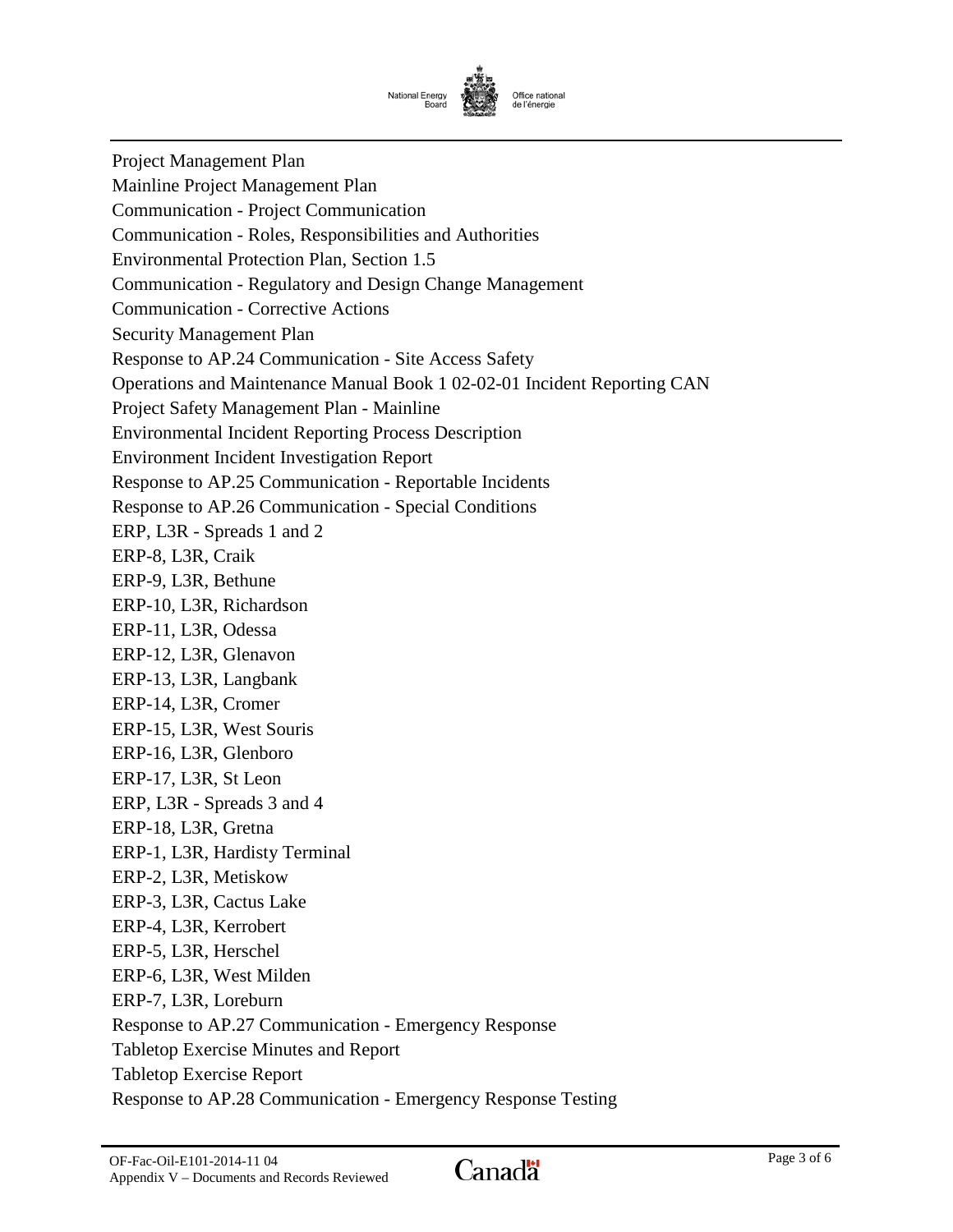Project Management Plan

Mainline Project Management Plan

Communication - Project Communication

Communication - Roles, Responsibilities and Authorities

Environmental Protection Plan, Section 1.5

Communication - Regulatory and Design Change Management

Communication - Corrective Actions

Security Management Plan

Response to AP.24 Communication - Site Access Safety

Operations and Maintenance Manual Book 1 02-02-01 Incident Reporting CAN

Project Safety Management Plan - Mainline

Environmental Incident Reporting Process Description

Environment Incident Investigation Report

Response to AP.25 Communication - Reportable Incidents

Response to AP.26 Communication - Special Conditions

ERP, L3R - Spreads 1 and 2

ERP-8, L3R, Craik

ERP-9, L3R, Bethune

ERP-10, L3R, Richardson

ERP-11, L3R, Odessa

ERP-12, L3R, Glenavon

ERP-13, L3R, Langbank

ERP-14, L3R, Cromer

ERP-15, L3R, West Souris

ERP-16, L3R, Glenboro

ERP-17, L3R, St Leon

ERP, L3R - Spreads 3 and 4

ERP-18, L3R, Gretna

ERP-1, L3R, Hardisty Terminal

ERP-2, L3R, Metiskow

ERP-3, L3R, Cactus Lake

ERP-4, L3R, Kerrobert

ERP-5, L3R, Herschel

ERP-6, L3R, West Milden

ERP-7, L3R, Loreburn

Response to AP.27 Communication - Emergency Response

Tabletop Exercise Minutes and Report

Tabletop Exercise Report

Response to AP.28 Communication - Emergency Response Testing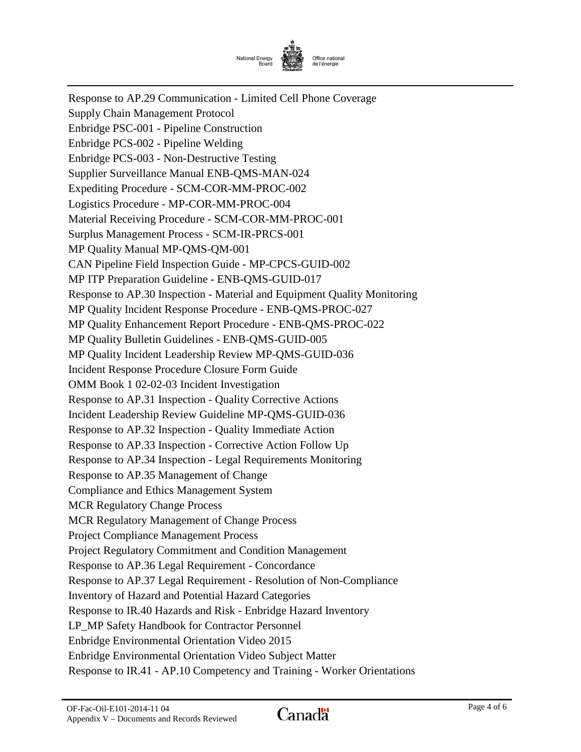Response to AP.29 Communication - Limited Cell Phone Coverage
Supply Chain Management Protocol
Enbridge PSC-001 - Pipeline Construction
Enbridge PCS-002 - Pipeline Welding
Enbridge PCS-003 - Non-Destructive Testing
Supplier Surveillance Manual ENB-QMS-MAN-024
Expediting Procedure - SCM-COR-MM-PROC-002
Logistics Procedure - MP-COR-MM-PROC-004
Material Receiving Procedure - SCM-COR-MM-PROC-001
Surplus Management Process - SCM-IR-PRCS-001
MP Quality Manual MP-QMS-QM-001
CAN Pipeline Field Inspection Guide - MP-CPCS-GUID-002
MP ITP Preparation Guideline - ENB-QMS-GUID-017
Response to AP.30 Inspection - Material and Equipment Quality Monitoring
MP Quality Incident Response Procedure - ENB-QMS-PROC-027
MP Quality Enhancement Report Procedure - ENB-QMS-PROC-022
MP Quality Bulletin Guidelines - ENB-QMS-GUID-005
MP Quality Incident Leadership Review MP-QMS-GUID-036
Incident Response Procedure Closure Form Guide
OMM Book 1 02-02-03 Incident Investigation
Response to AP.31 Inspection - Quality Corrective Actions
Incident Leadership Review Guideline MP-QMS-GUID-036
Response to AP.32 Inspection - Quality Immediate Action
Response to AP.33 Inspection - Corrective Action Follow Up
Response to AP.34 Inspection - Legal Requirements Monitoring
Response to AP.35 Management of Change
Compliance and Ethics Management System
MCR Regulatory Change Process
MCR Regulatory Management of Change Process
Project Compliance Management Process
Project Regulatory Commitment and Condition Management
Response to AP.36 Legal Requirement - Concordance
Response to AP.37 Legal Requirement - Resolution of Non-Compliance
Inventory of Hazard and Potential Hazard Categories
Response to IR.40 Hazards and Risk - Enbridge Hazard Inventory
LP_MP Safety Handbook for Contractor Personnel
Enbridge Environmental Orientation Video 2015
Enbridge Environmental Orientation Video Subject Matter
Response to IR.41 - AP.10 Competency and Training - Worker Orientations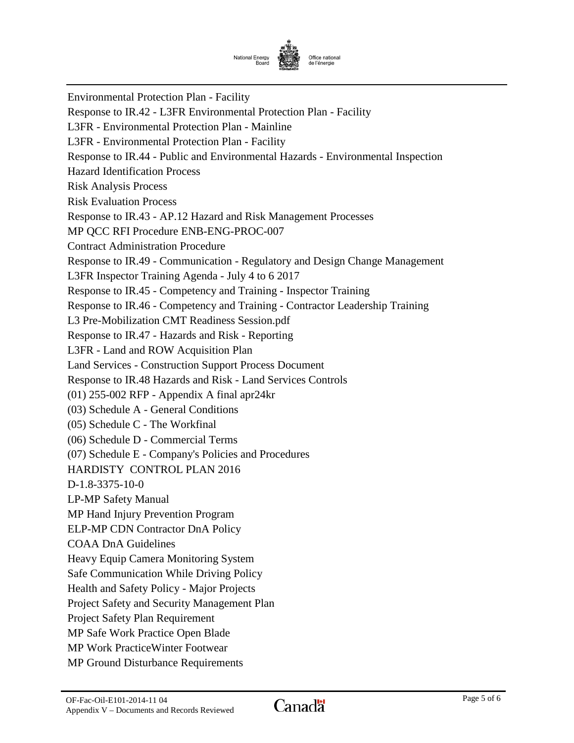Environmental Protection Plan - Facility

Response to IR.42 - L3FR Environmental Protection Plan - Facility

L3FR - Environmental Protection Plan - Mainline

L3FR - Environmental Protection Plan - Facility

Response to IR.44 - Public and Environmental Hazards - Environmental Inspection

Hazard Identification Process

Risk Analysis Process

Risk Evaluation Process

Response to IR.43 - AP.12 Hazard and Risk Management Processes

MP QCC RFI Procedure ENB-ENG-PROC-007

Contract Administration Procedure

Response to IR.49 - Communication - Regulatory and Design Change Management

L3FR Inspector Training Agenda - July 4 to 6 2017

Response to IR.45 - Competency and Training - Inspector Training

Response to IR.46 - Competency and Training - Contractor Leadership Training

L3 Pre-Mobilization CMT Readiness Session.pdf

Response to IR.47 - Hazards and Risk - Reporting

L3FR - Land and ROW Acquisition Plan

Land Services - Construction Support Process Document

Response to IR.48 Hazards and Risk - Land Services Controls

(01) 255-002 RFP - Appendix A final apr24kr

(03) Schedule A - General Conditions

(05) Schedule C - The Workfinal

(06) Schedule D - Commercial Terms

(07) Schedule E - Company's Policies and Procedures

HARDISTY CONTROL PLAN 2016

D-1.8-3375-10-0

LP-MP Safety Manual

MP Hand Injury Prevention Program

ELP-MP CDN Contractor DnA Policy

COAA DnA Guidelines

Heavy Equip Camera Monitoring System

Safe Communication While Driving Policy

Health and Safety Policy - Major Projects

Project Safety and Security Management Plan

Project Safety Plan Requirement

MP Safe Work Practice Open Blade

MP Work PracticeWinter Footwear

MP Ground Disturbance Requirements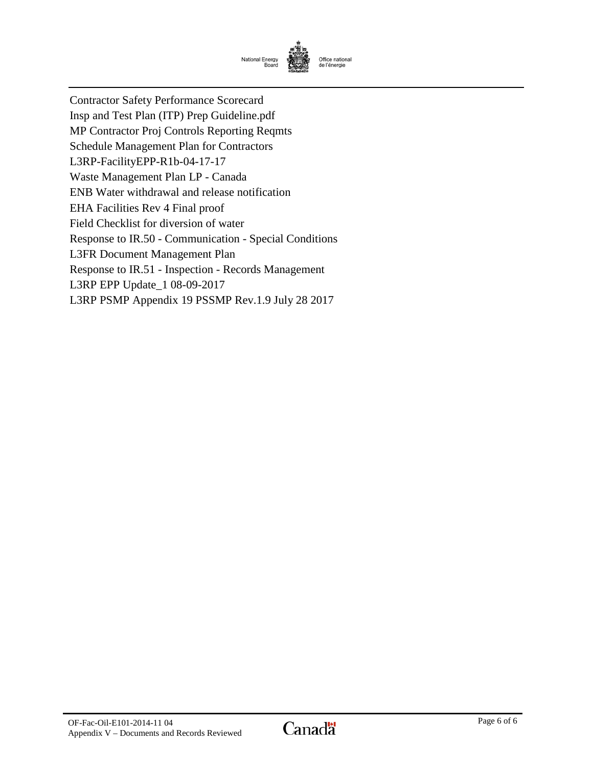Contractor Safety Performance Scorecard
Insp and Test Plan (ITP) Prep Guideline.pdf
MP Contractor Proj Controls Reporting Reqmts
Schedule Management Plan for Contractors
L3RP-FacilityEPP-R1b-04-17-17
Waste Management Plan LP - Canada
ENB Water withdrawal and release notification
EHA Facilities Rev 4 Final proof
Field Checklist for diversion of water
Response to IR.50 - Communication - Special Conditions
L3FR Document Management Plan
Response to IR.51 - Inspection - Records Management
L3RP EPP Update_1 08-09-2017
L3RP PSMP Appendix 19 PSSMP Rev.1.9 July 28 2017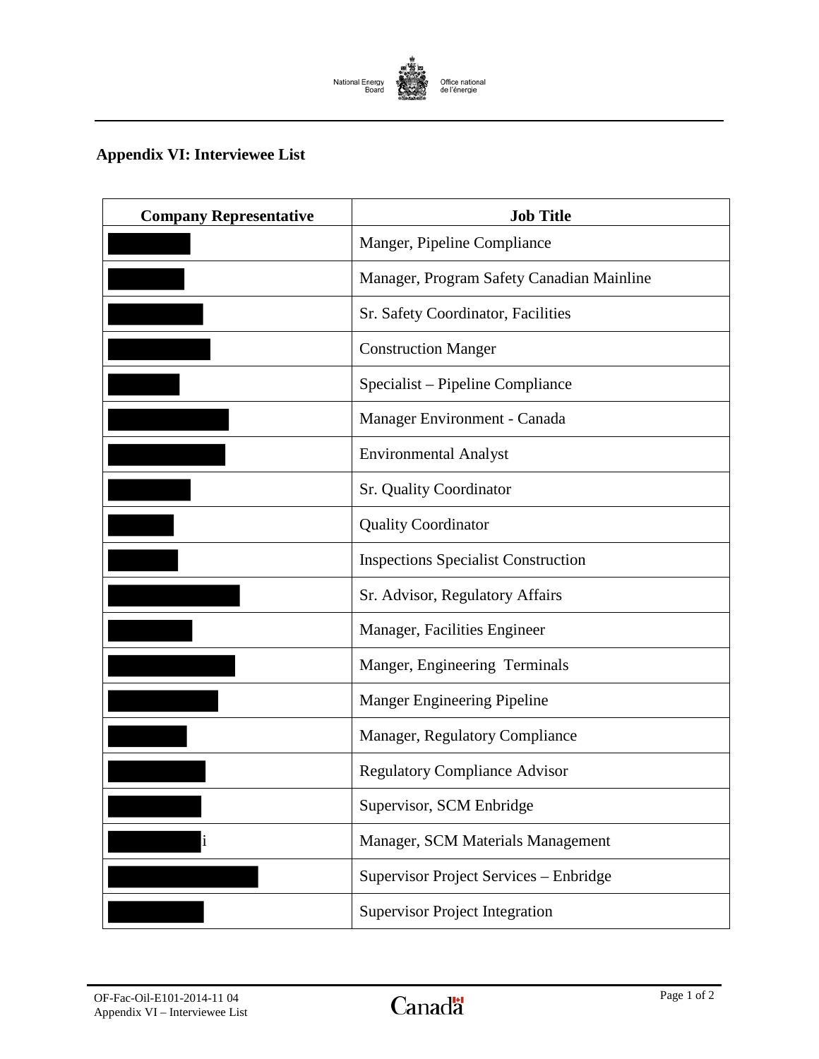## Appendix VI: Interviewee List

| Company Representative | Job Title |
| --- | --- |
| | Manger, Pipeline Compliance |
| | Manager, Program Safety Canadian Mainline |
| | Sr. Safety Coordinator, Facilities |
| | Construction Manger |
| | Specialist – Pipeline Compliance |
| | Manager Environment - Canada |
| | Environmental Analyst |
| | Sr. Quality Coordinator |
| | Quality Coordinator |
| | Inspections Specialist Construction |
| | Sr. Advisor, Regulatory Affairs |
| | Manager, Facilities Engineer |
| | Manger, Engineering Terminals |
| | Manger Engineering Pipeline |
| | Manager, Regulatory Compliance |
| | Regulatory Compliance Advisor |
| | Supervisor, SCM Enbridge |
| i | Manager, SCM Materials Management |
| | Supervisor Project Services – Enbridge |
| | Supervisor Project Integration |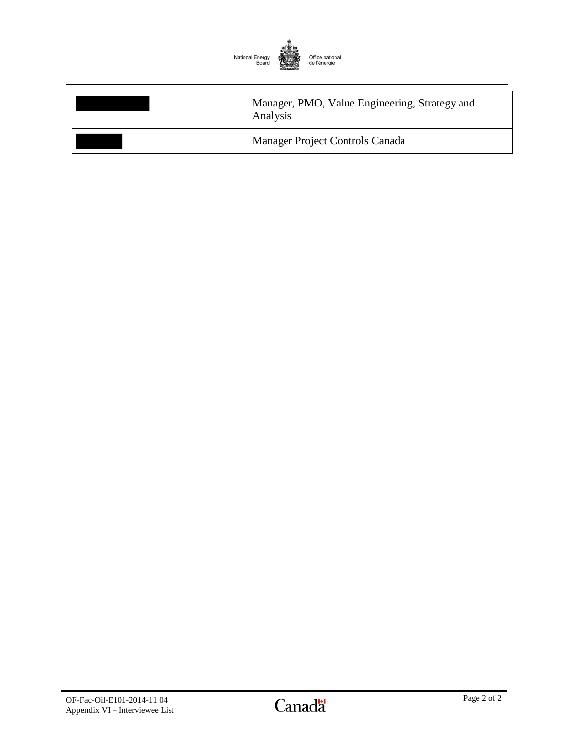| | |
|---|---|
| | Manager, PMO, Value Engineering, Strategy and Analysis |
| | Manager Project Controls Canada |